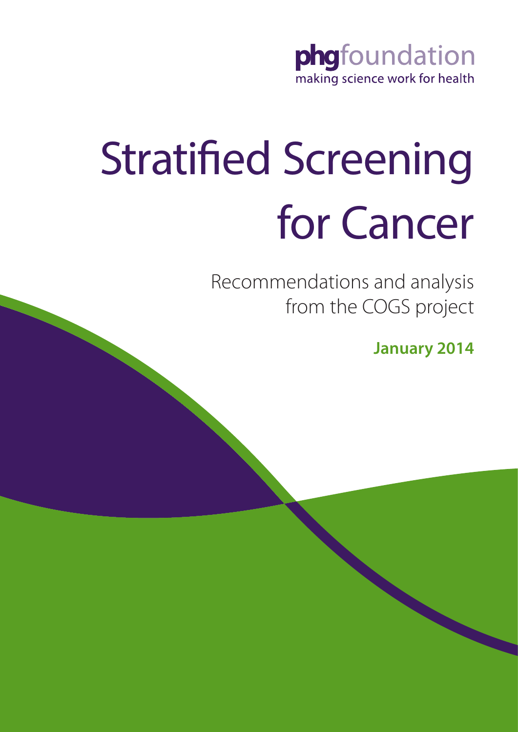**phg**foundation
making science work for health

# Stratified Screening for Cancer

Recommendations and analysis from the COGS project

**January 2014**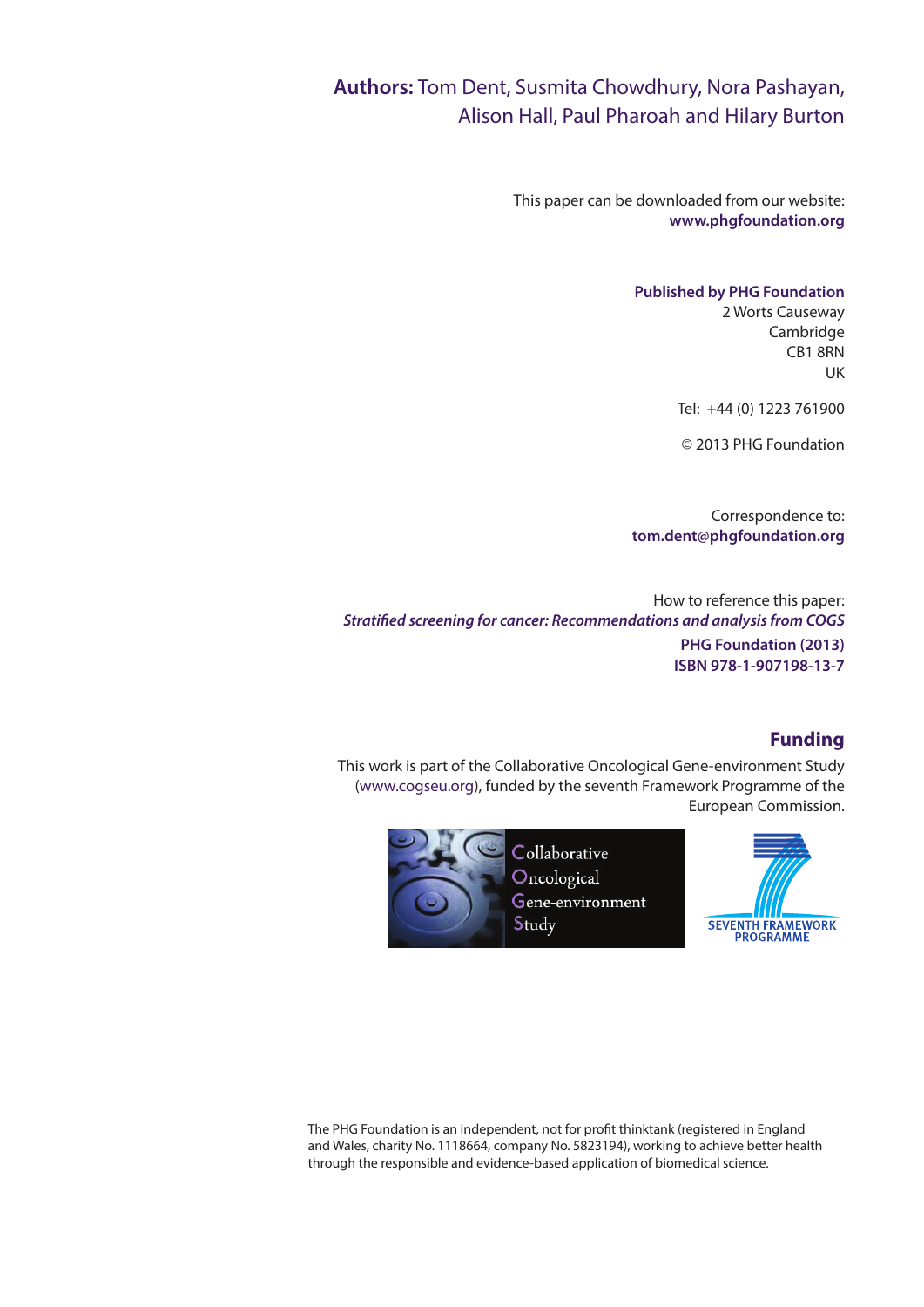**Authors:** Tom Dent, Susmita Chowdhury, Nora Pashayan, Alison Hall, Paul Pharoah and Hilary Burton

This paper can be downloaded from our website:
**www.phgfoundation.org**

**Published by PHG Foundation**
2 Worts Causeway
Cambridge
CB1 8RN
UK

Tel: +44 (0) 1223 761900

© 2013 PHG Foundation

Correspondence to:
**tom.dent@phgfoundation.org**

How to reference this paper:
***Stratified screening for cancer: Recommendations and analysis from COGS***
**PHG Foundation (2013)**
**ISBN 978-1-907198-13-7**

## Funding

This work is part of the Collaborative Oncological Gene-environment Study (www.cogseu.org), funded by the seventh Framework Programme of the European Commission.

Collaborative
Oncological
Gene-environment
Study

SEVENTH FRAMEWORK PROGRAMME

The PHG Foundation is an independent, not for profit thinktank (registered in England and Wales, charity No. 1118664, company No. 5823194), working to achieve better health through the responsible and evidence-based application of biomedical science.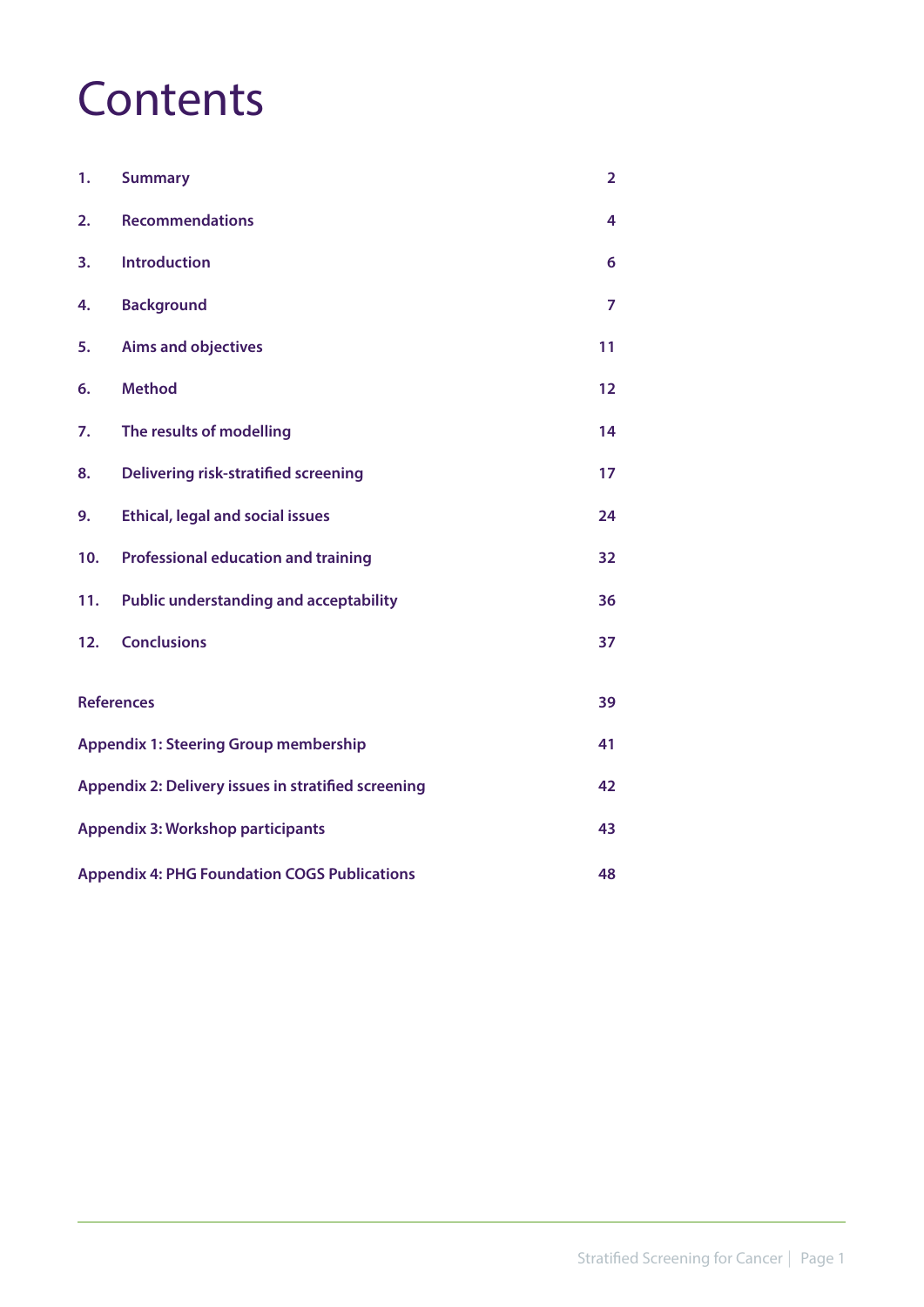# Contents

| | | |
|---|---|---|
| 1. | Summary | 2 |
| 2. | Recommendations | 4 |
| 3. | Introduction | 6 |
| 4. | Background | 7 |
| 5. | Aims and objectives | 11 |
| 6. | Method | 12 |
| 7. | The results of modelling | 14 |
| 8. | Delivering risk-stratified screening | 17 |
| 9. | Ethical, legal and social issues | 24 |
| 10. | Professional education and training | 32 |
| 11. | Public understanding and acceptability | 36 |
| 12. | Conclusions | 37 |
| References | | 39 |
| Appendix 1: Steering Group membership | | 41 |
| Appendix 2: Delivery issues in stratified screening | | 42 |
| Appendix 3: Workshop participants | | 43 |
| Appendix 4: PHG Foundation COGS Publications | | 48 |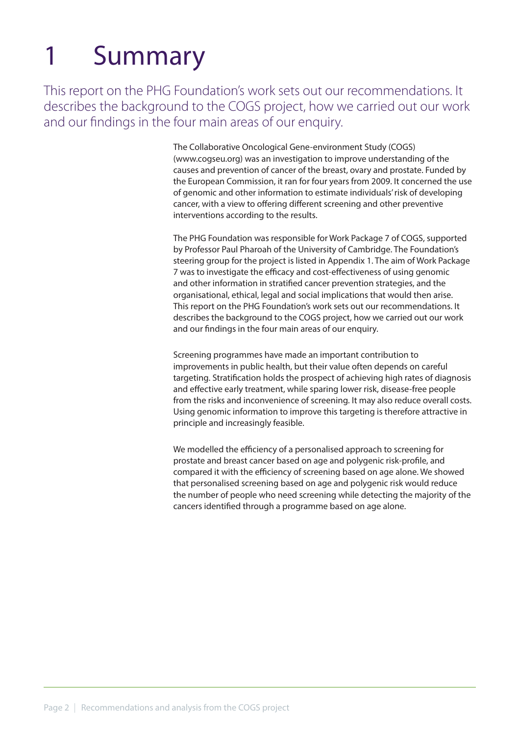# 1 Summary

This report on the PHG Foundation's work sets out our recommendations. It describes the background to the COGS project, how we carried out our work and our findings in the four main areas of our enquiry.

The Collaborative Oncological Gene-environment Study (COGS) (www.cogseu.org) was an investigation to improve understanding of the causes and prevention of cancer of the breast, ovary and prostate. Funded by the European Commission, it ran for four years from 2009. It concerned the use of genomic and other information to estimate individuals' risk of developing cancer, with a view to offering different screening and other preventive interventions according to the results.

The PHG Foundation was responsible for Work Package 7 of COGS, supported by Professor Paul Pharoah of the University of Cambridge. The Foundation's steering group for the project is listed in Appendix 1. The aim of Work Package 7 was to investigate the efficacy and cost-effectiveness of using genomic and other information in stratified cancer prevention strategies, and the organisational, ethical, legal and social implications that would then arise. This report on the PHG Foundation's work sets out our recommendations. It describes the background to the COGS project, how we carried out our work and our findings in the four main areas of our enquiry.

Screening programmes have made an important contribution to improvements in public health, but their value often depends on careful targeting. Stratification holds the prospect of achieving high rates of diagnosis and effective early treatment, while sparing lower risk, disease-free people from the risks and inconvenience of screening. It may also reduce overall costs. Using genomic information to improve this targeting is therefore attractive in principle and increasingly feasible.

We modelled the efficiency of a personalised approach to screening for prostate and breast cancer based on age and polygenic risk-profile, and compared it with the efficiency of screening based on age alone. We showed that personalised screening based on age and polygenic risk would reduce the number of people who need screening while detecting the majority of the cancers identified through a programme based on age alone.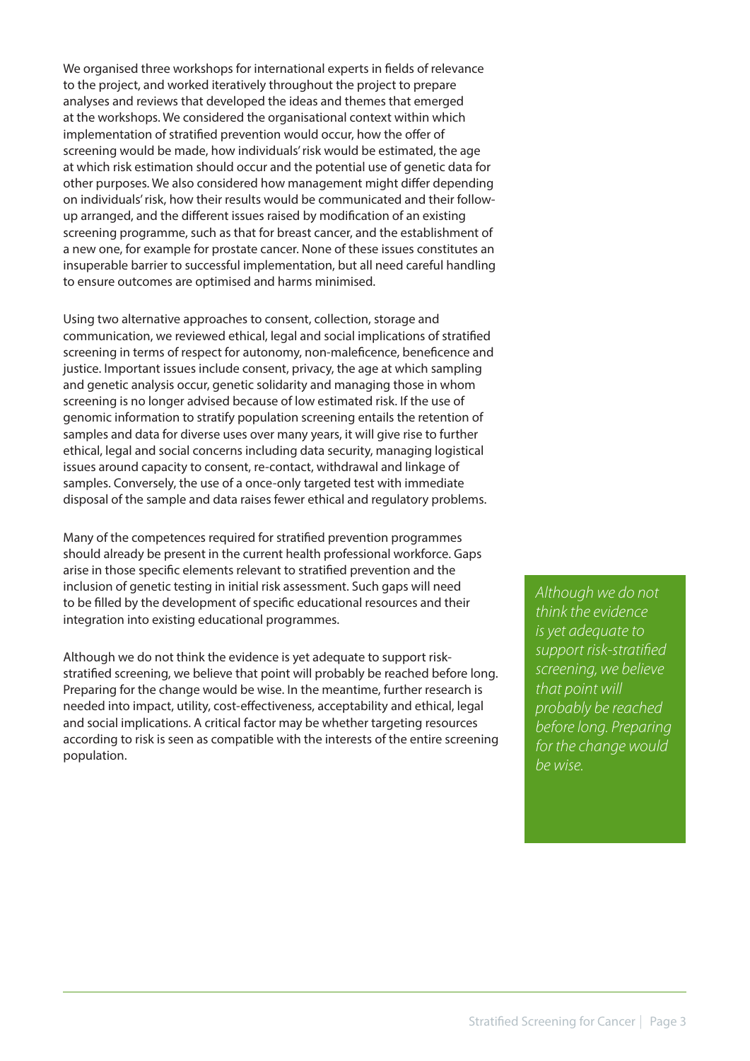We organised three workshops for international experts in fields of relevance to the project, and worked iteratively throughout the project to prepare analyses and reviews that developed the ideas and themes that emerged at the workshops. We considered the organisational context within which implementation of stratified prevention would occur, how the offer of screening would be made, how individuals' risk would be estimated, the age at which risk estimation should occur and the potential use of genetic data for other purposes. We also considered how management might differ depending on individuals' risk, how their results would be communicated and their follow-up arranged, and the different issues raised by modification of an existing screening programme, such as that for breast cancer, and the establishment of a new one, for example for prostate cancer. None of these issues constitutes an insuperable barrier to successful implementation, but all need careful handling to ensure outcomes are optimised and harms minimised.

Using two alternative approaches to consent, collection, storage and communication, we reviewed ethical, legal and social implications of stratified screening in terms of respect for autonomy, non-maleficence, beneficence and justice. Important issues include consent, privacy, the age at which sampling and genetic analysis occur, genetic solidarity and managing those in whom screening is no longer advised because of low estimated risk. If the use of genomic information to stratify population screening entails the retention of samples and data for diverse uses over many years, it will give rise to further ethical, legal and social concerns including data security, managing logistical issues around capacity to consent, re-contact, withdrawal and linkage of samples. Conversely, the use of a once-only targeted test with immediate disposal of the sample and data raises fewer ethical and regulatory problems.

Many of the competences required for stratified prevention programmes should already be present in the current health professional workforce. Gaps arise in those specific elements relevant to stratified prevention and the inclusion of genetic testing in initial risk assessment. Such gaps will need to be filled by the development of specific educational resources and their integration into existing educational programmes.

Although we do not think the evidence is yet adequate to support risk-stratified screening, we believe that point will probably be reached before long. Preparing for the change would be wise. In the meantime, further research is needed into impact, utility, cost-effectiveness, acceptability and ethical, legal and social implications. A critical factor may be whether targeting resources according to risk is seen as compatible with the interests of the entire screening population.

*Although we do not think the evidence is yet adequate to support risk-stratified screening, we believe that point will probably be reached before long. Preparing for the change would be wise.*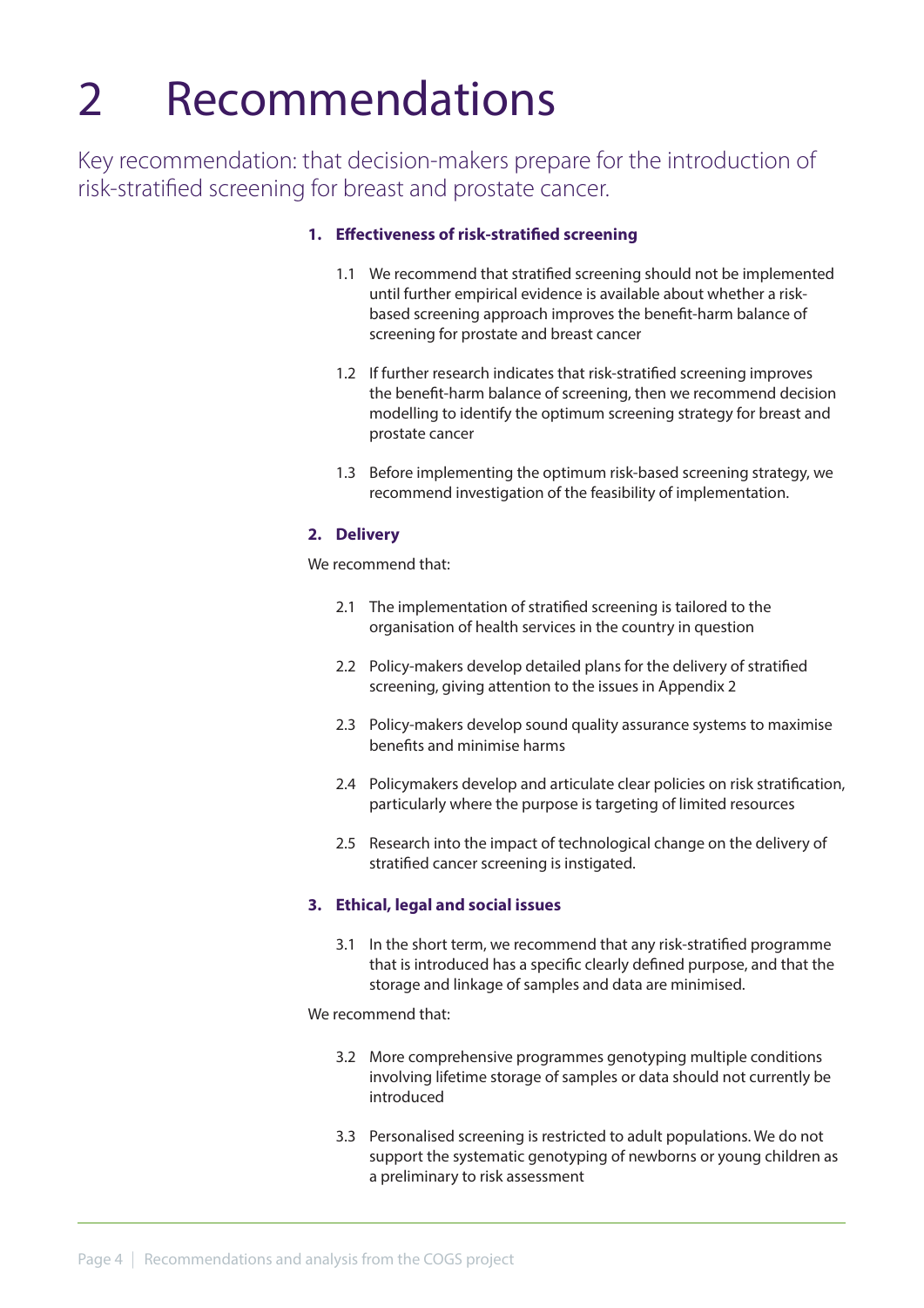# 2 Recommendations

Key recommendation: that decision-makers prepare for the introduction of risk-stratified screening for breast and prostate cancer.

**1. Effectiveness of risk-stratified screening**

1.1 We recommend that stratified screening should not be implemented until further empirical evidence is available about whether a risk-based screening approach improves the benefit-harm balance of screening for prostate and breast cancer

1.2 If further research indicates that risk-stratified screening improves the benefit-harm balance of screening, then we recommend decision modelling to identify the optimum screening strategy for breast and prostate cancer

1.3 Before implementing the optimum risk-based screening strategy, we recommend investigation of the feasibility of implementation.

**2. Delivery**

We recommend that:

2.1 The implementation of stratified screening is tailored to the organisation of health services in the country in question

2.2 Policy-makers develop detailed plans for the delivery of stratified screening, giving attention to the issues in Appendix 2

2.3 Policy-makers develop sound quality assurance systems to maximise benefits and minimise harms

2.4 Policymakers develop and articulate clear policies on risk stratification, particularly where the purpose is targeting of limited resources

2.5 Research into the impact of technological change on the delivery of stratified cancer screening is instigated.

**3. Ethical, legal and social issues**

3.1 In the short term, we recommend that any risk-stratified programme that is introduced has a specific clearly defined purpose, and that the storage and linkage of samples and data are minimised.

We recommend that:

3.2 More comprehensive programmes genotyping multiple conditions involving lifetime storage of samples or data should not currently be introduced

3.3 Personalised screening is restricted to adult populations. We do not support the systematic genotyping of newborns or young children as a preliminary to risk assessment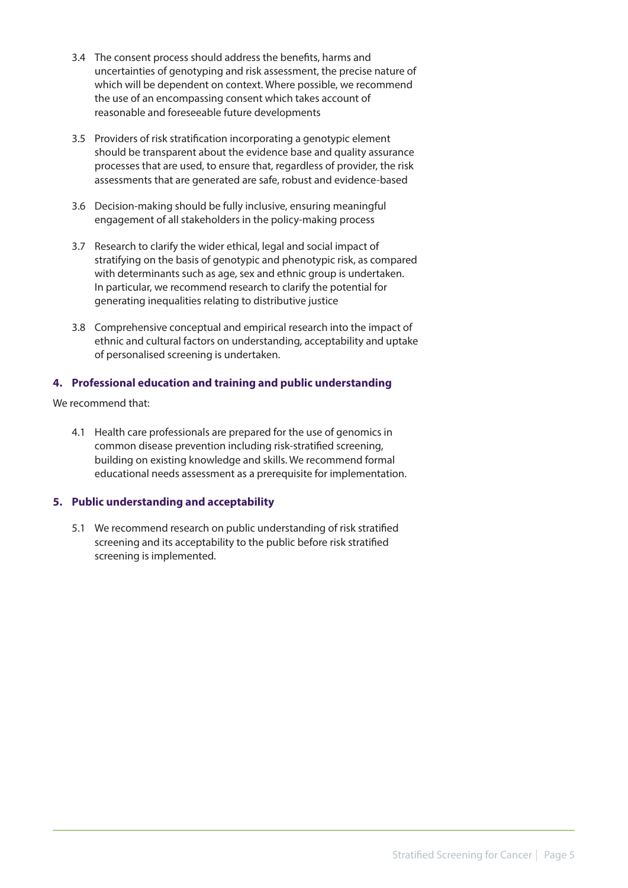3.4 The consent process should address the benefits, harms and uncertainties of genotyping and risk assessment, the precise nature of which will be dependent on context. Where possible, we recommend the use of an encompassing consent which takes account of reasonable and foreseeable future developments

3.5 Providers of risk stratification incorporating a genotypic element should be transparent about the evidence base and quality assurance processes that are used, to ensure that, regardless of provider, the risk assessments that are generated are safe, robust and evidence-based

3.6 Decision-making should be fully inclusive, ensuring meaningful engagement of all stakeholders in the policy-making process

3.7 Research to clarify the wider ethical, legal and social impact of stratifying on the basis of genotypic and phenotypic risk, as compared with determinants such as age, sex and ethnic group is undertaken. In particular, we recommend research to clarify the potential for generating inequalities relating to distributive justice

3.8 Comprehensive conceptual and empirical research into the impact of ethnic and cultural factors on understanding, acceptability and uptake of personalised screening is undertaken.

**4. Professional education and training and public understanding**

We recommend that:

4.1 Health care professionals are prepared for the use of genomics in common disease prevention including risk-stratified screening, building on existing knowledge and skills. We recommend formal educational needs assessment as a prerequisite for implementation.

**5. Public understanding and acceptability**

5.1 We recommend research on public understanding of risk stratified screening and its acceptability to the public before risk stratified screening is implemented.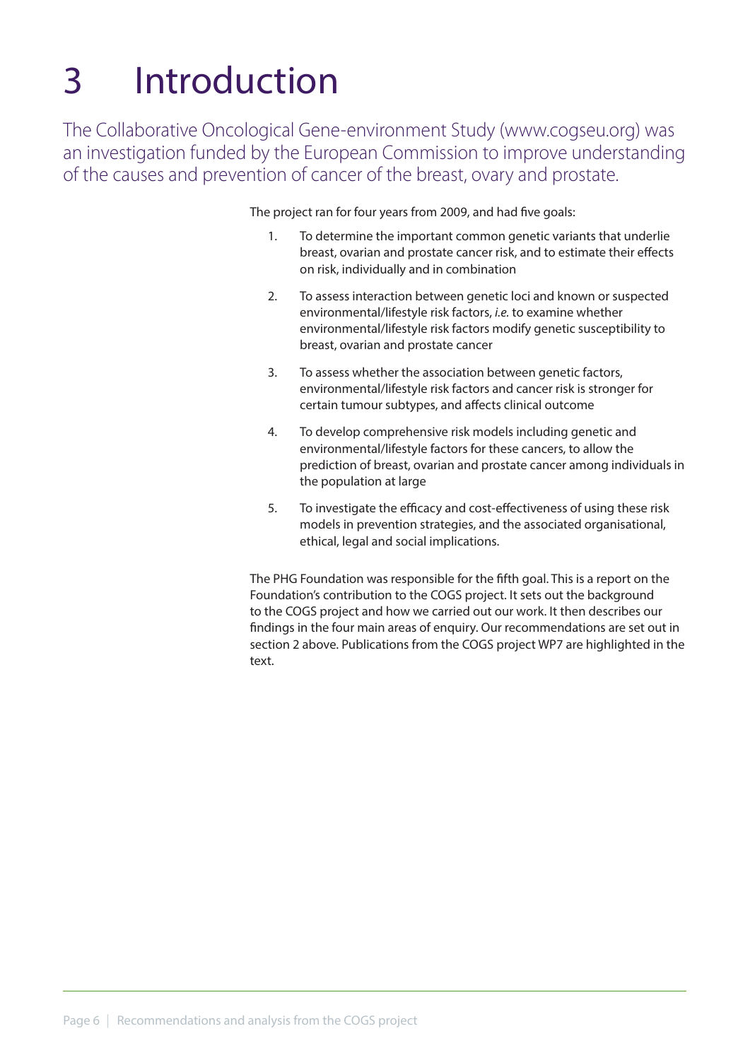# 3 Introduction

The Collaborative Oncological Gene-environment Study (www.cogseu.org) was an investigation funded by the European Commission to improve understanding of the causes and prevention of cancer of the breast, ovary and prostate.

The project ran for four years from 2009, and had five goals:

1. To determine the important common genetic variants that underlie breast, ovarian and prostate cancer risk, and to estimate their effects on risk, individually and in combination

2. To assess interaction between genetic loci and known or suspected environmental/lifestyle risk factors, *i.e.* to examine whether environmental/lifestyle risk factors modify genetic susceptibility to breast, ovarian and prostate cancer

3. To assess whether the association between genetic factors, environmental/lifestyle risk factors and cancer risk is stronger for certain tumour subtypes, and affects clinical outcome

4. To develop comprehensive risk models including genetic and environmental/lifestyle factors for these cancers, to allow the prediction of breast, ovarian and prostate cancer among individuals in the population at large

5. To investigate the efficacy and cost-effectiveness of using these risk models in prevention strategies, and the associated organisational, ethical, legal and social implications.

The PHG Foundation was responsible for the fifth goal. This is a report on the Foundation's contribution to the COGS project. It sets out the background to the COGS project and how we carried out our work. It then describes our findings in the four main areas of enquiry. Our recommendations are set out in section 2 above. Publications from the COGS project WP7 are highlighted in the text.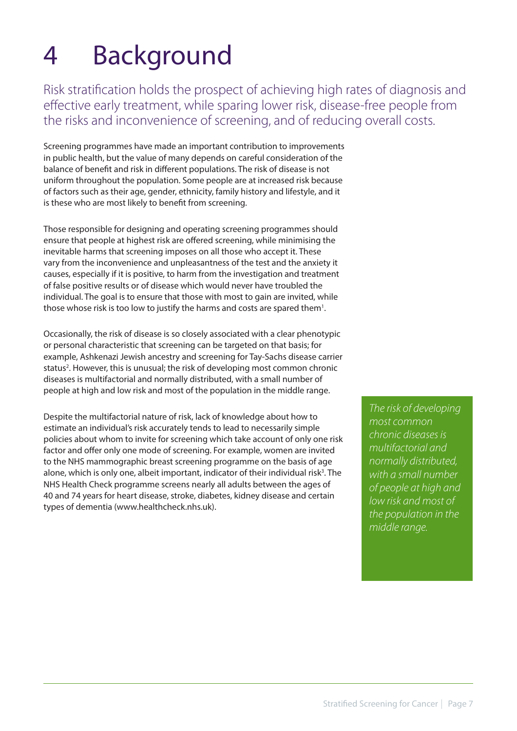# 4 Background

Risk stratification holds the prospect of achieving high rates of diagnosis and effective early treatment, while sparing lower risk, disease-free people from the risks and inconvenience of screening, and of reducing overall costs.

Screening programmes have made an important contribution to improvements in public health, but the value of many depends on careful consideration of the balance of benefit and risk in different populations. The risk of disease is not uniform throughout the population. Some people are at increased risk because of factors such as their age, gender, ethnicity, family history and lifestyle, and it is these who are most likely to benefit from screening.

Those responsible for designing and operating screening programmes should ensure that people at highest risk are offered screening, while minimising the inevitable harms that screening imposes on all those who accept it. These vary from the inconvenience and unpleasantness of the test and the anxiety it causes, especially if it is positive, to harm from the investigation and treatment of false positive results or of disease which would never have troubled the individual. The goal is to ensure that those with most to gain are invited, while those whose risk is too low to justify the harms and costs are spared them[1].

Occasionally, the risk of disease is so closely associated with a clear phenotypic or personal characteristic that screening can be targeted on that basis; for example, Ashkenazi Jewish ancestry and screening for Tay-Sachs disease carrier status[2]. However, this is unusual; the risk of developing most common chronic diseases is multifactorial and normally distributed, with a small number of people at high and low risk and most of the population in the middle range.

Despite the multifactorial nature of risk, lack of knowledge about how to estimate an individual's risk accurately tends to lead to necessarily simple policies about whom to invite for screening which take account of only one risk factor and offer only one mode of screening. For example, women are invited to the NHS mammographic breast screening programme on the basis of age alone, which is only one, albeit important, indicator of their individual risk[3]. The NHS Health Check programme screens nearly all adults between the ages of 40 and 74 years for heart disease, stroke, diabetes, kidney disease and certain types of dementia (www.healthcheck.nhs.uk).

*The risk of developing most common chronic diseases is multifactorial and normally distributed, with a small number of people at high and low risk and most of the population in the middle range.*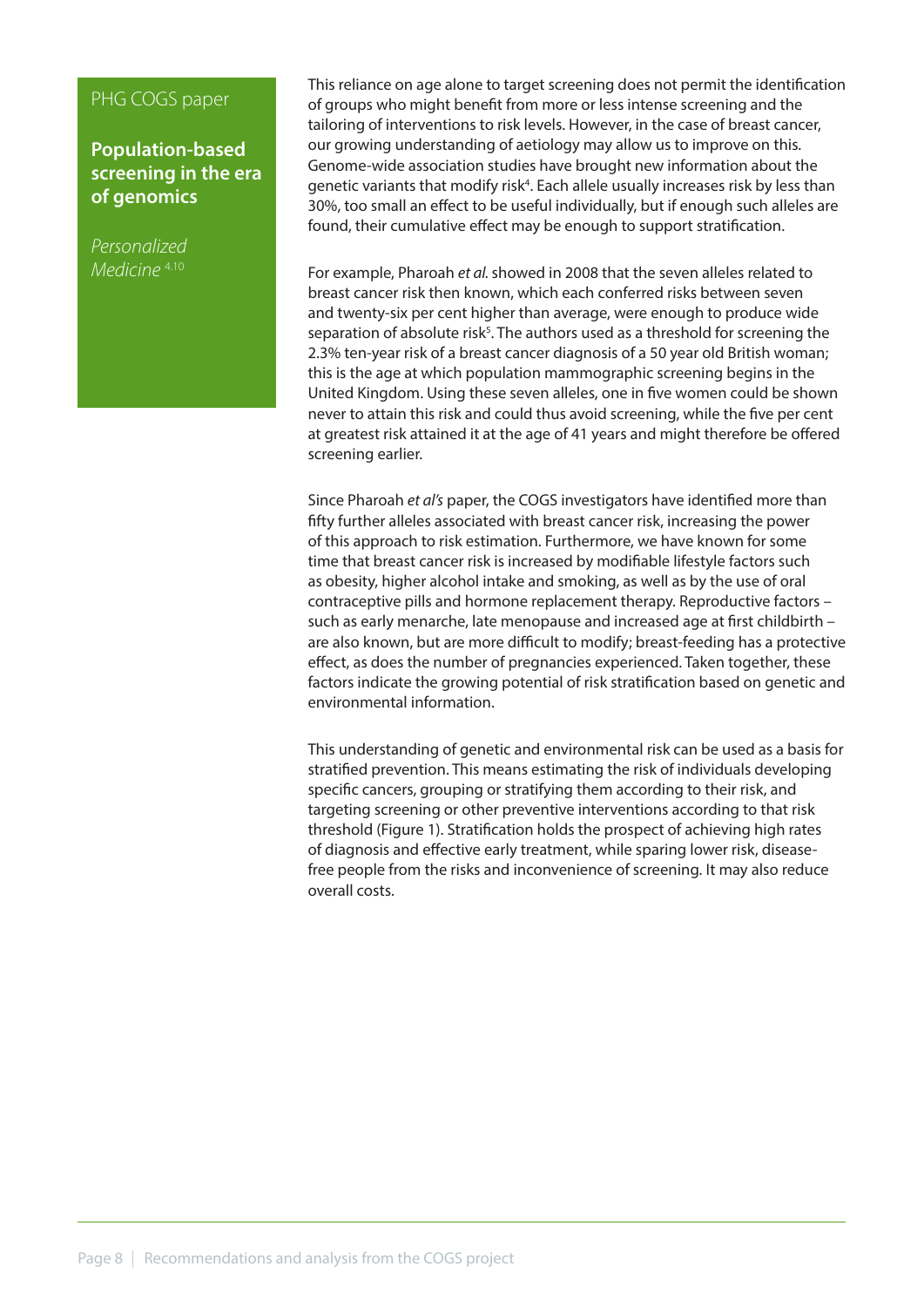PHG COGS paper

**Population-based screening in the era of genomics**

*Personalized Medicine* [4.10]

This reliance on age alone to target screening does not permit the identification of groups who might benefit from more or less intense screening and the tailoring of interventions to risk levels. However, in the case of breast cancer, our growing understanding of aetiology may allow us to improve on this. Genome-wide association studies have brought new information about the genetic variants that modify risk[4]. Each allele usually increases risk by less than 30%, too small an effect to be useful individually, but if enough such alleles are found, their cumulative effect may be enough to support stratification.

For example, Pharoah *et al.* showed in 2008 that the seven alleles related to breast cancer risk then known, which each conferred risks between seven and twenty-six per cent higher than average, were enough to produce wide separation of absolute risk[5]. The authors used as a threshold for screening the 2.3% ten-year risk of a breast cancer diagnosis of a 50 year old British woman; this is the age at which population mammographic screening begins in the United Kingdom. Using these seven alleles, one in five women could be shown never to attain this risk and could thus avoid screening, while the five per cent at greatest risk attained it at the age of 41 years and might therefore be offered screening earlier.

Since Pharoah *et al's* paper, the COGS investigators have identified more than fifty further alleles associated with breast cancer risk, increasing the power of this approach to risk estimation. Furthermore, we have known for some time that breast cancer risk is increased by modifiable lifestyle factors such as obesity, higher alcohol intake and smoking, as well as by the use of oral contraceptive pills and hormone replacement therapy. Reproductive factors – such as early menarche, late menopause and increased age at first childbirth – are also known, but are more difficult to modify; breast-feeding has a protective effect, as does the number of pregnancies experienced. Taken together, these factors indicate the growing potential of risk stratification based on genetic and environmental information.

This understanding of genetic and environmental risk can be used as a basis for stratified prevention. This means estimating the risk of individuals developing specific cancers, grouping or stratifying them according to their risk, and targeting screening or other preventive interventions according to that risk threshold (Figure 1). Stratification holds the prospect of achieving high rates of diagnosis and effective early treatment, while sparing lower risk, disease-free people from the risks and inconvenience of screening. It may also reduce overall costs.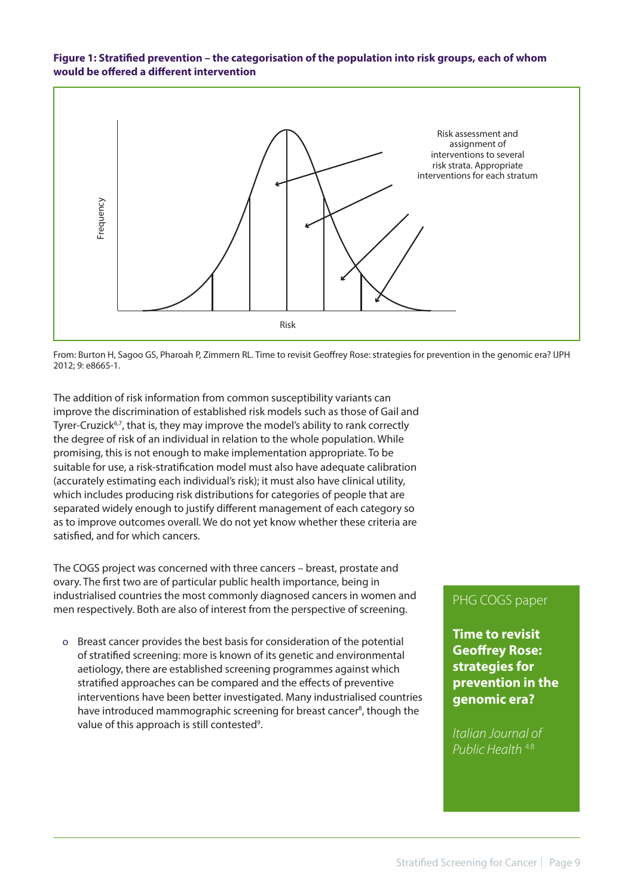**Figure 1: Stratified prevention – the categorisation of the population into risk groups, each of whom would be offered a different intervention**

Risk assessment and assignment of interventions to several risk strata. Appropriate interventions for each stratum

Frequency

Risk

From: Burton H, Sagoo GS, Pharoah P, Zimmern RL. Time to revisit Geoffrey Rose: strategies for prevention in the genomic era? IJPH 2012; 9: e8665-1.

The addition of risk information from common susceptibility variants can improve the discrimination of established risk models such as those of Gail and Tyrer-Cruzick[6,7], that is, they may improve the model's ability to rank correctly the degree of risk of an individual in relation to the whole population. While promising, this is not enough to make implementation appropriate. To be suitable for use, a risk-stratification model must also have adequate calibration (accurately estimating each individual's risk); it must also have clinical utility, which includes producing risk distributions for categories of people that are separated widely enough to justify different management of each category so as to improve outcomes overall. We do not yet know whether these criteria are satisfied, and for which cancers.

The COGS project was concerned with three cancers – breast, prostate and ovary. The first two are of particular public health importance, being in industrialised countries the most commonly diagnosed cancers in women and men respectively. Both are also of interest from the perspective of screening.

- Breast cancer provides the best basis for consideration of the potential of stratified screening: more is known of its genetic and environmental aetiology, there are established screening programmes against which stratified approaches can be compared and the effects of preventive interventions have been better investigated. Many industrialised countries have introduced mammographic screening for breast cancer[8], though the value of this approach is still contested[9].

PHG COGS paper

**Time to revisit Geoffrey Rose: strategies for prevention in the genomic era?**

*Italian Journal of Public Health* [4,8]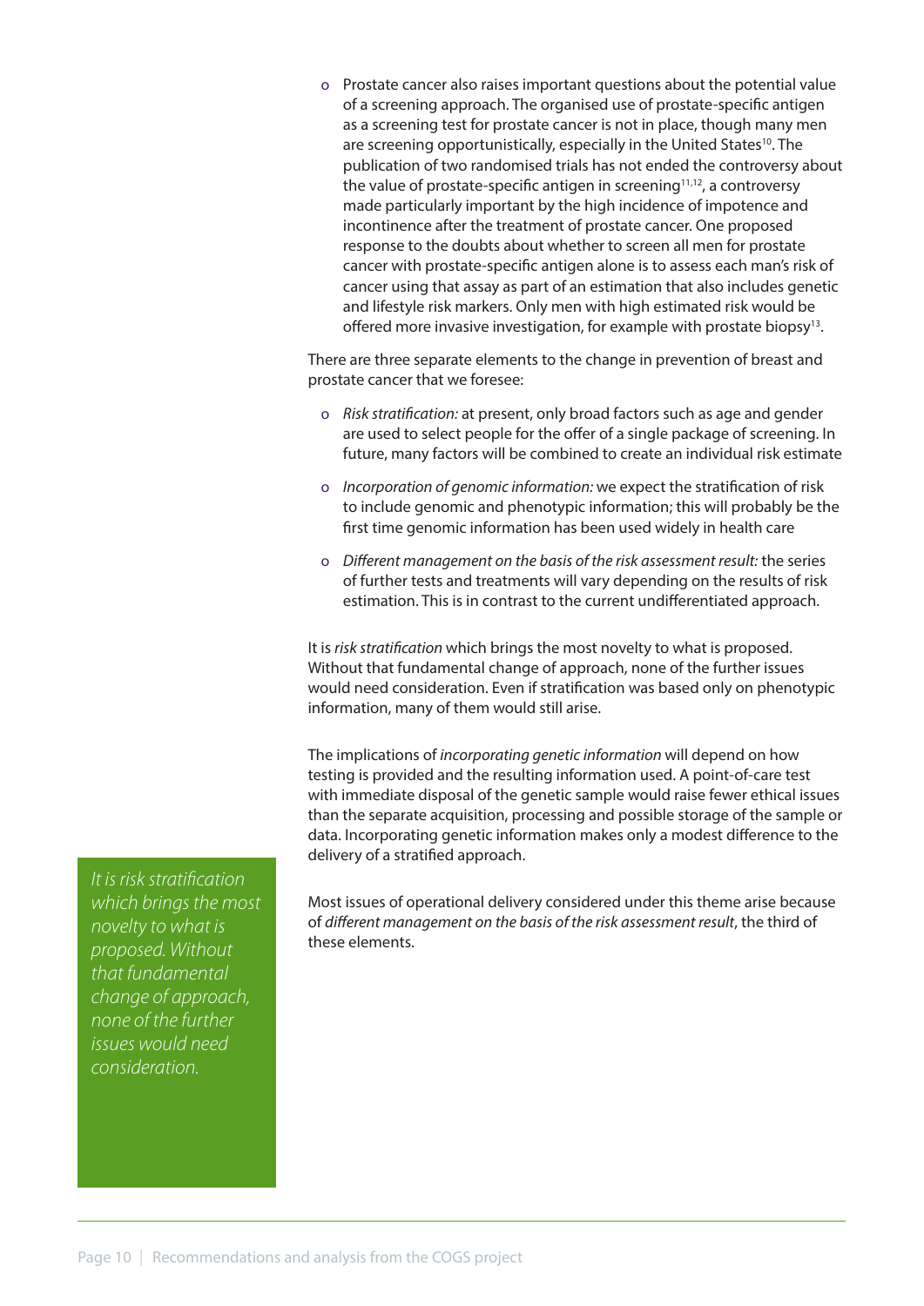- Prostate cancer also raises important questions about the potential value of a screening approach. The organised use of prostate-specific antigen as a screening test for prostate cancer is not in place, though many men are screening opportunistically, especially in the United States[10]. The publication of two randomised trials has not ended the controversy about the value of prostate-specific antigen in screening[11,12], a controversy made particularly important by the high incidence of impotence and incontinence after the treatment of prostate cancer. One proposed response to the doubts about whether to screen all men for prostate cancer with prostate-specific antigen alone is to assess each man's risk of cancer using that assay as part of an estimation that also includes genetic and lifestyle risk markers. Only men with high estimated risk would be offered more invasive investigation, for example with prostate biopsy[13].

There are three separate elements to the change in prevention of breast and prostate cancer that we foresee:

- *Risk stratification:* at present, only broad factors such as age and gender are used to select people for the offer of a single package of screening. In future, many factors will be combined to create an individual risk estimate
- *Incorporation of genomic information:* we expect the stratification of risk to include genomic and phenotypic information; this will probably be the first time genomic information has been used widely in health care
- *Different management on the basis of the risk assessment result:* the series of further tests and treatments will vary depending on the results of risk estimation. This is in contrast to the current undifferentiated approach.

It is *risk stratification* which brings the most novelty to what is proposed. Without that fundamental change of approach, none of the further issues would need consideration. Even if stratification was based only on phenotypic information, many of them would still arise.

The implications of *incorporating genetic information* will depend on how testing is provided and the resulting information used. A point-of-care test with immediate disposal of the genetic sample would raise fewer ethical issues than the separate acquisition, processing and possible storage of the sample or data. Incorporating genetic information makes only a modest difference to the delivery of a stratified approach.

*It is risk stratification which brings the most novelty to what is proposed. Without that fundamental change of approach, none of the further issues would need consideration.*

Most issues of operational delivery considered under this theme arise because of *different management on the basis of the risk assessment result*, the third of these elements.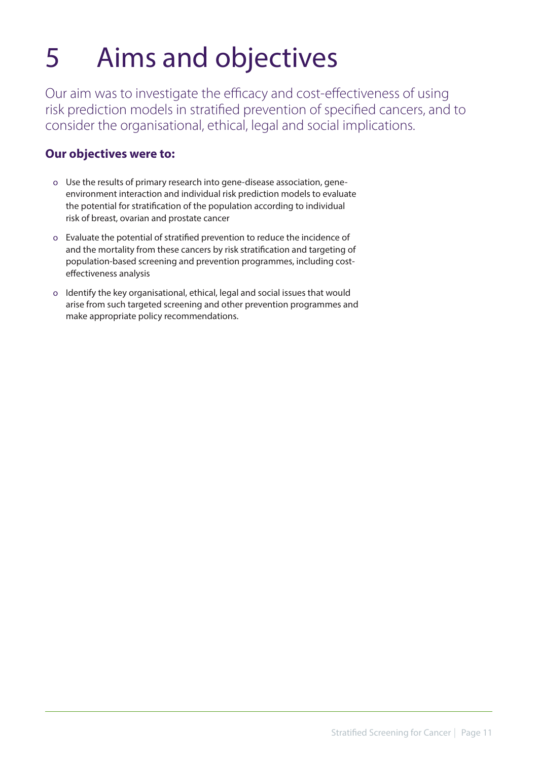# 5 Aims and objectives

Our aim was to investigate the efficacy and cost-effectiveness of using risk prediction models in stratified prevention of specified cancers, and to consider the organisational, ethical, legal and social implications.

**Our objectives were to:**

- Use the results of primary research into gene-disease association, gene-environment interaction and individual risk prediction models to evaluate the potential for stratification of the population according to individual risk of breast, ovarian and prostate cancer
- Evaluate the potential of stratified prevention to reduce the incidence of and the mortality from these cancers by risk stratification and targeting of population-based screening and prevention programmes, including cost-effectiveness analysis
- Identify the key organisational, ethical, legal and social issues that would arise from such targeted screening and other prevention programmes and make appropriate policy recommendations.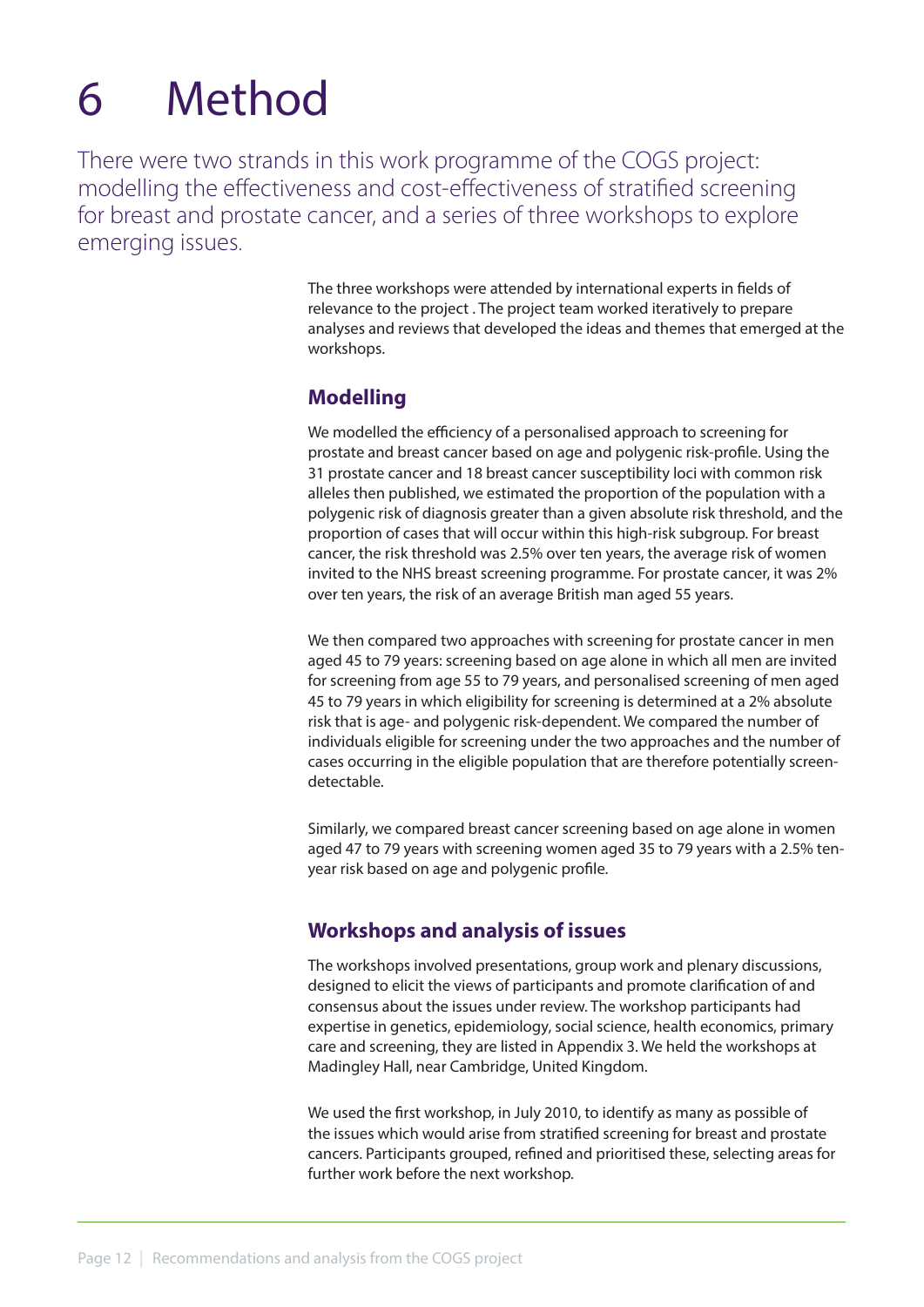# 6 Method

There were two strands in this work programme of the COGS project: modelling the effectiveness and cost-effectiveness of stratified screening for breast and prostate cancer, and a series of three workshops to explore emerging issues.

The three workshops were attended by international experts in fields of relevance to the project . The project team worked iteratively to prepare analyses and reviews that developed the ideas and themes that emerged at the workshops.

## Modelling

We modelled the efficiency of a personalised approach to screening for prostate and breast cancer based on age and polygenic risk-profile. Using the 31 prostate cancer and 18 breast cancer susceptibility loci with common risk alleles then published, we estimated the proportion of the population with a polygenic risk of diagnosis greater than a given absolute risk threshold, and the proportion of cases that will occur within this high-risk subgroup. For breast cancer, the risk threshold was 2.5% over ten years, the average risk of women invited to the NHS breast screening programme. For prostate cancer, it was 2% over ten years, the risk of an average British man aged 55 years.

We then compared two approaches with screening for prostate cancer in men aged 45 to 79 years: screening based on age alone in which all men are invited for screening from age 55 to 79 years, and personalised screening of men aged 45 to 79 years in which eligibility for screening is determined at a 2% absolute risk that is age- and polygenic risk-dependent. We compared the number of individuals eligible for screening under the two approaches and the number of cases occurring in the eligible population that are therefore potentially screen-detectable.

Similarly, we compared breast cancer screening based on age alone in women aged 47 to 79 years with screening women aged 35 to 79 years with a 2.5% ten-year risk based on age and polygenic profile.

## Workshops and analysis of issues

The workshops involved presentations, group work and plenary discussions, designed to elicit the views of participants and promote clarification of and consensus about the issues under review. The workshop participants had expertise in genetics, epidemiology, social science, health economics, primary care and screening, they are listed in Appendix 3. We held the workshops at Madingley Hall, near Cambridge, United Kingdom.

We used the first workshop, in July 2010, to identify as many as possible of the issues which would arise from stratified screening for breast and prostate cancers. Participants grouped, refined and prioritised these, selecting areas for further work before the next workshop.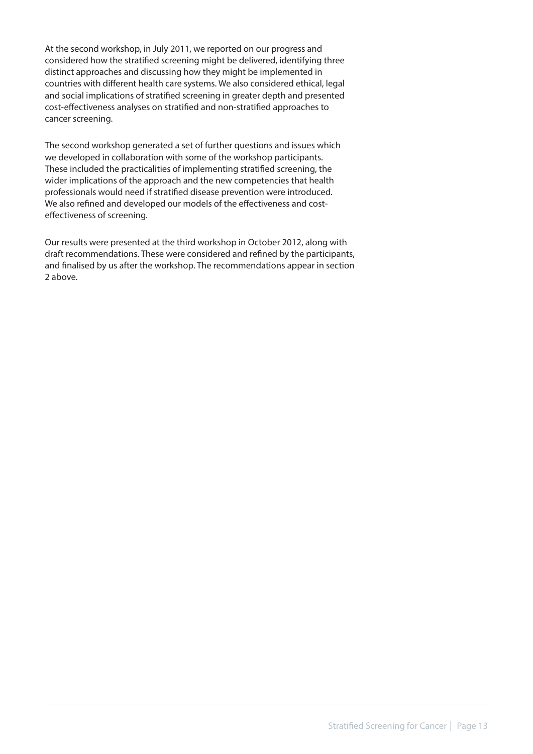At the second workshop, in July 2011, we reported on our progress and considered how the stratified screening might be delivered, identifying three distinct approaches and discussing how they might be implemented in countries with different health care systems. We also considered ethical, legal and social implications of stratified screening in greater depth and presented cost-effectiveness analyses on stratified and non-stratified approaches to cancer screening.

The second workshop generated a set of further questions and issues which we developed in collaboration with some of the workshop participants. These included the practicalities of implementing stratified screening, the wider implications of the approach and the new competencies that health professionals would need if stratified disease prevention were introduced. We also refined and developed our models of the effectiveness and cost-effectiveness of screening.

Our results were presented at the third workshop in October 2012, along with draft recommendations. These were considered and refined by the participants, and finalised by us after the workshop. The recommendations appear in section 2 above.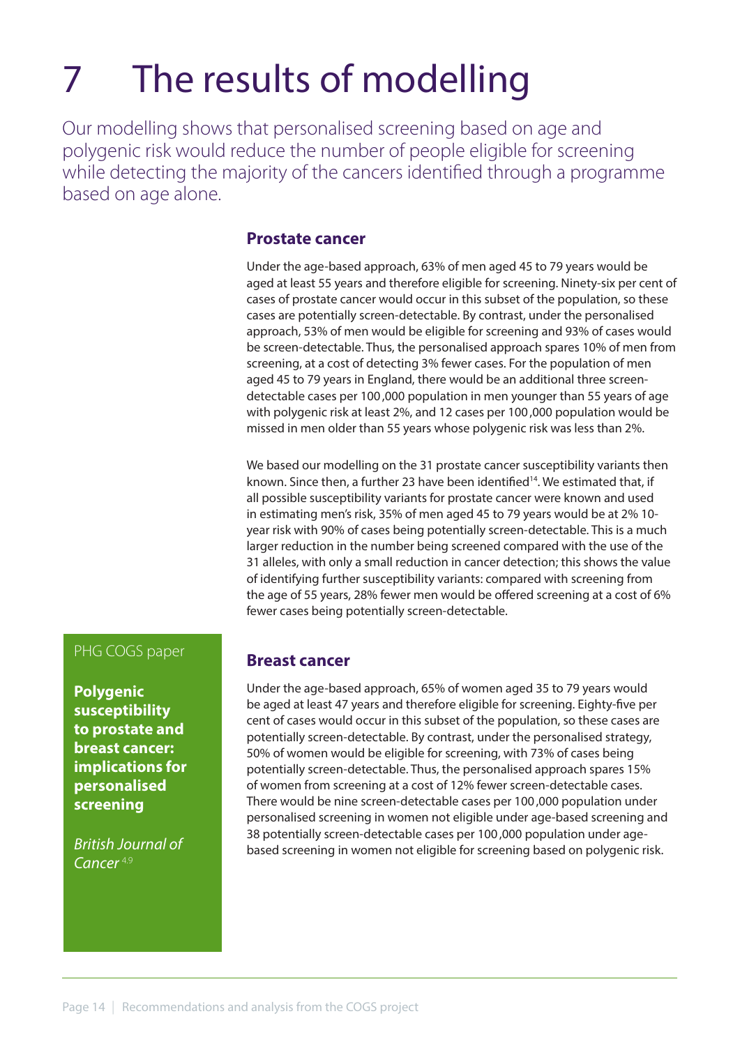# 7 The results of modelling

Our modelling shows that personalised screening based on age and polygenic risk would reduce the number of people eligible for screening while detecting the majority of the cancers identified through a programme based on age alone.

## Prostate cancer

Under the age-based approach, 63% of men aged 45 to 79 years would be aged at least 55 years and therefore eligible for screening. Ninety-six per cent of cases of prostate cancer would occur in this subset of the population, so these cases are potentially screen-detectable. By contrast, under the personalised approach, 53% of men would be eligible for screening and 93% of cases would be screen-detectable. Thus, the personalised approach spares 10% of men from screening, at a cost of detecting 3% fewer cases. For the population of men aged 45 to 79 years in England, there would be an additional three screen-detectable cases per 100,000 population in men younger than 55 years of age with polygenic risk at least 2%, and 12 cases per 100,000 population would be missed in men older than 55 years whose polygenic risk was less than 2%.

We based our modelling on the 31 prostate cancer susceptibility variants then known. Since then, a further 23 have been identified[14]. We estimated that, if all possible susceptibility variants for prostate cancer were known and used in estimating men's risk, 35% of men aged 45 to 79 years would be at 2% 10-year risk with 90% of cases being potentially screen-detectable. This is a much larger reduction in the number being screened compared with the use of the 31 alleles, with only a small reduction in cancer detection; this shows the value of identifying further susceptibility variants: compared with screening from the age of 55 years, 28% fewer men would be offered screening at a cost of 6% fewer cases being potentially screen-detectable.

PHG COGS paper

**Polygenic susceptibility to prostate and breast cancer: implications for personalised screening**

*British Journal of Cancer* [4.9]

## Breast cancer

Under the age-based approach, 65% of women aged 35 to 79 years would be aged at least 47 years and therefore eligible for screening. Eighty-five per cent of cases would occur in this subset of the population, so these cases are potentially screen-detectable. By contrast, under the personalised strategy, 50% of women would be eligible for screening, with 73% of cases being potentially screen-detectable. Thus, the personalised approach spares 15% of women from screening at a cost of 12% fewer screen-detectable cases. There would be nine screen-detectable cases per 100,000 population under personalised screening in women not eligible under age-based screening and 38 potentially screen-detectable cases per 100,000 population under age-based screening in women not eligible for screening based on polygenic risk.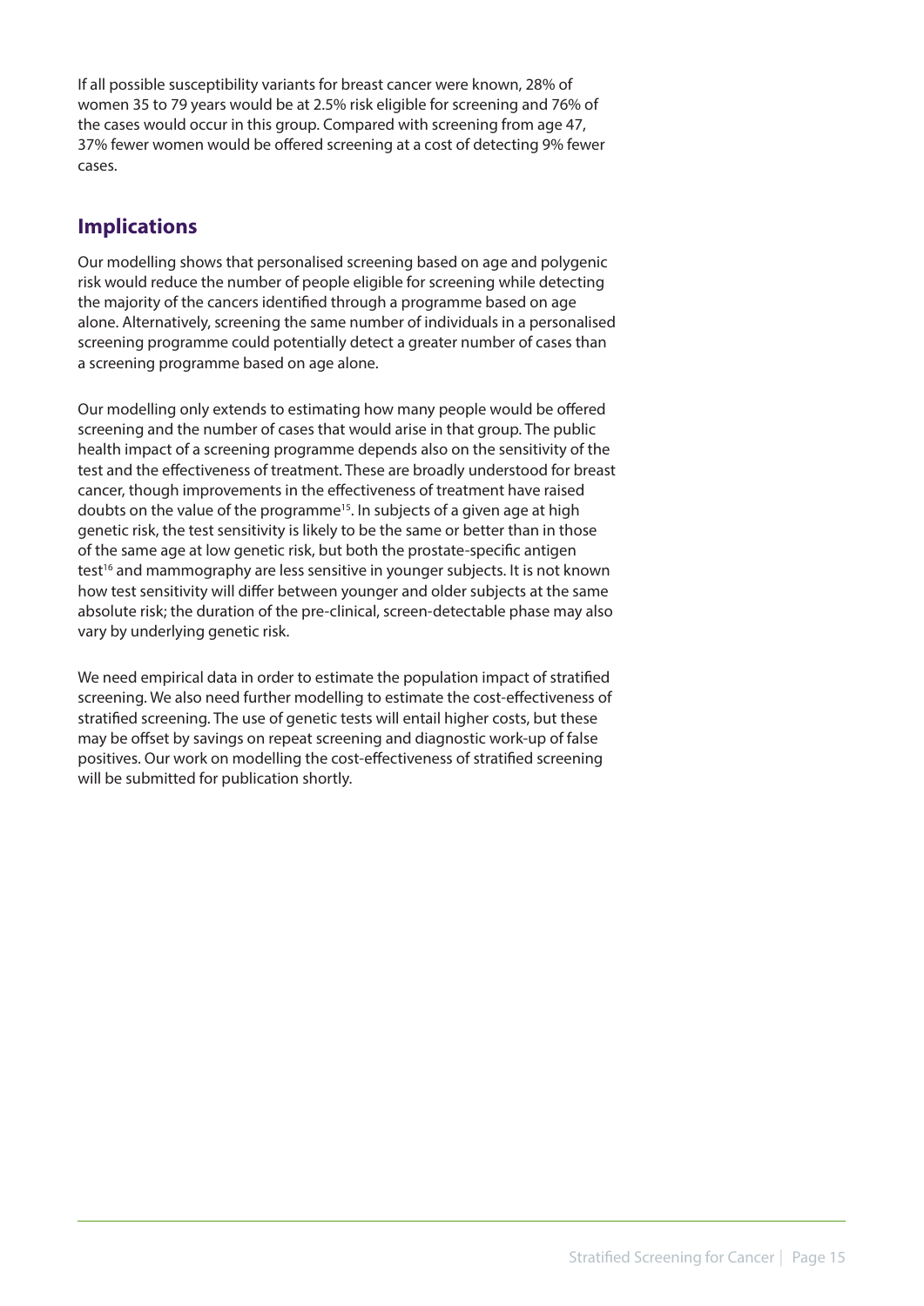If all possible susceptibility variants for breast cancer were known, 28% of women 35 to 79 years would be at 2.5% risk eligible for screening and 76% of the cases would occur in this group. Compared with screening from age 47, 37% fewer women would be offered screening at a cost of detecting 9% fewer cases.

## Implications

Our modelling shows that personalised screening based on age and polygenic risk would reduce the number of people eligible for screening while detecting the majority of the cancers identified through a programme based on age alone. Alternatively, screening the same number of individuals in a personalised screening programme could potentially detect a greater number of cases than a screening programme based on age alone.

Our modelling only extends to estimating how many people would be offered screening and the number of cases that would arise in that group. The public health impact of a screening programme depends also on the sensitivity of the test and the effectiveness of treatment. These are broadly understood for breast cancer, though improvements in the effectiveness of treatment have raised doubts on the value of the programme[15]. In subjects of a given age at high genetic risk, the test sensitivity is likely to be the same or better than in those of the same age at low genetic risk, but both the prostate-specific antigen test[16] and mammography are less sensitive in younger subjects. It is not known how test sensitivity will differ between younger and older subjects at the same absolute risk; the duration of the pre-clinical, screen-detectable phase may also vary by underlying genetic risk.

We need empirical data in order to estimate the population impact of stratified screening. We also need further modelling to estimate the cost-effectiveness of stratified screening. The use of genetic tests will entail higher costs, but these may be offset by savings on repeat screening and diagnostic work-up of false positives. Our work on modelling the cost-effectiveness of stratified screening will be submitted for publication shortly.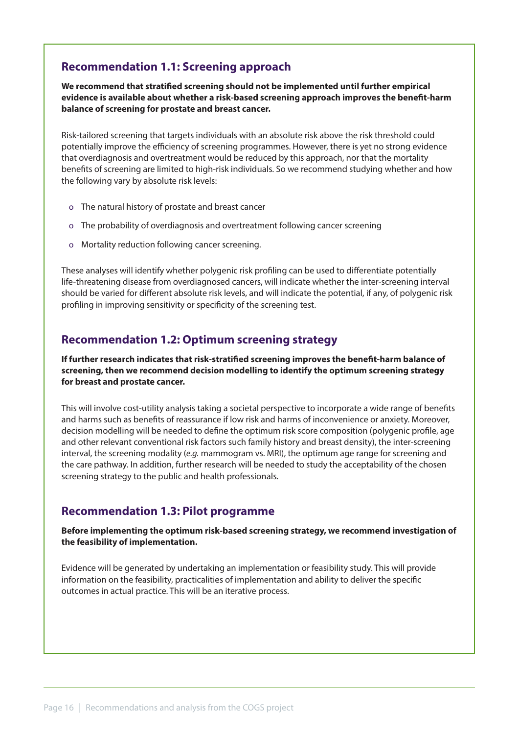## Recommendation 1.1: Screening approach

**We recommend that stratified screening should not be implemented until further empirical evidence is available about whether a risk-based screening approach improves the benefit-harm balance of screening for prostate and breast cancer.**

Risk-tailored screening that targets individuals with an absolute risk above the risk threshold could potentially improve the efficiency of screening programmes. However, there is yet no strong evidence that overdiagnosis and overtreatment would be reduced by this approach, nor that the mortality benefits of screening are limited to high-risk individuals. So we recommend studying whether and how the following vary by absolute risk levels:

- The natural history of prostate and breast cancer
- The probability of overdiagnosis and overtreatment following cancer screening
- Mortality reduction following cancer screening.

These analyses will identify whether polygenic risk profiling can be used to differentiate potentially life-threatening disease from overdiagnosed cancers, will indicate whether the inter-screening interval should be varied for different absolute risk levels, and will indicate the potential, if any, of polygenic risk profiling in improving sensitivity or specificity of the screening test.

## Recommendation 1.2: Optimum screening strategy

**If further research indicates that risk-stratified screening improves the benefit-harm balance of screening, then we recommend decision modelling to identify the optimum screening strategy for breast and prostate cancer.**

This will involve cost-utility analysis taking a societal perspective to incorporate a wide range of benefits and harms such as benefits of reassurance if low risk and harms of inconvenience or anxiety. Moreover, decision modelling will be needed to define the optimum risk score composition (polygenic profile, age and other relevant conventional risk factors such family history and breast density), the inter-screening interval, the screening modality (*e.g.* mammogram vs. MRI), the optimum age range for screening and the care pathway. In addition, further research will be needed to study the acceptability of the chosen screening strategy to the public and health professionals.

## Recommendation 1.3: Pilot programme

**Before implementing the optimum risk-based screening strategy, we recommend investigation of the feasibility of implementation.**

Evidence will be generated by undertaking an implementation or feasibility study. This will provide information on the feasibility, practicalities of implementation and ability to deliver the specific outcomes in actual practice. This will be an iterative process.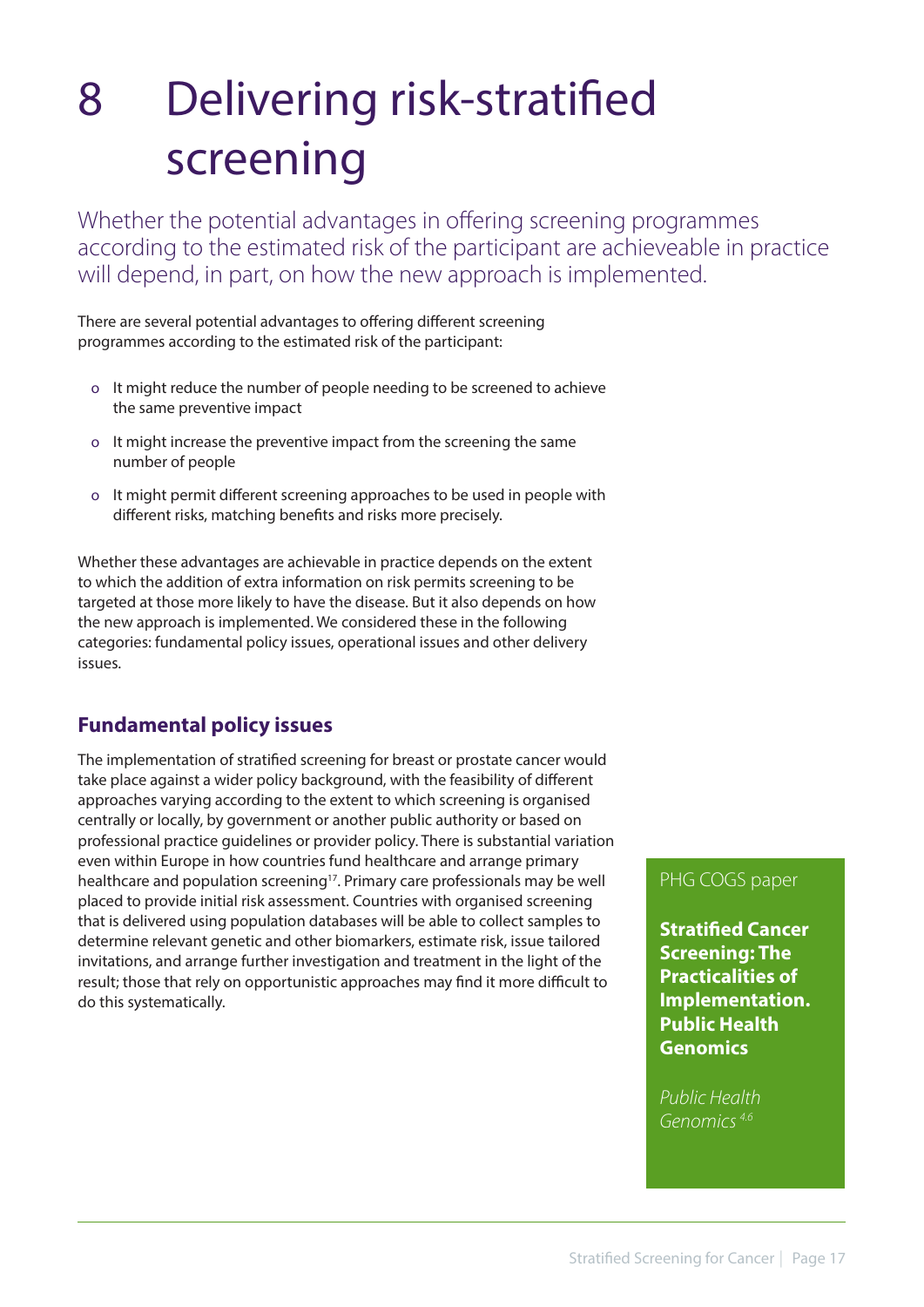# 8 Delivering risk-stratified screening

Whether the potential advantages in offering screening programmes according to the estimated risk of the participant are achieveable in practice will depend, in part, on how the new approach is implemented.

There are several potential advantages to offering different screening programmes according to the estimated risk of the participant:

- It might reduce the number of people needing to be screened to achieve the same preventive impact
- It might increase the preventive impact from the screening the same number of people
- It might permit different screening approaches to be used in people with different risks, matching benefits and risks more precisely.

Whether these advantages are achievable in practice depends on the extent to which the addition of extra information on risk permits screening to be targeted at those more likely to have the disease. But it also depends on how the new approach is implemented. We considered these in the following categories: fundamental policy issues, operational issues and other delivery issues.

## Fundamental policy issues

The implementation of stratified screening for breast or prostate cancer would take place against a wider policy background, with the feasibility of different approaches varying according to the extent to which screening is organised centrally or locally, by government or another public authority or based on professional practice guidelines or provider policy. There is substantial variation even within Europe in how countries fund healthcare and arrange primary healthcare and population screening[17]. Primary care professionals may be well placed to provide initial risk assessment. Countries with organised screening that is delivered using population databases will be able to collect samples to determine relevant genetic and other biomarkers, estimate risk, issue tailored invitations, and arrange further investigation and treatment in the light of the result; those that rely on opportunistic approaches may find it more difficult to do this systematically.

PHG COGS paper

**Stratified Cancer Screening: The Practicalities of Implementation. Public Health Genomics**

*Public Health Genomics* [4,6]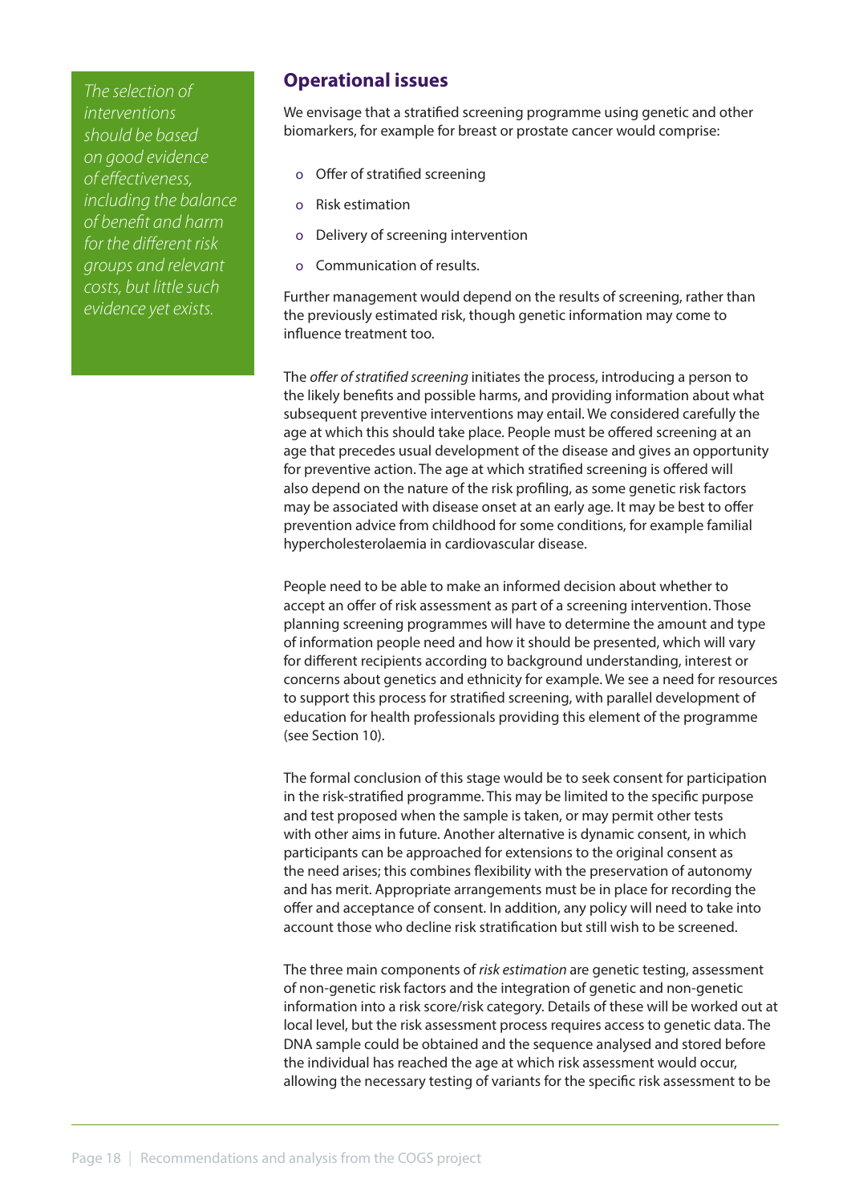*The selection of interventions should be based on good evidence of effectiveness, including the balance of benefit and harm for the different risk groups and relevant costs, but little such evidence yet exists.*

## Operational issues

We envisage that a stratified screening programme using genetic and other biomarkers, for example for breast or prostate cancer would comprise:

- Offer of stratified screening
- Risk estimation
- Delivery of screening intervention
- Communication of results.

Further management would depend on the results of screening, rather than the previously estimated risk, though genetic information may come to influence treatment too.

The *offer of stratified screening* initiates the process, introducing a person to the likely benefits and possible harms, and providing information about what subsequent preventive interventions may entail. We considered carefully the age at which this should take place. People must be offered screening at an age that precedes usual development of the disease and gives an opportunity for preventive action. The age at which stratified screening is offered will also depend on the nature of the risk profiling, as some genetic risk factors may be associated with disease onset at an early age. It may be best to offer prevention advice from childhood for some conditions, for example familial hypercholesterolaemia in cardiovascular disease.

People need to be able to make an informed decision about whether to accept an offer of risk assessment as part of a screening intervention. Those planning screening programmes will have to determine the amount and type of information people need and how it should be presented, which will vary for different recipients according to background understanding, interest or concerns about genetics and ethnicity for example. We see a need for resources to support this process for stratified screening, with parallel development of education for health professionals providing this element of the programme (see Section 10).

The formal conclusion of this stage would be to seek consent for participation in the risk-stratified programme. This may be limited to the specific purpose and test proposed when the sample is taken, or may permit other tests with other aims in future. Another alternative is dynamic consent, in which participants can be approached for extensions to the original consent as the need arises; this combines flexibility with the preservation of autonomy and has merit. Appropriate arrangements must be in place for recording the offer and acceptance of consent. In addition, any policy will need to take into account those who decline risk stratification but still wish to be screened.

The three main components of *risk estimation* are genetic testing, assessment of non-genetic risk factors and the integration of genetic and non-genetic information into a risk score/risk category. Details of these will be worked out at local level, but the risk assessment process requires access to genetic data. The DNA sample could be obtained and the sequence analysed and stored before the individual has reached the age at which risk assessment would occur, allowing the necessary testing of variants for the specific risk assessment to be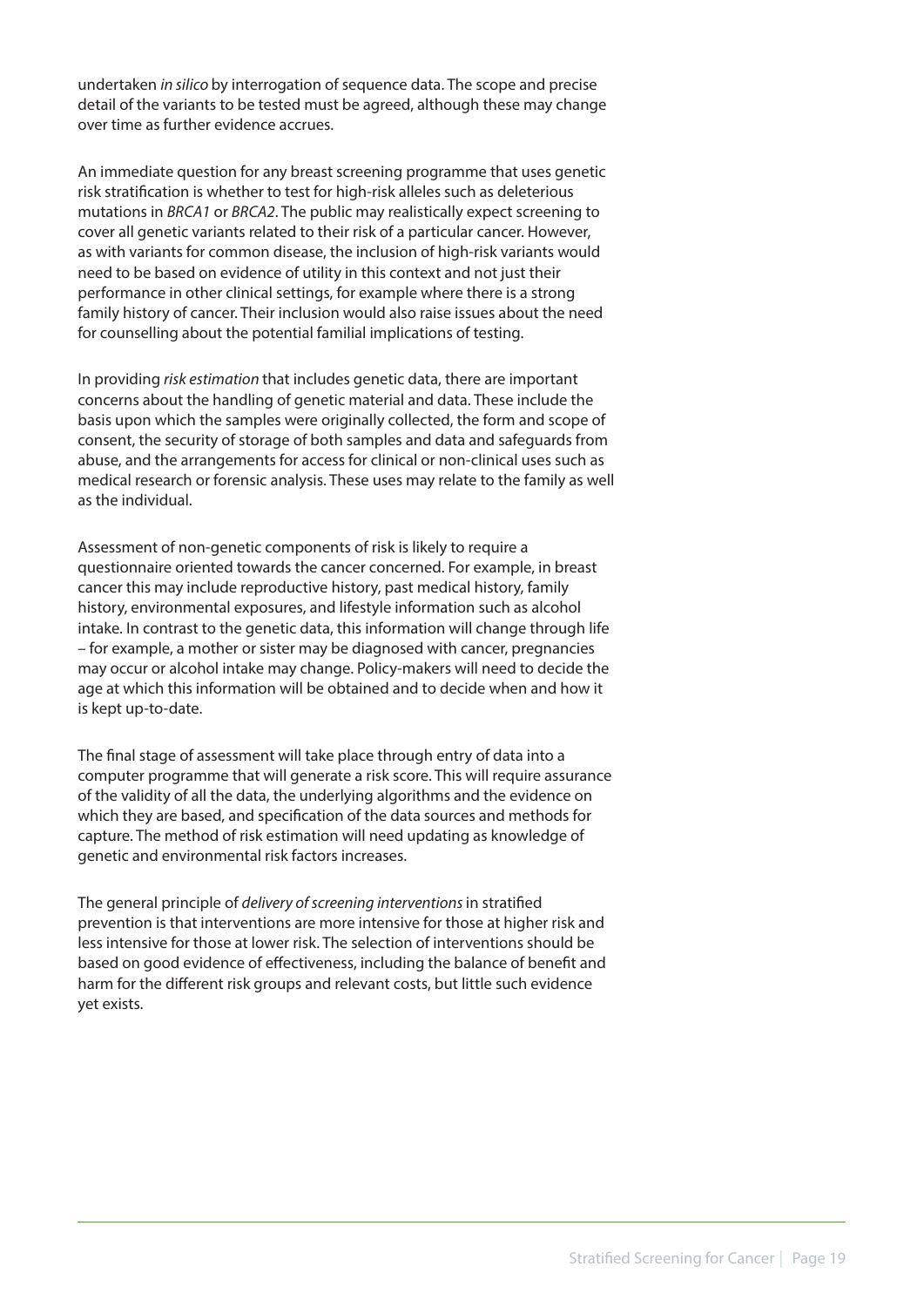undertaken *in silico* by interrogation of sequence data. The scope and precise detail of the variants to be tested must be agreed, although these may change over time as further evidence accrues.

An immediate question for any breast screening programme that uses genetic risk stratification is whether to test for high-risk alleles such as deleterious mutations in *BRCA1* or *BRCA2*. The public may realistically expect screening to cover all genetic variants related to their risk of a particular cancer. However, as with variants for common disease, the inclusion of high-risk variants would need to be based on evidence of utility in this context and not just their performance in other clinical settings, for example where there is a strong family history of cancer. Their inclusion would also raise issues about the need for counselling about the potential familial implications of testing.

In providing *risk estimation* that includes genetic data, there are important concerns about the handling of genetic material and data. These include the basis upon which the samples were originally collected, the form and scope of consent, the security of storage of both samples and data and safeguards from abuse, and the arrangements for access for clinical or non-clinical uses such as medical research or forensic analysis. These uses may relate to the family as well as the individual.

Assessment of non-genetic components of risk is likely to require a questionnaire oriented towards the cancer concerned. For example, in breast cancer this may include reproductive history, past medical history, family history, environmental exposures, and lifestyle information such as alcohol intake. In contrast to the genetic data, this information will change through life – for example, a mother or sister may be diagnosed with cancer, pregnancies may occur or alcohol intake may change. Policy-makers will need to decide the age at which this information will be obtained and to decide when and how it is kept up-to-date.

The final stage of assessment will take place through entry of data into a computer programme that will generate a risk score. This will require assurance of the validity of all the data, the underlying algorithms and the evidence on which they are based, and specification of the data sources and methods for capture. The method of risk estimation will need updating as knowledge of genetic and environmental risk factors increases.

The general principle of *delivery of screening interventions* in stratified prevention is that interventions are more intensive for those at higher risk and less intensive for those at lower risk. The selection of interventions should be based on good evidence of effectiveness, including the balance of benefit and harm for the different risk groups and relevant costs, but little such evidence yet exists.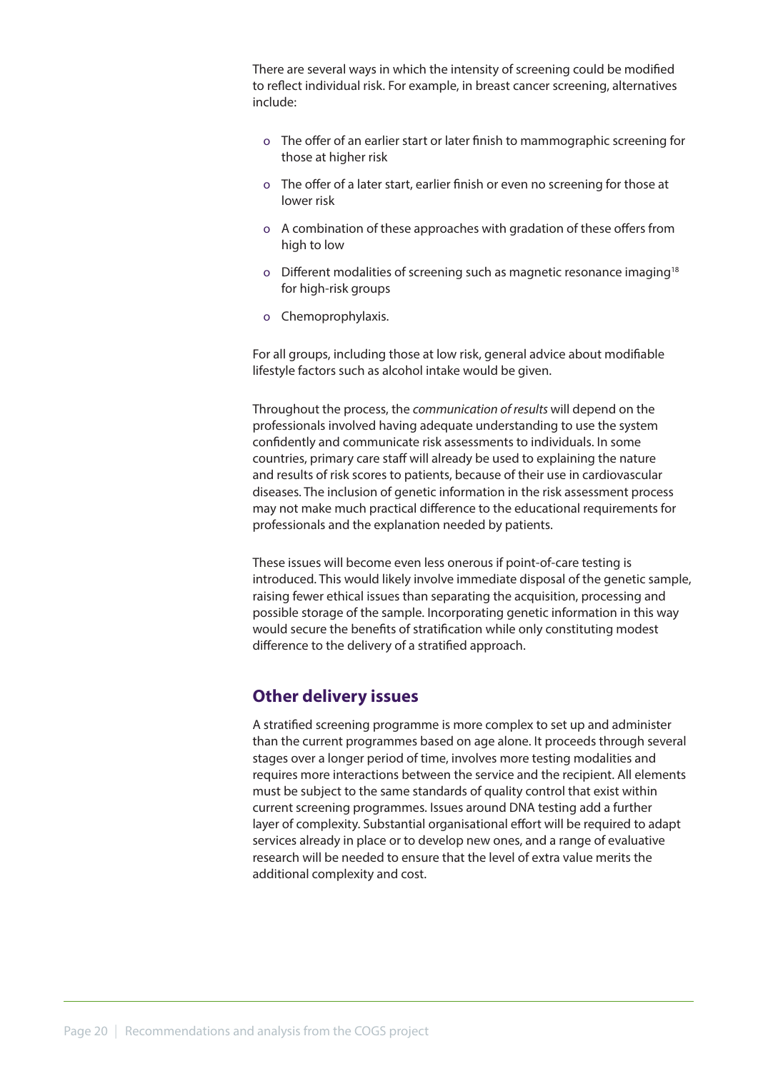There are several ways in which the intensity of screening could be modified to reflect individual risk. For example, in breast cancer screening, alternatives include:

- The offer of an earlier start or later finish to mammographic screening for those at higher risk
- The offer of a later start, earlier finish or even no screening for those at lower risk
- A combination of these approaches with gradation of these offers from high to low
- Different modalities of screening such as magnetic resonance imaging[18] for high-risk groups
- Chemoprophylaxis.

For all groups, including those at low risk, general advice about modifiable lifestyle factors such as alcohol intake would be given.

Throughout the process, the *communication of results* will depend on the professionals involved having adequate understanding to use the system confidently and communicate risk assessments to individuals. In some countries, primary care staff will already be used to explaining the nature and results of risk scores to patients, because of their use in cardiovascular diseases. The inclusion of genetic information in the risk assessment process may not make much practical difference to the educational requirements for professionals and the explanation needed by patients.

These issues will become even less onerous if point-of-care testing is introduced. This would likely involve immediate disposal of the genetic sample, raising fewer ethical issues than separating the acquisition, processing and possible storage of the sample. Incorporating genetic information in this way would secure the benefits of stratification while only constituting modest difference to the delivery of a stratified approach.

## Other delivery issues

A stratified screening programme is more complex to set up and administer than the current programmes based on age alone. It proceeds through several stages over a longer period of time, involves more testing modalities and requires more interactions between the service and the recipient. All elements must be subject to the same standards of quality control that exist within current screening programmes. Issues around DNA testing add a further layer of complexity. Substantial organisational effort will be required to adapt services already in place or to develop new ones, and a range of evaluative research will be needed to ensure that the level of extra value merits the additional complexity and cost.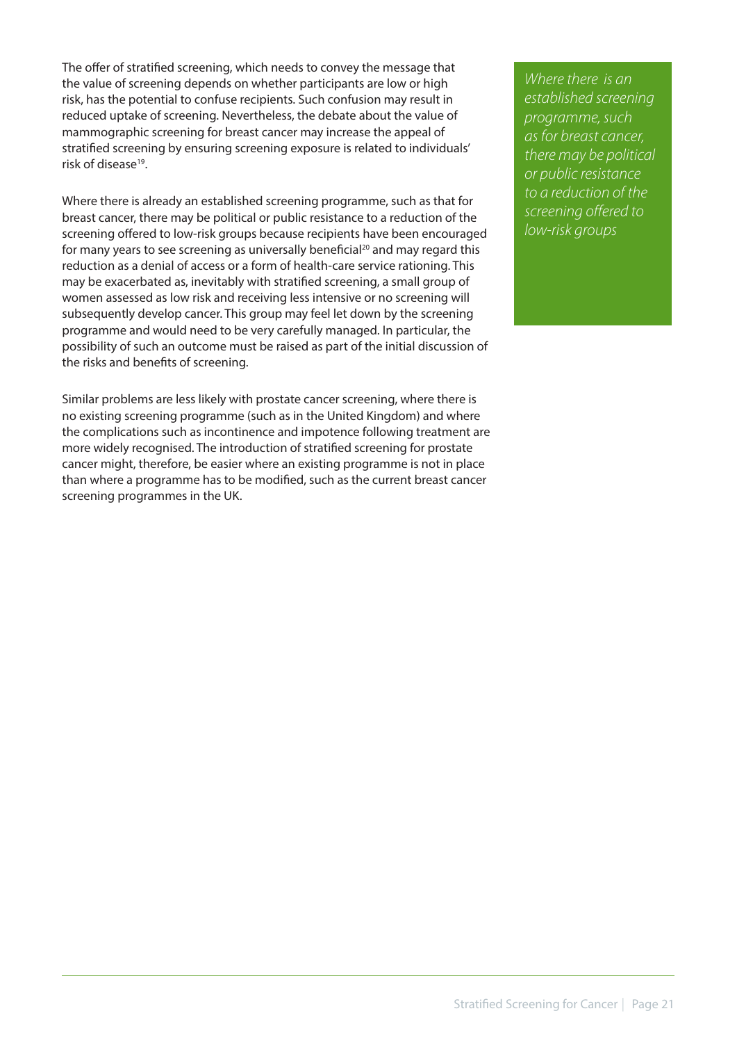The offer of stratified screening, which needs to convey the message that the value of screening depends on whether participants are low or high risk, has the potential to confuse recipients. Such confusion may result in reduced uptake of screening. Nevertheless, the debate about the value of mammographic screening for breast cancer may increase the appeal of stratified screening by ensuring screening exposure is related to individuals' risk of disease[19].

*Where there is an established screening programme, such as for breast cancer, there may be political or public resistance to a reduction of the screening offered to low-risk groups*

Where there is already an established screening programme, such as that for breast cancer, there may be political or public resistance to a reduction of the screening offered to low-risk groups because recipients have been encouraged for many years to see screening as universally beneficial[20] and may regard this reduction as a denial of access or a form of health-care service rationing. This may be exacerbated as, inevitably with stratified screening, a small group of women assessed as low risk and receiving less intensive or no screening will subsequently develop cancer. This group may feel let down by the screening programme and would need to be very carefully managed. In particular, the possibility of such an outcome must be raised as part of the initial discussion of the risks and benefits of screening.

Similar problems are less likely with prostate cancer screening, where there is no existing screening programme (such as in the United Kingdom) and where the complications such as incontinence and impotence following treatment are more widely recognised. The introduction of stratified screening for prostate cancer might, therefore, be easier where an existing programme is not in place than where a programme has to be modified, such as the current breast cancer screening programmes in the UK.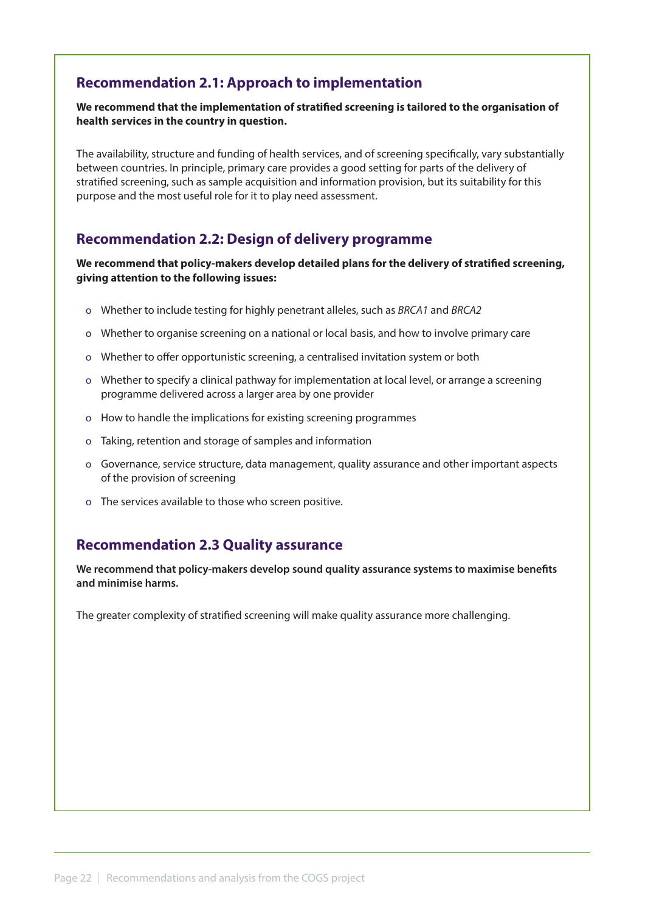### Recommendation 2.1: Approach to implementation

**We recommend that the implementation of stratified screening is tailored to the organisation of health services in the country in question.**

The availability, structure and funding of health services, and of screening specifically, vary substantially between countries. In principle, primary care provides a good setting for parts of the delivery of stratified screening, such as sample acquisition and information provision, but its suitability for this purpose and the most useful role for it to play need assessment.

### Recommendation 2.2: Design of delivery programme

**We recommend that policy-makers develop detailed plans for the delivery of stratified screening, giving attention to the following issues:**

- Whether to include testing for highly penetrant alleles, such as *BRCA1* and *BRCA2*
- Whether to organise screening on a national or local basis, and how to involve primary care
- Whether to offer opportunistic screening, a centralised invitation system or both
- Whether to specify a clinical pathway for implementation at local level, or arrange a screening programme delivered across a larger area by one provider
- How to handle the implications for existing screening programmes
- Taking, retention and storage of samples and information
- Governance, service structure, data management, quality assurance and other important aspects of the provision of screening
- The services available to those who screen positive.

### Recommendation 2.3 Quality assurance

**We recommend that policy-makers develop sound quality assurance systems to maximise benefits and minimise harms.**

The greater complexity of stratified screening will make quality assurance more challenging.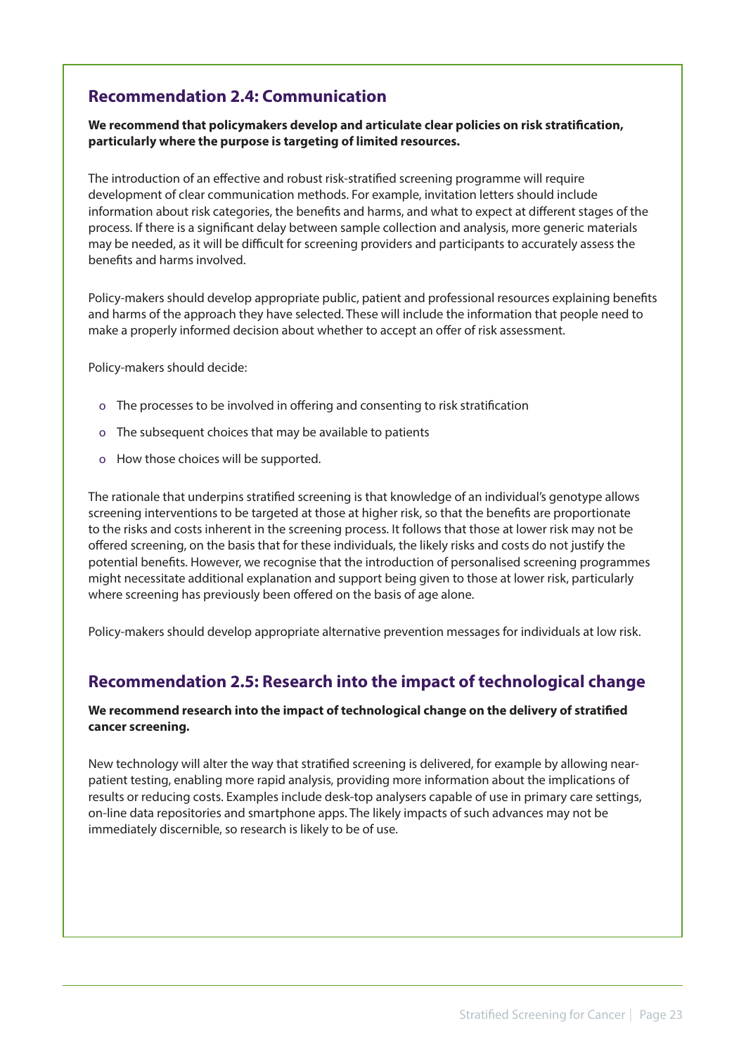## Recommendation 2.4: Communication

**We recommend that policymakers develop and articulate clear policies on risk stratification, particularly where the purpose is targeting of limited resources.**

The introduction of an effective and robust risk-stratified screening programme will require development of clear communication methods. For example, invitation letters should include information about risk categories, the benefits and harms, and what to expect at different stages of the process. If there is a significant delay between sample collection and analysis, more generic materials may be needed, as it will be difficult for screening providers and participants to accurately assess the benefits and harms involved.

Policy-makers should develop appropriate public, patient and professional resources explaining benefits and harms of the approach they have selected. These will include the information that people need to make a properly informed decision about whether to accept an offer of risk assessment.

Policy-makers should decide:

- The processes to be involved in offering and consenting to risk stratification
- The subsequent choices that may be available to patients
- How those choices will be supported.

The rationale that underpins stratified screening is that knowledge of an individual's genotype allows screening interventions to be targeted at those at higher risk, so that the benefits are proportionate to the risks and costs inherent in the screening process. It follows that those at lower risk may not be offered screening, on the basis that for these individuals, the likely risks and costs do not justify the potential benefits. However, we recognise that the introduction of personalised screening programmes might necessitate additional explanation and support being given to those at lower risk, particularly where screening has previously been offered on the basis of age alone.

Policy-makers should develop appropriate alternative prevention messages for individuals at low risk.

## Recommendation 2.5: Research into the impact of technological change

**We recommend research into the impact of technological change on the delivery of stratified cancer screening.**

New technology will alter the way that stratified screening is delivered, for example by allowing near-patient testing, enabling more rapid analysis, providing more information about the implications of results or reducing costs. Examples include desk-top analysers capable of use in primary care settings, on-line data repositories and smartphone apps. The likely impacts of such advances may not be immediately discernible, so research is likely to be of use.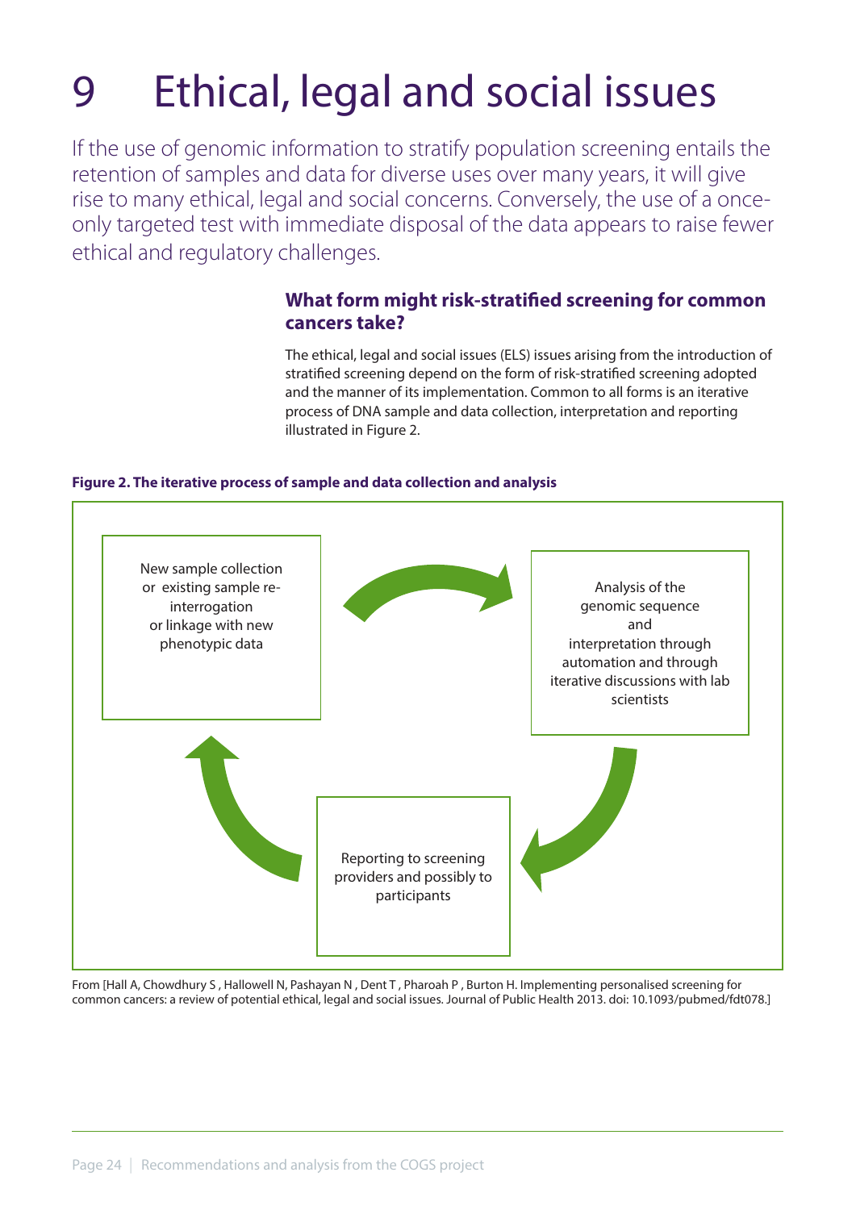# 9 Ethical, legal and social issues

If the use of genomic information to stratify population screening entails the retention of samples and data for diverse uses over many years, it will give rise to many ethical, legal and social concerns. Conversely, the use of a once-only targeted test with immediate disposal of the data appears to raise fewer ethical and regulatory challenges.

### What form might risk-stratified screening for common cancers take?

The ethical, legal and social issues (ELS) issues arising from the introduction of stratified screening depend on the form of risk-stratified screening adopted and the manner of its implementation. Common to all forms is an iterative process of DNA sample and data collection, interpretation and reporting illustrated in Figure 2.

**Figure 2. The iterative process of sample and data collection and analysis**

New sample collection or existing sample re-interrogation or linkage with new phenotypic data

Analysis of the genomic sequence and interpretation through automation and through iterative discussions with lab scientists

Reporting to screening providers and possibly to participants

From [Hall A, Chowdhury S , Hallowell N, Pashayan N , Dent T , Pharoah P , Burton H. Implementing personalised screening for common cancers: a review of potential ethical, legal and social issues. Journal of Public Health 2013. doi: 10.1093/pubmed/fdt078.]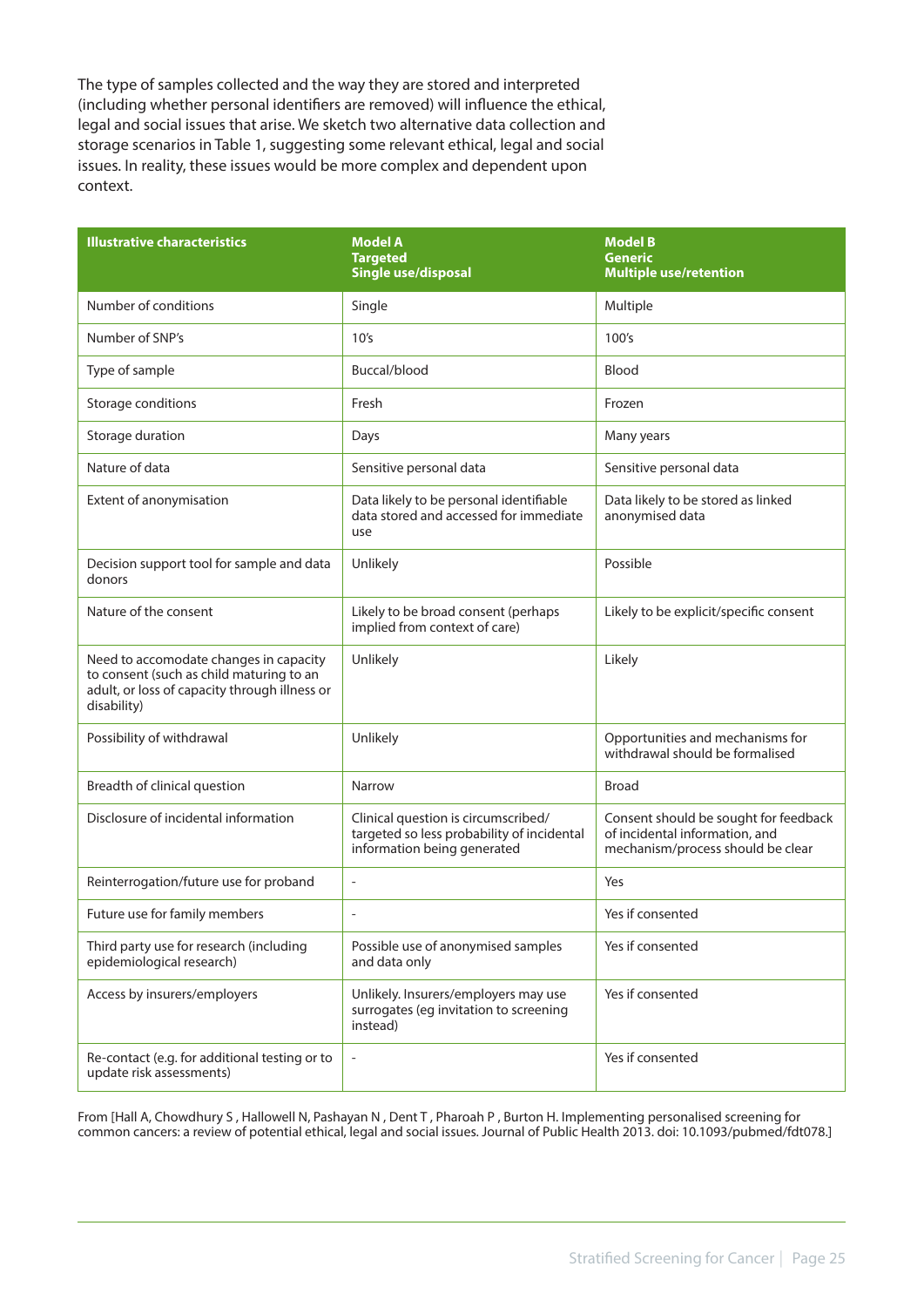The type of samples collected and the way they are stored and interpreted (including whether personal identifiers are removed) will influence the ethical, legal and social issues that arise. We sketch two alternative data collection and storage scenarios in Table 1, suggesting some relevant ethical, legal and social issues. In reality, these issues would be more complex and dependent upon context.

| Illustrative characteristics | Model A<br>Targeted<br>Single use/disposal | Model B<br>Generic<br>Multiple use/retention |
|---|---|---|
| Number of conditions | Single | Multiple |
| Number of SNP's | 10's | 100's |
| Type of sample | Buccal/blood | Blood |
| Storage conditions | Fresh | Frozen |
| Storage duration | Days | Many years |
| Nature of data | Sensitive personal data | Sensitive personal data |
| Extent of anonymisation | Data likely to be personal identifiable data stored and accessed for immediate use | Data likely to be stored as linked anonymised data |
| Decision support tool for sample and data donors | Unlikely | Possible |
| Nature of the consent | Likely to be broad consent (perhaps implied from context of care) | Likely to be explicit/specific consent |
| Need to accomodate changes in capacity to consent (such as child maturing to an adult, or loss of capacity through illness or disability) | Unlikely | Likely |
| Possibility of withdrawal | Unlikely | Opportunities and mechanisms for withdrawal should be formalised |
| Breadth of clinical question | Narrow | Broad |
| Disclosure of incidental information | Clinical question is circumscribed/ targeted so less probability of incidental information being generated | Consent should be sought for feedback of incidental information, and mechanism/process should be clear |
| Reinterrogation/future use for proband | - | Yes |
| Future use for family members | - | Yes if consented |
| Third party use for research (including epidemiological research) | Possible use of anonymised samples and data only | Yes if consented |
| Access by insurers/employers | Unlikely. Insurers/employers may use surrogates (eg invitation to screening instead) | Yes if consented |
| Re-contact (e.g. for additional testing or to update risk assessments) | - | Yes if consented |

From [Hall A, Chowdhury S , Hallowell N, Pashayan N , Dent T , Pharoah P , Burton H. Implementing personalised screening for common cancers: a review of potential ethical, legal and social issues. Journal of Public Health 2013. doi: 10.1093/pubmed/fdt078.]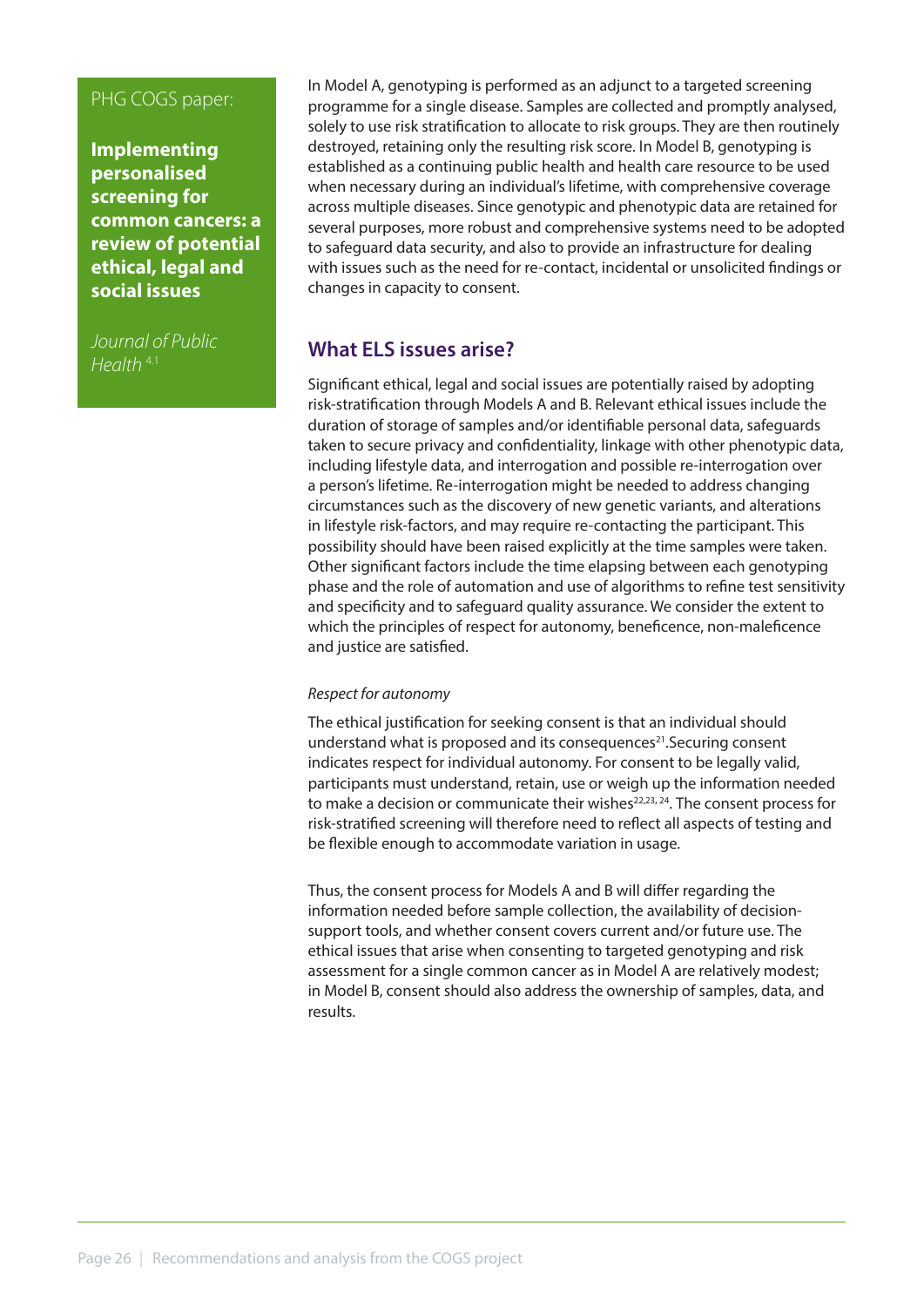PHG COGS paper:

**Implementing personalised screening for common cancers: a review of potential ethical, legal and social issues**

*Journal of Public Health* [4.1]

In Model A, genotyping is performed as an adjunct to a targeted screening programme for a single disease. Samples are collected and promptly analysed, solely to use risk stratification to allocate to risk groups. They are then routinely destroyed, retaining only the resulting risk score. In Model B, genotyping is established as a continuing public health and health care resource to be used when necessary during an individual's lifetime, with comprehensive coverage across multiple diseases. Since genotypic and phenotypic data are retained for several purposes, more robust and comprehensive systems need to be adopted to safeguard data security, and also to provide an infrastructure for dealing with issues such as the need for re-contact, incidental or unsolicited findings or changes in capacity to consent.

## What ELS issues arise?

Significant ethical, legal and social issues are potentially raised by adopting risk-stratification through Models A and B. Relevant ethical issues include the duration of storage of samples and/or identifiable personal data, safeguards taken to secure privacy and confidentiality, linkage with other phenotypic data, including lifestyle data, and interrogation and possible re-interrogation over a person's lifetime. Re-interrogation might be needed to address changing circumstances such as the discovery of new genetic variants, and alterations in lifestyle risk-factors, and may require re-contacting the participant. This possibility should have been raised explicitly at the time samples were taken. Other significant factors include the time elapsing between each genotyping phase and the role of automation and use of algorithms to refine test sensitivity and specificity and to safeguard quality assurance. We consider the extent to which the principles of respect for autonomy, beneficence, non-maleficence and justice are satisfied.

*Respect for autonomy*

The ethical justification for seeking consent is that an individual should understand what is proposed and its consequences[21].Securing consent indicates respect for individual autonomy. For consent to be legally valid, participants must understand, retain, use or weigh up the information needed to make a decision or communicate their wishes[22,23, 24]. The consent process for risk-stratified screening will therefore need to reflect all aspects of testing and be flexible enough to accommodate variation in usage.

Thus, the consent process for Models A and B will differ regarding the information needed before sample collection, the availability of decision-support tools, and whether consent covers current and/or future use. The ethical issues that arise when consenting to targeted genotyping and risk assessment for a single common cancer as in Model A are relatively modest; in Model B, consent should also address the ownership of samples, data, and results.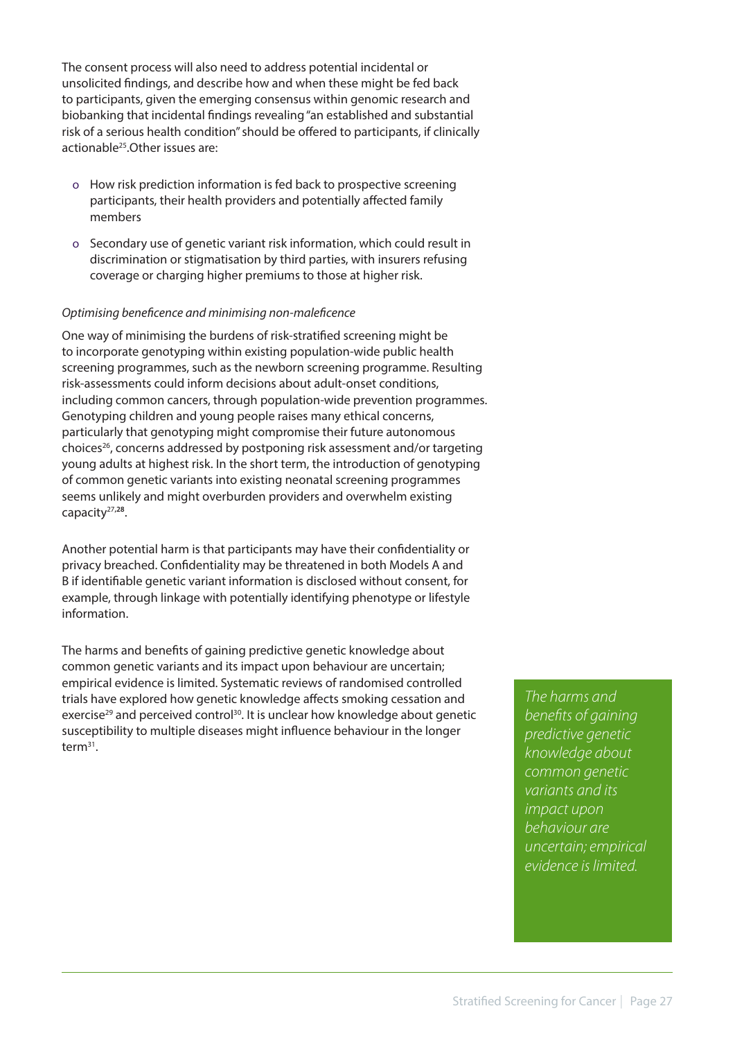The consent process will also need to address potential incidental or unsolicited findings, and describe how and when these might be fed back to participants, given the emerging consensus within genomic research and biobanking that incidental findings revealing "an established and substantial risk of a serious health condition" should be offered to participants, if clinically actionable[25].Other issues are:

- How risk prediction information is fed back to prospective screening participants, their health providers and potentially affected family members
- Secondary use of genetic variant risk information, which could result in discrimination or stigmatisation by third parties, with insurers refusing coverage or charging higher premiums to those at higher risk.

*Optimising beneficence and minimising non-maleficence*

One way of minimising the burdens of risk-stratified screening might be to incorporate genotyping within existing population-wide public health screening programmes, such as the newborn screening programme. Resulting risk-assessments could inform decisions about adult-onset conditions, including common cancers, through population-wide prevention programmes. Genotyping children and young people raises many ethical concerns, particularly that genotyping might compromise their future autonomous choices[26], concerns addressed by postponing risk assessment and/or targeting young adults at highest risk. In the short term, the introduction of genotyping of common genetic variants into existing neonatal screening programmes seems unlikely and might overburden providers and overwhelm existing capacity[27,28].

Another potential harm is that participants may have their confidentiality or privacy breached. Confidentiality may be threatened in both Models A and B if identifiable genetic variant information is disclosed without consent, for example, through linkage with potentially identifying phenotype or lifestyle information.

The harms and benefits of gaining predictive genetic knowledge about common genetic variants and its impact upon behaviour are uncertain; empirical evidence is limited. Systematic reviews of randomised controlled trials have explored how genetic knowledge affects smoking cessation and exercise[29] and perceived control[30]. It is unclear how knowledge about genetic susceptibility to multiple diseases might influence behaviour in the longer term[31].

*The harms and benefits of gaining predictive genetic knowledge about common genetic variants and its impact upon behaviour are uncertain; empirical evidence is limited.*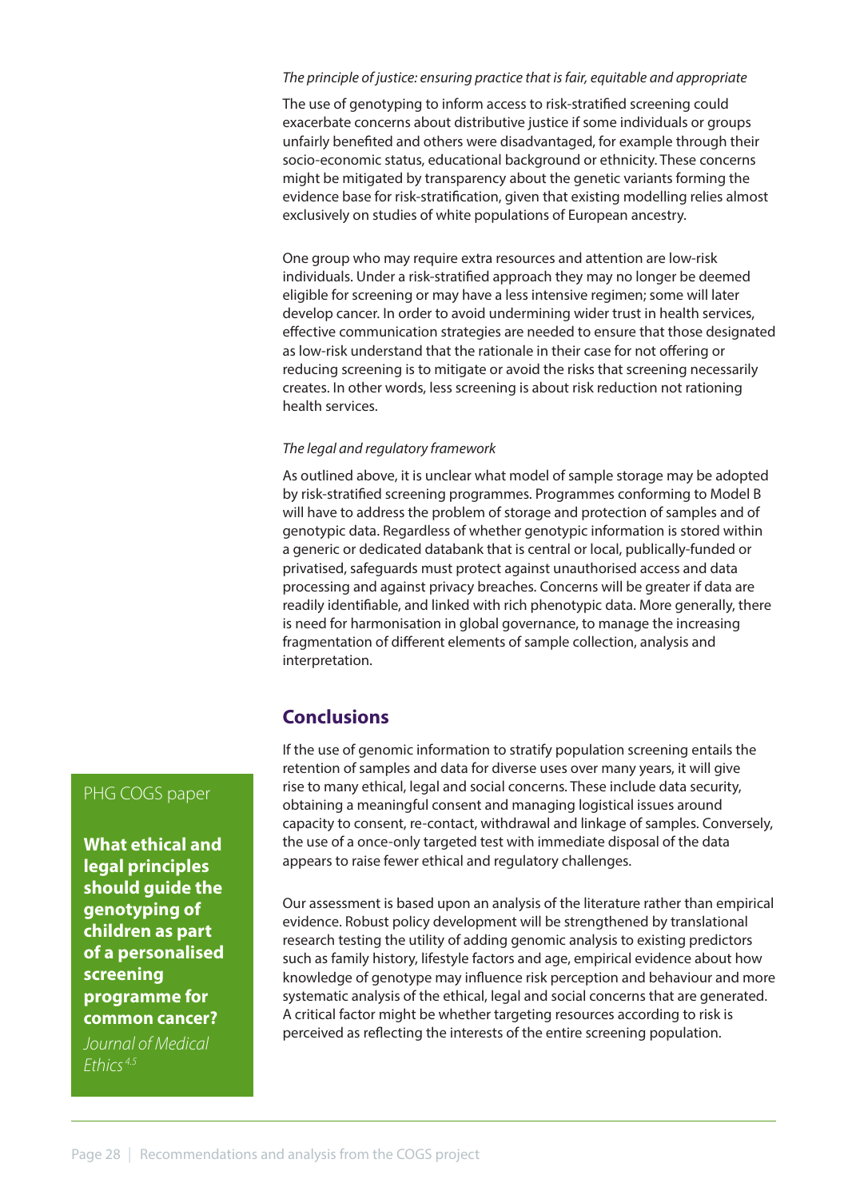*The principle of justice: ensuring practice that is fair, equitable and appropriate*

The use of genotyping to inform access to risk-stratified screening could exacerbate concerns about distributive justice if some individuals or groups unfairly benefited and others were disadvantaged, for example through their socio-economic status, educational background or ethnicity. These concerns might be mitigated by transparency about the genetic variants forming the evidence base for risk-stratification, given that existing modelling relies almost exclusively on studies of white populations of European ancestry.

One group who may require extra resources and attention are low-risk individuals. Under a risk-stratified approach they may no longer be deemed eligible for screening or may have a less intensive regimen; some will later develop cancer. In order to avoid undermining wider trust in health services, effective communication strategies are needed to ensure that those designated as low-risk understand that the rationale in their case for not offering or reducing screening is to mitigate or avoid the risks that screening necessarily creates. In other words, less screening is about risk reduction not rationing health services.

*The legal and regulatory framework*

As outlined above, it is unclear what model of sample storage may be adopted by risk-stratified screening programmes. Programmes conforming to Model B will have to address the problem of storage and protection of samples and of genotypic data. Regardless of whether genotypic information is stored within a generic or dedicated databank that is central or local, publically-funded or privatised, safeguards must protect against unauthorised access and data processing and against privacy breaches. Concerns will be greater if data are readily identifiable, and linked with rich phenotypic data. More generally, there is need for harmonisation in global governance, to manage the increasing fragmentation of different elements of sample collection, analysis and interpretation.

## Conclusions

If the use of genomic information to stratify population screening entails the retention of samples and data for diverse uses over many years, it will give rise to many ethical, legal and social concerns. These include data security, obtaining a meaningful consent and managing logistical issues around capacity to consent, re-contact, withdrawal and linkage of samples. Conversely, the use of a once-only targeted test with immediate disposal of the data appears to raise fewer ethical and regulatory challenges.

Our assessment is based upon an analysis of the literature rather than empirical evidence. Robust policy development will be strengthened by translational research testing the utility of adding genomic analysis to existing predictors such as family history, lifestyle factors and age, empirical evidence about how knowledge of genotype may influence risk perception and behaviour and more systematic analysis of the ethical, legal and social concerns that are generated. A critical factor might be whether targeting resources according to risk is perceived as reflecting the interests of the entire screening population.

PHG COGS paper

**What ethical and legal principles should guide the genotyping of children as part of a personalised screening programme for common cancer?**

*Journal of Medical Ethics*[4,5]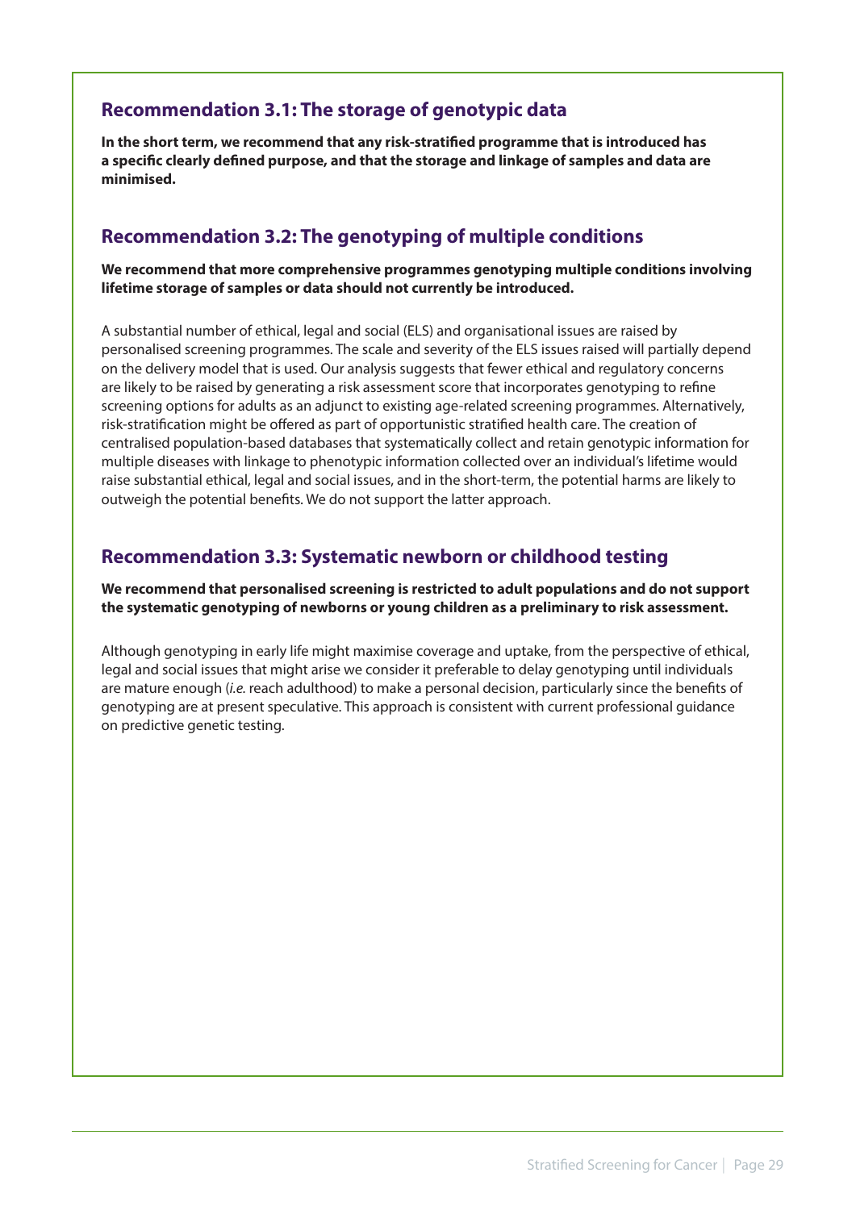## Recommendation 3.1: The storage of genotypic data

**In the short term, we recommend that any risk-stratified programme that is introduced has a specific clearly defined purpose, and that the storage and linkage of samples and data are minimised.**

## Recommendation 3.2: The genotyping of multiple conditions

**We recommend that more comprehensive programmes genotyping multiple conditions involving lifetime storage of samples or data should not currently be introduced.**

A substantial number of ethical, legal and social (ELS) and organisational issues are raised by personalised screening programmes. The scale and severity of the ELS issues raised will partially depend on the delivery model that is used. Our analysis suggests that fewer ethical and regulatory concerns are likely to be raised by generating a risk assessment score that incorporates genotyping to refine screening options for adults as an adjunct to existing age-related screening programmes. Alternatively, risk-stratification might be offered as part of opportunistic stratified health care. The creation of centralised population-based databases that systematically collect and retain genotypic information for multiple diseases with linkage to phenotypic information collected over an individual's lifetime would raise substantial ethical, legal and social issues, and in the short-term, the potential harms are likely to outweigh the potential benefits. We do not support the latter approach.

## Recommendation 3.3: Systematic newborn or childhood testing

**We recommend that personalised screening is restricted to adult populations and do not support the systematic genotyping of newborns or young children as a preliminary to risk assessment.**

Although genotyping in early life might maximise coverage and uptake, from the perspective of ethical, legal and social issues that might arise we consider it preferable to delay genotyping until individuals are mature enough (*i.e.* reach adulthood) to make a personal decision, particularly since the benefits of genotyping are at present speculative. This approach is consistent with current professional guidance on predictive genetic testing.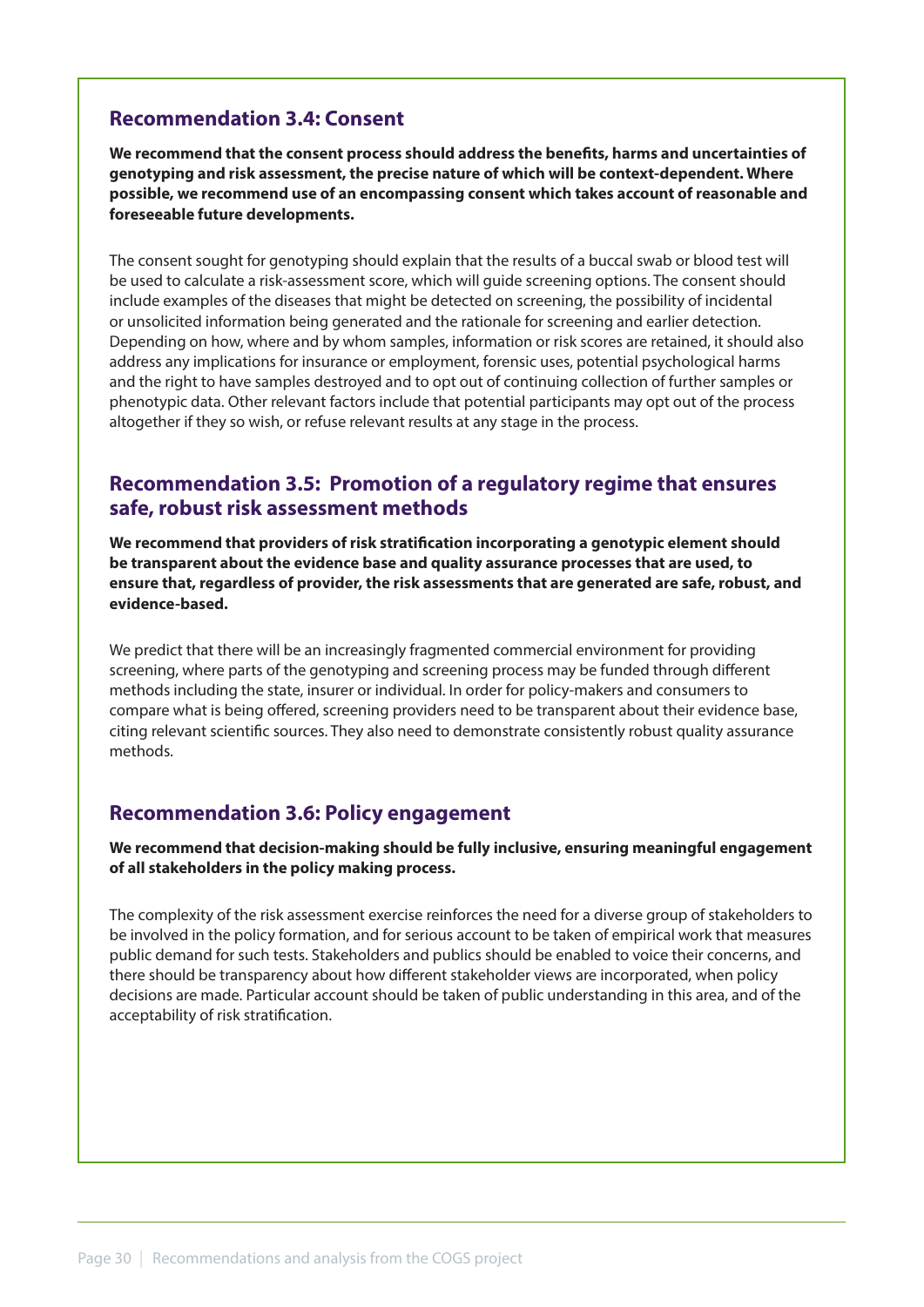## Recommendation 3.4: Consent

**We recommend that the consent process should address the benefits, harms and uncertainties of genotyping and risk assessment, the precise nature of which will be context-dependent. Where possible, we recommend use of an encompassing consent which takes account of reasonable and foreseeable future developments.**

The consent sought for genotyping should explain that the results of a buccal swab or blood test will be used to calculate a risk-assessment score, which will guide screening options. The consent should include examples of the diseases that might be detected on screening, the possibility of incidental or unsolicited information being generated and the rationale for screening and earlier detection. Depending on how, where and by whom samples, information or risk scores are retained, it should also address any implications for insurance or employment, forensic uses, potential psychological harms and the right to have samples destroyed and to opt out of continuing collection of further samples or phenotypic data. Other relevant factors include that potential participants may opt out of the process altogether if they so wish, or refuse relevant results at any stage in the process.

## Recommendation 3.5: Promotion of a regulatory regime that ensures safe, robust risk assessment methods

**We recommend that providers of risk stratification incorporating a genotypic element should be transparent about the evidence base and quality assurance processes that are used, to ensure that, regardless of provider, the risk assessments that are generated are safe, robust, and evidence-based.**

We predict that there will be an increasingly fragmented commercial environment for providing screening, where parts of the genotyping and screening process may be funded through different methods including the state, insurer or individual. In order for policy-makers and consumers to compare what is being offered, screening providers need to be transparent about their evidence base, citing relevant scientific sources. They also need to demonstrate consistently robust quality assurance methods.

## Recommendation 3.6: Policy engagement

**We recommend that decision-making should be fully inclusive, ensuring meaningful engagement of all stakeholders in the policy making process.**

The complexity of the risk assessment exercise reinforces the need for a diverse group of stakeholders to be involved in the policy formation, and for serious account to be taken of empirical work that measures public demand for such tests. Stakeholders and publics should be enabled to voice their concerns, and there should be transparency about how different stakeholder views are incorporated, when policy decisions are made. Particular account should be taken of public understanding in this area, and of the acceptability of risk stratification.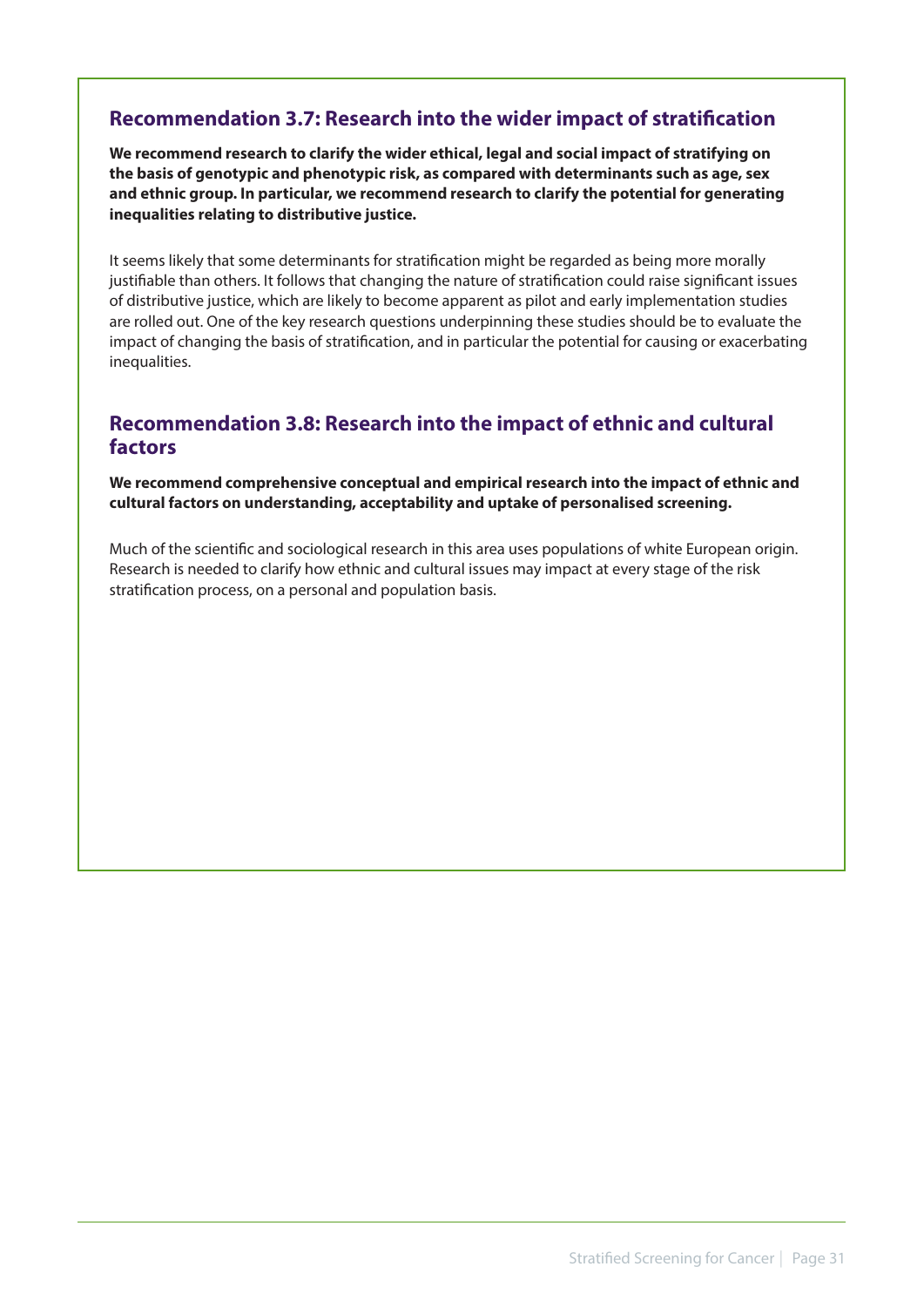### Recommendation 3.7: Research into the wider impact of stratification

**We recommend research to clarify the wider ethical, legal and social impact of stratifying on the basis of genotypic and phenotypic risk, as compared with determinants such as age, sex and ethnic group. In particular, we recommend research to clarify the potential for generating inequalities relating to distributive justice.**

It seems likely that some determinants for stratification might be regarded as being more morally justifiable than others. It follows that changing the nature of stratification could raise significant issues of distributive justice, which are likely to become apparent as pilot and early implementation studies are rolled out. One of the key research questions underpinning these studies should be to evaluate the impact of changing the basis of stratification, and in particular the potential for causing or exacerbating inequalities.

### Recommendation 3.8: Research into the impact of ethnic and cultural factors

**We recommend comprehensive conceptual and empirical research into the impact of ethnic and cultural factors on understanding, acceptability and uptake of personalised screening.**

Much of the scientific and sociological research in this area uses populations of white European origin. Research is needed to clarify how ethnic and cultural issues may impact at every stage of the risk stratification process, on a personal and population basis.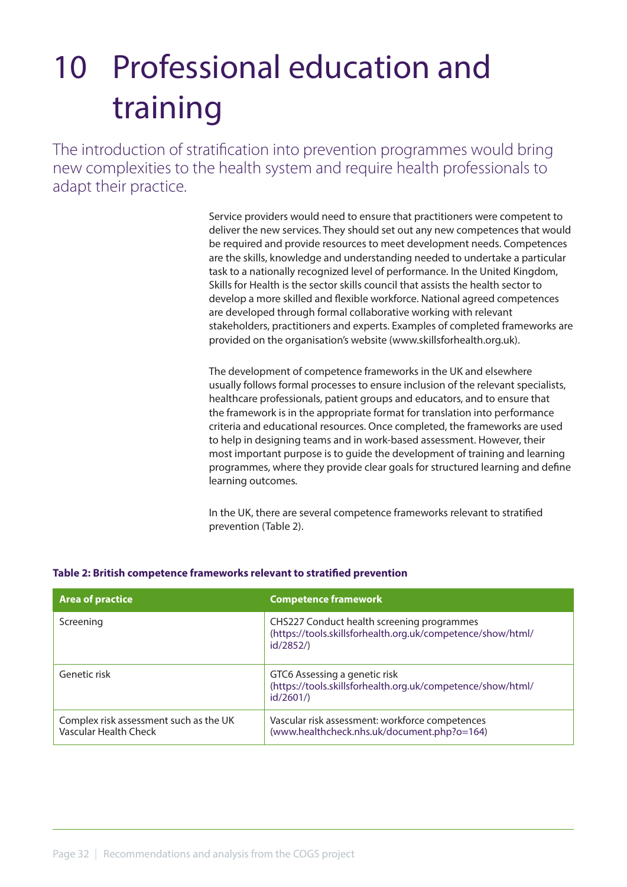# 10 Professional education and training

The introduction of stratification into prevention programmes would bring new complexities to the health system and require health professionals to adapt their practice.

Service providers would need to ensure that practitioners were competent to deliver the new services. They should set out any new competences that would be required and provide resources to meet development needs. Competences are the skills, knowledge and understanding needed to undertake a particular task to a nationally recognized level of performance. In the United Kingdom, Skills for Health is the sector skills council that assists the health sector to develop a more skilled and flexible workforce. National agreed competences are developed through formal collaborative working with relevant stakeholders, practitioners and experts. Examples of completed frameworks are provided on the organisation's website (www.skillsforhealth.org.uk).

The development of competence frameworks in the UK and elsewhere usually follows formal processes to ensure inclusion of the relevant specialists, healthcare professionals, patient groups and educators, and to ensure that the framework is in the appropriate format for translation into performance criteria and educational resources. Once completed, the frameworks are used to help in designing teams and in work-based assessment. However, their most important purpose is to guide the development of training and learning programmes, where they provide clear goals for structured learning and define learning outcomes.

In the UK, there are several competence frameworks relevant to stratified prevention (Table 2).

**Table 2: British competence frameworks relevant to stratified prevention**

| Area of practice | Competence framework |
|---|---|
| Screening | CHS227 Conduct health screening programmes (https://tools.skillsforhealth.org.uk/competence/show/html/id/2852/) |
| Genetic risk | GTC6 Assessing a genetic risk (https://tools.skillsforhealth.org.uk/competence/show/html/id/2601/) |
| Complex risk assessment such as the UK Vascular Health Check | Vascular risk assessment: workforce competences (www.healthcheck.nhs.uk/document.php?o=164) |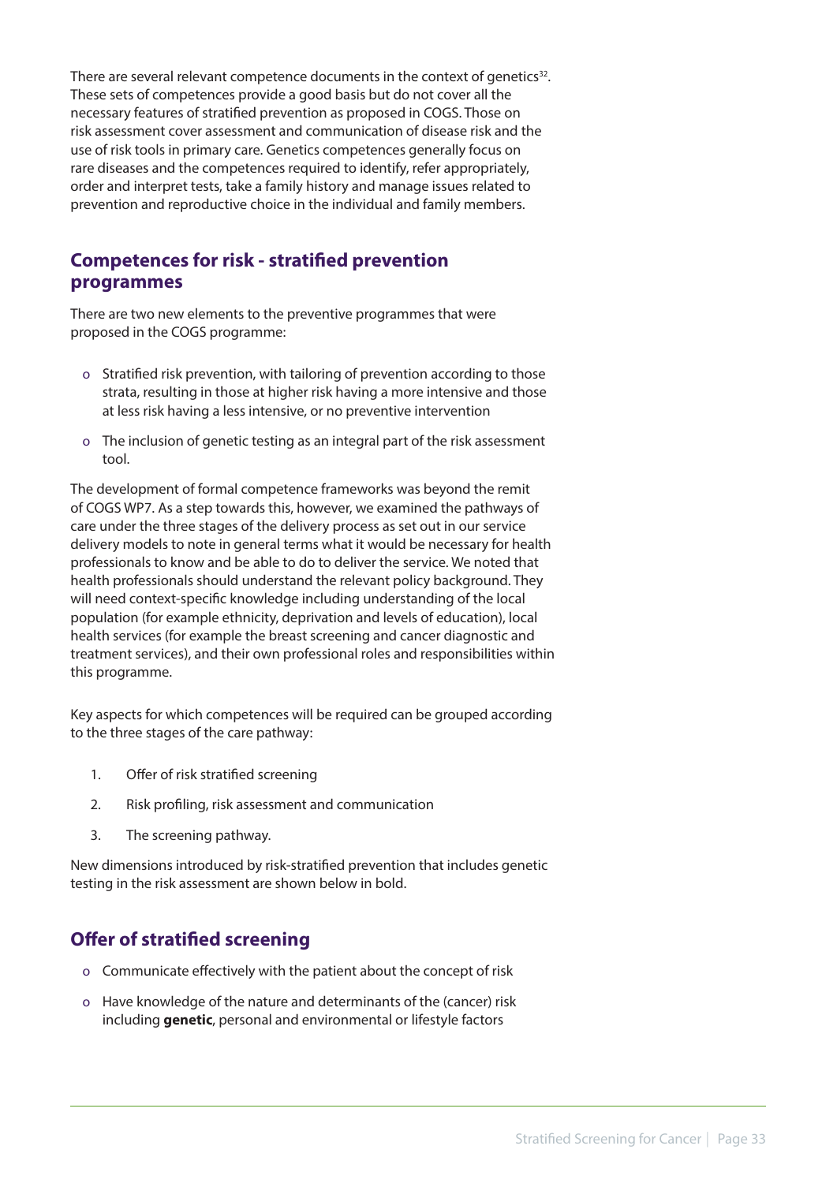There are several relevant competence documents in the context of genetics[32]. These sets of competences provide a good basis but do not cover all the necessary features of stratified prevention as proposed in COGS. Those on risk assessment cover assessment and communication of disease risk and the use of risk tools in primary care. Genetics competences generally focus on rare diseases and the competences required to identify, refer appropriately, order and interpret tests, take a family history and manage issues related to prevention and reproductive choice in the individual and family members.

## Competences for risk - stratified prevention programmes

There are two new elements to the preventive programmes that were proposed in the COGS programme:

- Stratified risk prevention, with tailoring of prevention according to those strata, resulting in those at higher risk having a more intensive and those at less risk having a less intensive, or no preventive intervention
- The inclusion of genetic testing as an integral part of the risk assessment tool.

The development of formal competence frameworks was beyond the remit of COGS WP7. As a step towards this, however, we examined the pathways of care under the three stages of the delivery process as set out in our service delivery models to note in general terms what it would be necessary for health professionals to know and be able to do to deliver the service. We noted that health professionals should understand the relevant policy background. They will need context-specific knowledge including understanding of the local population (for example ethnicity, deprivation and levels of education), local health services (for example the breast screening and cancer diagnostic and treatment services), and their own professional roles and responsibilities within this programme.

Key aspects for which competences will be required can be grouped according to the three stages of the care pathway:

1. Offer of risk stratified screening
2. Risk profiling, risk assessment and communication
3. The screening pathway.

New dimensions introduced by risk-stratified prevention that includes genetic testing in the risk assessment are shown below in bold.

## Offer of stratified screening

- Communicate effectively with the patient about the concept of risk
- Have knowledge of the nature and determinants of the (cancer) risk including **genetic**, personal and environmental or lifestyle factors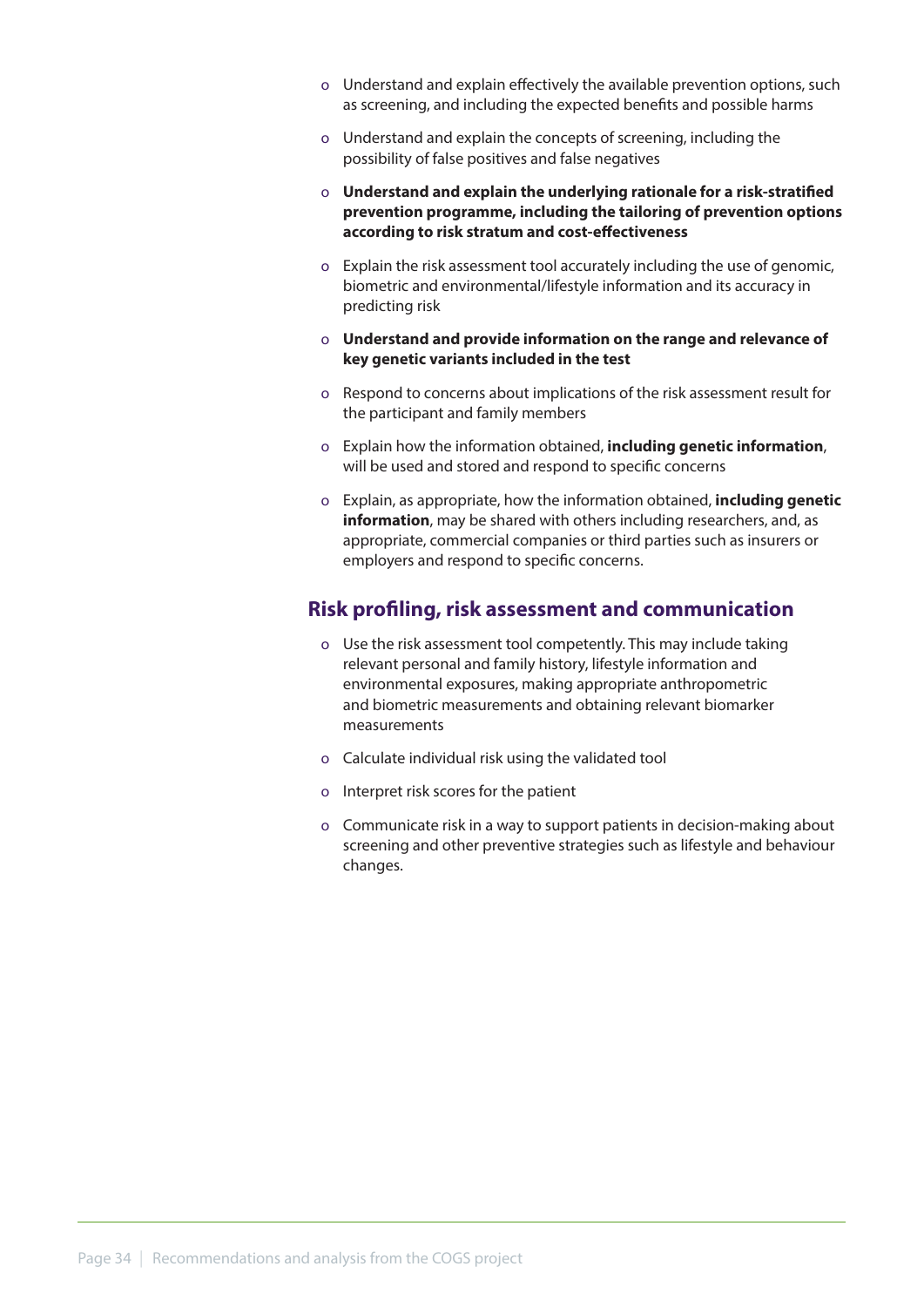- Understand and explain effectively the available prevention options, such as screening, and including the expected benefits and possible harms
- Understand and explain the concepts of screening, including the possibility of false positives and false negatives
- **Understand and explain the underlying rationale for a risk-stratified prevention programme, including the tailoring of prevention options according to risk stratum and cost-effectiveness**
- Explain the risk assessment tool accurately including the use of genomic, biometric and environmental/lifestyle information and its accuracy in predicting risk
- **Understand and provide information on the range and relevance of key genetic variants included in the test**
- Respond to concerns about implications of the risk assessment result for the participant and family members
- Explain how the information obtained, **including genetic information**, will be used and stored and respond to specific concerns
- Explain, as appropriate, how the information obtained, **including genetic information**, may be shared with others including researchers, and, as appropriate, commercial companies or third parties such as insurers or employers and respond to specific concerns.

## Risk profiling, risk assessment and communication

- Use the risk assessment tool competently. This may include taking relevant personal and family history, lifestyle information and environmental exposures, making appropriate anthropometric and biometric measurements and obtaining relevant biomarker measurements
- Calculate individual risk using the validated tool
- Interpret risk scores for the patient
- Communicate risk in a way to support patients in decision-making about screening and other preventive strategies such as lifestyle and behaviour changes.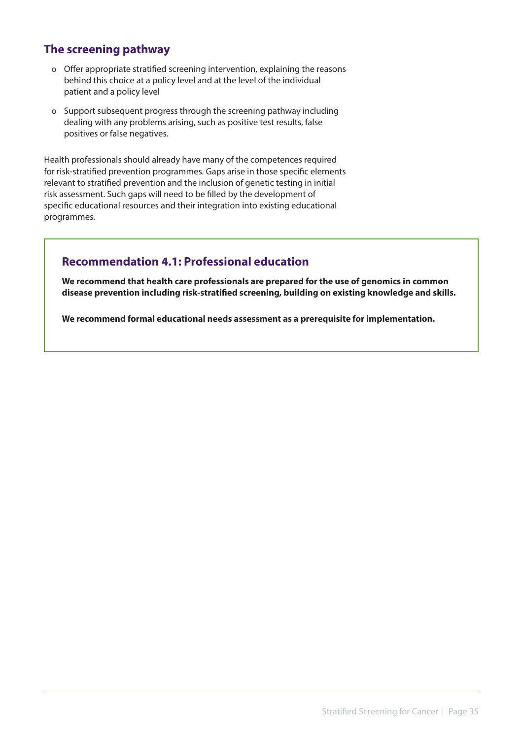## The screening pathway

- Offer appropriate stratified screening intervention, explaining the reasons behind this choice at a policy level and at the level of the individual patient and a policy level
- Support subsequent progress through the screening pathway including dealing with any problems arising, such as positive test results, false positives or false negatives.

Health professionals should already have many of the competences required for risk-stratified prevention programmes. Gaps arise in those specific elements relevant to stratified prevention and the inclusion of genetic testing in initial risk assessment. Such gaps will need to be filled by the development of specific educational resources and their integration into existing educational programmes.

### Recommendation 4.1: Professional education

**We recommend that health care professionals are prepared for the use of genomics in common disease prevention including risk-stratified screening, building on existing knowledge and skills.**

**We recommend formal educational needs assessment as a prerequisite for implementation.**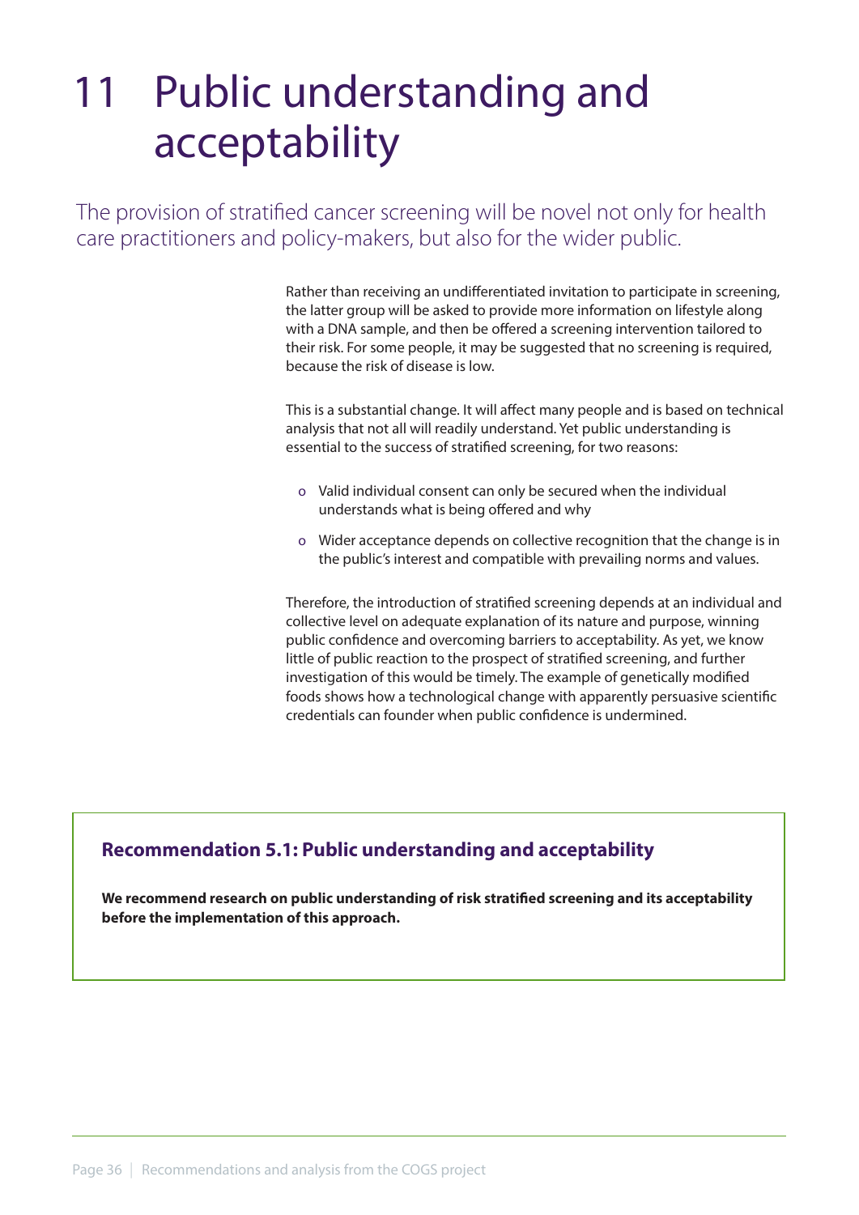# 11 Public understanding and acceptability

The provision of stratified cancer screening will be novel not only for health care practitioners and policy-makers, but also for the wider public.

Rather than receiving an undifferentiated invitation to participate in screening, the latter group will be asked to provide more information on lifestyle along with a DNA sample, and then be offered a screening intervention tailored to their risk. For some people, it may be suggested that no screening is required, because the risk of disease is low.

This is a substantial change. It will affect many people and is based on technical analysis that not all will readily understand. Yet public understanding is essential to the success of stratified screening, for two reasons:

- Valid individual consent can only be secured when the individual understands what is being offered and why
- Wider acceptance depends on collective recognition that the change is in the public's interest and compatible with prevailing norms and values.

Therefore, the introduction of stratified screening depends at an individual and collective level on adequate explanation of its nature and purpose, winning public confidence and overcoming barriers to acceptability. As yet, we know little of public reaction to the prospect of stratified screening, and further investigation of this would be timely. The example of genetically modified foods shows how a technological change with apparently persuasive scientific credentials can founder when public confidence is undermined.

### Recommendation 5.1: Public understanding and acceptability

**We recommend research on public understanding of risk stratified screening and its acceptability before the implementation of this approach.**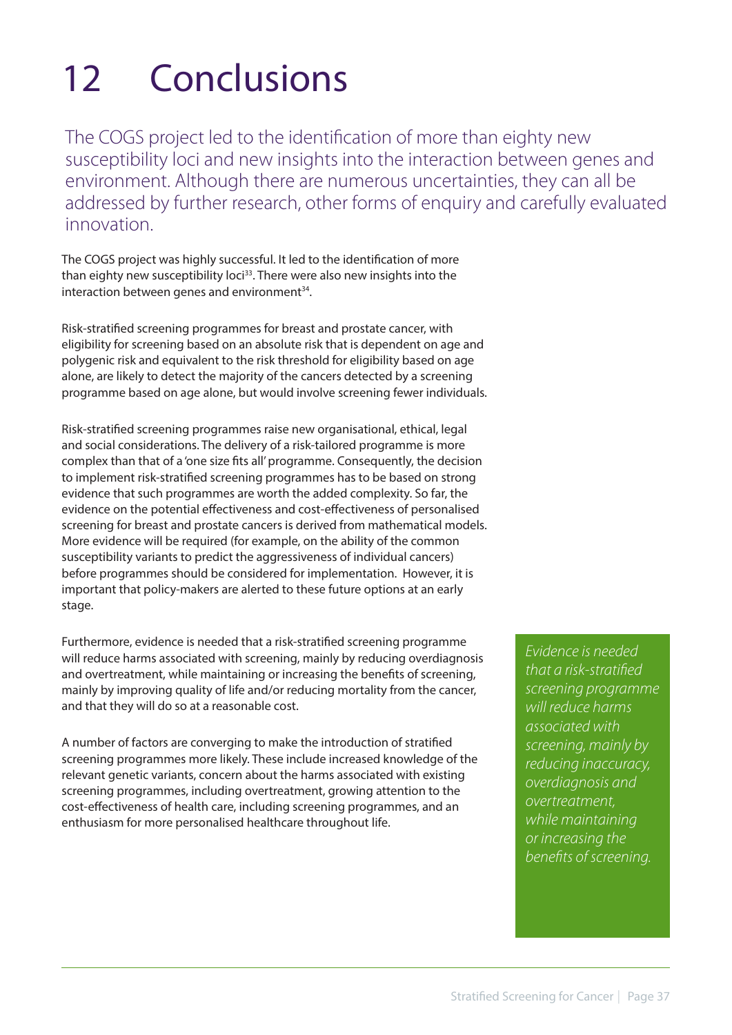# 12 Conclusions

The COGS project led to the identification of more than eighty new susceptibility loci and new insights into the interaction between genes and environment. Although there are numerous uncertainties, they can all be addressed by further research, other forms of enquiry and carefully evaluated innovation.

The COGS project was highly successful. It led to the identification of more than eighty new susceptibility loci[33]. There were also new insights into the interaction between genes and environment[34].

Risk-stratified screening programmes for breast and prostate cancer, with eligibility for screening based on an absolute risk that is dependent on age and polygenic risk and equivalent to the risk threshold for eligibility based on age alone, are likely to detect the majority of the cancers detected by a screening programme based on age alone, but would involve screening fewer individuals.

Risk-stratified screening programmes raise new organisational, ethical, legal and social considerations. The delivery of a risk-tailored programme is more complex than that of a 'one size fits all' programme. Consequently, the decision to implement risk-stratified screening programmes has to be based on strong evidence that such programmes are worth the added complexity. So far, the evidence on the potential effectiveness and cost-effectiveness of personalised screening for breast and prostate cancers is derived from mathematical models. More evidence will be required (for example, on the ability of the common susceptibility variants to predict the aggressiveness of individual cancers) before programmes should be considered for implementation. However, it is important that policy-makers are alerted to these future options at an early stage.

Furthermore, evidence is needed that a risk-stratified screening programme will reduce harms associated with screening, mainly by reducing overdiagnosis and overtreatment, while maintaining or increasing the benefits of screening, mainly by improving quality of life and/or reducing mortality from the cancer, and that they will do so at a reasonable cost.

*Evidence is needed that a risk-stratified screening programme will reduce harms associated with screening, mainly by reducing inaccuracy, overdiagnosis and overtreatment, while maintaining or increasing the benefits of screening.*

A number of factors are converging to make the introduction of stratified screening programmes more likely. These include increased knowledge of the relevant genetic variants, concern about the harms associated with existing screening programmes, including overtreatment, growing attention to the cost-effectiveness of health care, including screening programmes, and an enthusiasm for more personalised healthcare throughout life.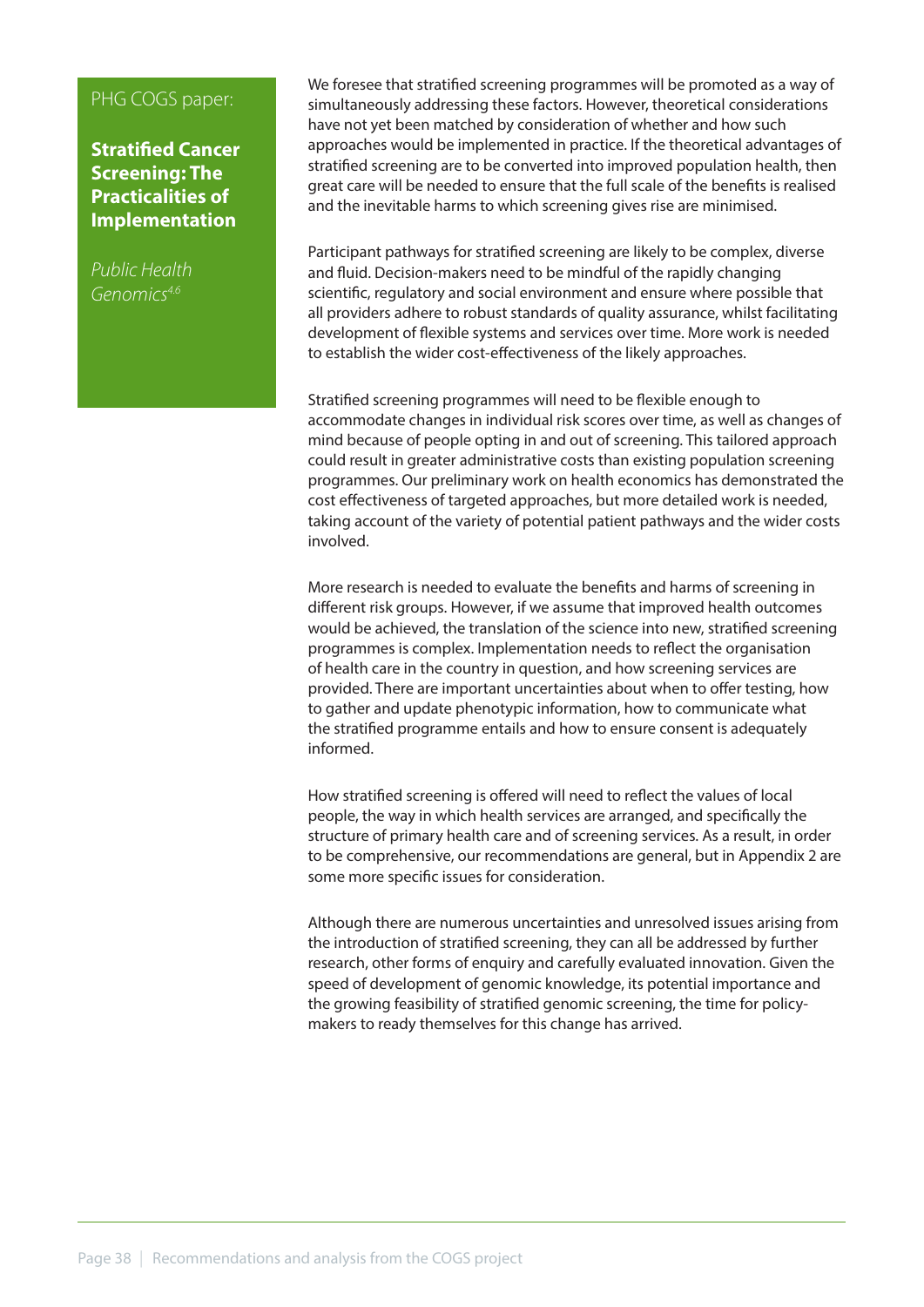PHG COGS paper:

**Stratified Cancer Screening: The Practicalities of Implementation**

*Public Health Genomics*[4,6]

We foresee that stratified screening programmes will be promoted as a way of simultaneously addressing these factors. However, theoretical considerations have not yet been matched by consideration of whether and how such approaches would be implemented in practice. If the theoretical advantages of stratified screening are to be converted into improved population health, then great care will be needed to ensure that the full scale of the benefits is realised and the inevitable harms to which screening gives rise are minimised.

Participant pathways for stratified screening are likely to be complex, diverse and fluid. Decision-makers need to be mindful of the rapidly changing scientific, regulatory and social environment and ensure where possible that all providers adhere to robust standards of quality assurance, whilst facilitating development of flexible systems and services over time. More work is needed to establish the wider cost-effectiveness of the likely approaches.

Stratified screening programmes will need to be flexible enough to accommodate changes in individual risk scores over time, as well as changes of mind because of people opting in and out of screening. This tailored approach could result in greater administrative costs than existing population screening programmes. Our preliminary work on health economics has demonstrated the cost effectiveness of targeted approaches, but more detailed work is needed, taking account of the variety of potential patient pathways and the wider costs involved.

More research is needed to evaluate the benefits and harms of screening in different risk groups. However, if we assume that improved health outcomes would be achieved, the translation of the science into new, stratified screening programmes is complex. Implementation needs to reflect the organisation of health care in the country in question, and how screening services are provided. There are important uncertainties about when to offer testing, how to gather and update phenotypic information, how to communicate what the stratified programme entails and how to ensure consent is adequately informed.

How stratified screening is offered will need to reflect the values of local people, the way in which health services are arranged, and specifically the structure of primary health care and of screening services. As a result, in order to be comprehensive, our recommendations are general, but in Appendix 2 are some more specific issues for consideration.

Although there are numerous uncertainties and unresolved issues arising from the introduction of stratified screening, they can all be addressed by further research, other forms of enquiry and carefully evaluated innovation. Given the speed of development of genomic knowledge, its potential importance and the growing feasibility of stratified genomic screening, the time for policy-makers to ready themselves for this change has arrived.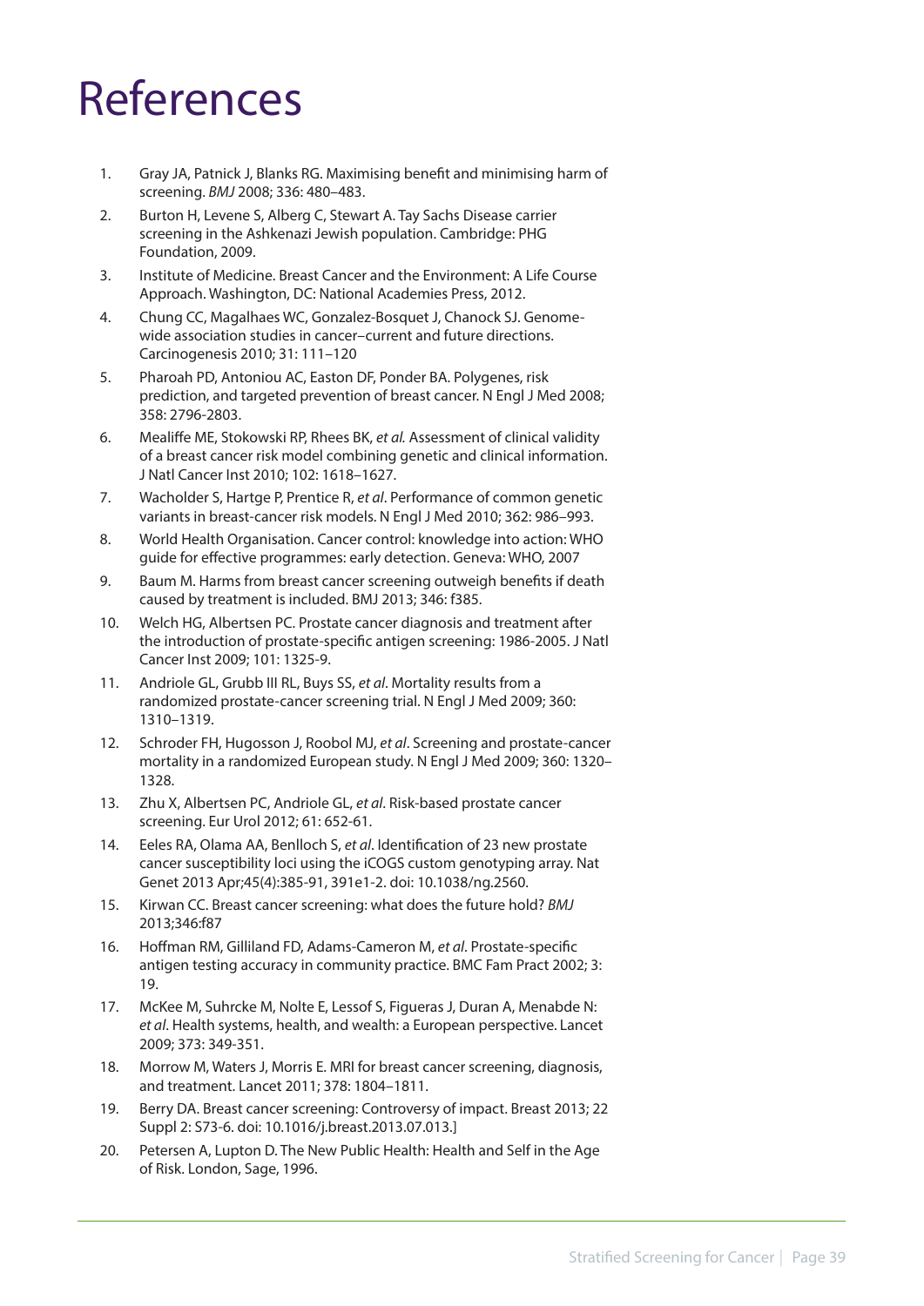# References

1. Gray JA, Patnick J, Blanks RG. Maximising benefit and minimising harm of screening. *BMJ* 2008; 336: 480–483.
2. Burton H, Levene S, Alberg C, Stewart A. Tay Sachs Disease carrier screening in the Ashkenazi Jewish population. Cambridge: PHG Foundation, 2009.
3. Institute of Medicine. Breast Cancer and the Environment: A Life Course Approach. Washington, DC: National Academies Press, 2012.
4. Chung CC, Magalhaes WC, Gonzalez-Bosquet J, Chanock SJ. Genome-wide association studies in cancer–current and future directions. Carcinogenesis 2010; 31: 111–120
5. Pharoah PD, Antoniou AC, Easton DF, Ponder BA. Polygenes, risk prediction, and targeted prevention of breast cancer. N Engl J Med 2008; 358: 2796-2803.
6. Mealiffe ME, Stokowski RP, Rhees BK, *et al.* Assessment of clinical validity of a breast cancer risk model combining genetic and clinical information. J Natl Cancer Inst 2010; 102: 1618–1627.
7. Wacholder S, Hartge P, Prentice R, *et al*. Performance of common genetic variants in breast-cancer risk models. N Engl J Med 2010; 362: 986–993.
8. World Health Organisation. Cancer control: knowledge into action: WHO guide for effective programmes: early detection. Geneva: WHO, 2007
9. Baum M. Harms from breast cancer screening outweigh benefits if death caused by treatment is included. BMJ 2013; 346: f385.
10. Welch HG, Albertsen PC. Prostate cancer diagnosis and treatment after the introduction of prostate-specific antigen screening: 1986-2005. J Natl Cancer Inst 2009; 101: 1325-9.
11. Andriole GL, Grubb III RL, Buys SS, *et al*. Mortality results from a randomized prostate-cancer screening trial. N Engl J Med 2009; 360: 1310–1319.
12. Schroder FH, Hugosson J, Roobol MJ, *et al*. Screening and prostate-cancer mortality in a randomized European study. N Engl J Med 2009; 360: 1320–1328.
13. Zhu X, Albertsen PC, Andriole GL, *et al*. Risk-based prostate cancer screening. Eur Urol 2012; 61: 652-61.
14. Eeles RA, Olama AA, Benlloch S, *et al*. Identification of 23 new prostate cancer susceptibility loci using the iCOGS custom genotyping array. Nat Genet 2013 Apr;45(4):385-91, 391e1-2. doi: 10.1038/ng.2560.
15. Kirwan CC. Breast cancer screening: what does the future hold? *BMJ* 2013;346:f87
16. Hoffman RM, Gilliland FD, Adams-Cameron M, *et al*. Prostate-specific antigen testing accuracy in community practice. BMC Fam Pract 2002; 3: 19.
17. McKee M, Suhrcke M, Nolte E, Lessof S, Figueras J, Duran A, Menabde N: *et al*. Health systems, health, and wealth: a European perspective. Lancet 2009; 373: 349-351.
18. Morrow M, Waters J, Morris E. MRI for breast cancer screening, diagnosis, and treatment. Lancet 2011; 378: 1804–1811.
19. Berry DA. Breast cancer screening: Controversy of impact. Breast 2013; 22 Suppl 2: S73-6. doi: 10.1016/j.breast.2013.07.013.]
20. Petersen A, Lupton D. The New Public Health: Health and Self in the Age of Risk. London, Sage, 1996.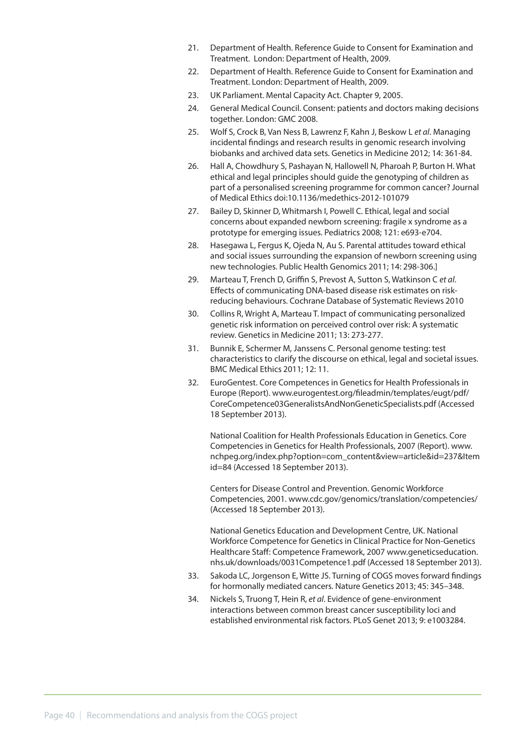21. Department of Health. Reference Guide to Consent for Examination and Treatment. London: Department of Health, 2009.
22. Department of Health. Reference Guide to Consent for Examination and Treatment. London: Department of Health, 2009.
23. UK Parliament. Mental Capacity Act. Chapter 9, 2005.
24. General Medical Council. Consent: patients and doctors making decisions together. London: GMC 2008.
25. Wolf S, Crock B, Van Ness B, Lawrenz F, Kahn J, Beskow L *et al*. Managing incidental findings and research results in genomic research involving biobanks and archived data sets. Genetics in Medicine 2012; 14: 361-84.
26. Hall A, Chowdhury S, Pashayan N, Hallowell N, Pharoah P, Burton H. What ethical and legal principles should guide the genotyping of children as part of a personalised screening programme for common cancer? Journal of Medical Ethics doi:10.1136/medethics-2012-101079
27. Bailey D, Skinner D, Whitmarsh I, Powell C. Ethical, legal and social concerns about expanded newborn screening: fragile x syndrome as a prototype for emerging issues. Pediatrics 2008; 121: e693-e704.
28. Hasegawa L, Fergus K, Ojeda N, Au S. Parental attitudes toward ethical and social issues surrounding the expansion of newborn screening using new technologies. Public Health Genomics 2011; 14: 298-306.]
29. Marteau T, French D, Griffin S, Prevost A, Sutton S, Watkinson C *et al*. Effects of communicating DNA-based disease risk estimates on risk-reducing behaviours. Cochrane Database of Systematic Reviews 2010
30. Collins R, Wright A, Marteau T. Impact of communicating personalized genetic risk information on perceived control over risk: A systematic review. Genetics in Medicine 2011; 13: 273-277.
31. Bunnik E, Schermer M, Janssens C. Personal genome testing: test characteristics to clarify the discourse on ethical, legal and societal issues. BMC Medical Ethics 2011; 12: 11.
32. EuroGentest. Core Competences in Genetics for Health Professionals in Europe (Report). www.eurogentest.org/fileadmin/templates/eugt/pdf/CoreCompetence03GeneralistsAndNonGeneticSpecialists.pdf (Accessed 18 September 2013).

    National Coalition for Health Professionals Education in Genetics. Core Competencies in Genetics for Health Professionals, 2007 (Report). www.nchpeg.org/index.php?option=com_content&view=article&id=237&Itemid=84 (Accessed 18 September 2013).

    Centers for Disease Control and Prevention. Genomic Workforce Competencies, 2001. www.cdc.gov/genomics/translation/competencies/ (Accessed 18 September 2013).

    National Genetics Education and Development Centre, UK. National Workforce Competence for Genetics in Clinical Practice for Non-Genetics Healthcare Staff: Competence Framework, 2007 www.geneticseducation.nhs.uk/downloads/0031Competence1.pdf (Accessed 18 September 2013).
33. Sakoda LC, Jorgenson E, Witte JS. Turning of COGS moves forward findings for hormonally mediated cancers. Nature Genetics 2013; 45: 345–348.
34. Nickels S, Truong T, Hein R, *et al*. Evidence of gene-environment interactions between common breast cancer susceptibility loci and established environmental risk factors. PLoS Genet 2013; 9: e1003284.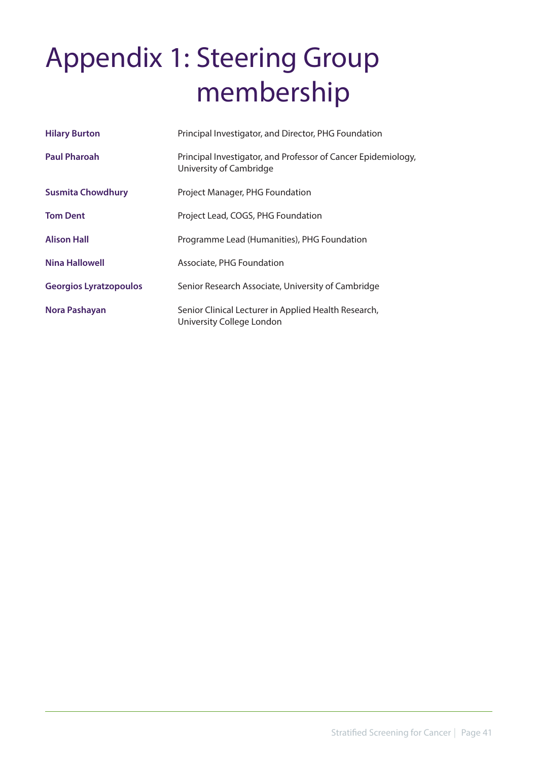# Appendix 1: Steering Group membership

| | |
|---|---|
| **Hilary Burton** | Principal Investigator, and Director, PHG Foundation |
| **Paul Pharoah** | Principal Investigator, and Professor of Cancer Epidemiology, University of Cambridge |
| **Susmita Chowdhury** | Project Manager, PHG Foundation |
| **Tom Dent** | Project Lead, COGS, PHG Foundation |
| **Alison Hall** | Programme Lead (Humanities), PHG Foundation |
| **Nina Hallowell** | Associate, PHG Foundation |
| **Georgios Lyratzopoulos** | Senior Research Associate, University of Cambridge |
| **Nora Pashayan** | Senior Clinical Lecturer in Applied Health Research, University College London |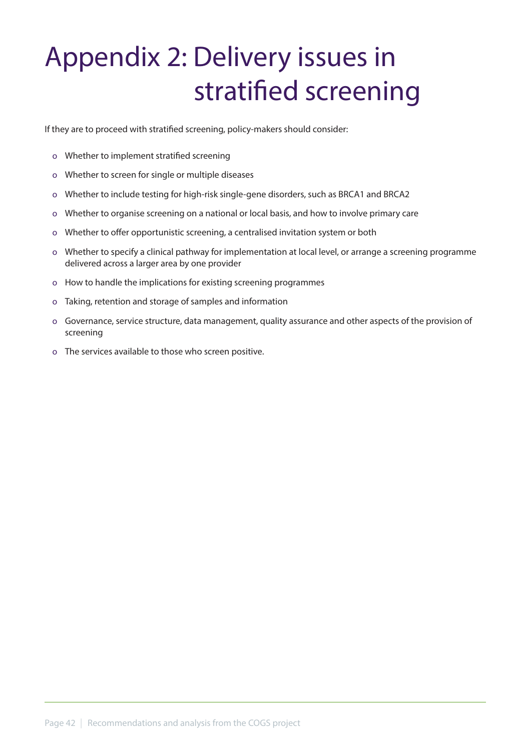# Appendix 2: Delivery issues in stratified screening

If they are to proceed with stratified screening, policy-makers should consider:

- Whether to implement stratified screening
- Whether to screen for single or multiple diseases
- Whether to include testing for high-risk single-gene disorders, such as BRCA1 and BRCA2
- Whether to organise screening on a national or local basis, and how to involve primary care
- Whether to offer opportunistic screening, a centralised invitation system or both
- Whether to specify a clinical pathway for implementation at local level, or arrange a screening programme delivered across a larger area by one provider
- How to handle the implications for existing screening programmes
- Taking, retention and storage of samples and information
- Governance, service structure, data management, quality assurance and other aspects of the provision of screening
- The services available to those who screen positive.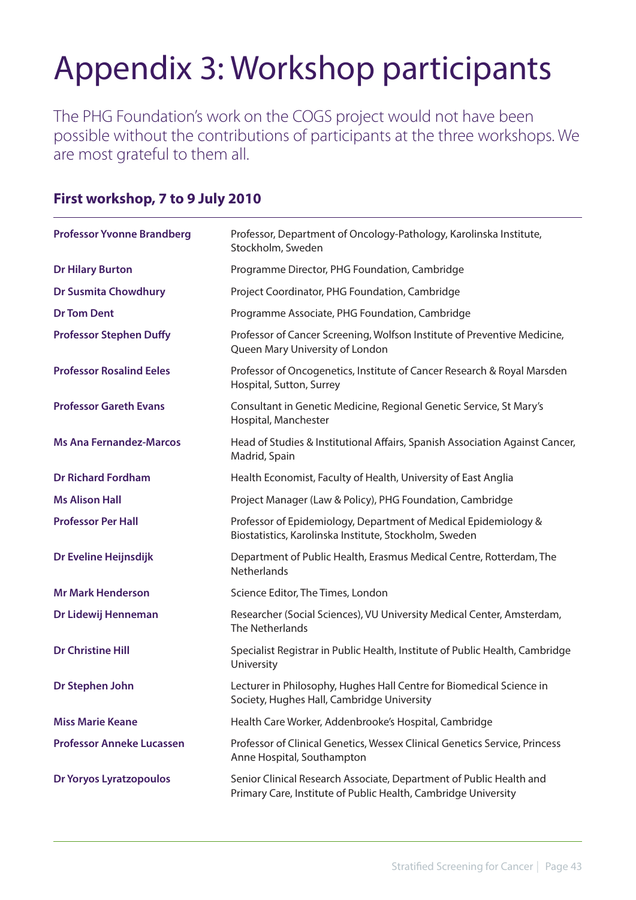# Appendix 3: Workshop participants

The PHG Foundation's work on the COGS project would not have been possible without the contributions of participants at the three workshops. We are most grateful to them all.

## First workshop, 7 to 9 July 2010

| | |
|---|---|
| **Professor Yvonne Brandberg** | Professor, Department of Oncology-Pathology, Karolinska Institute, Stockholm, Sweden |
| **Dr Hilary Burton** | Programme Director, PHG Foundation, Cambridge |
| **Dr Susmita Chowdhury** | Project Coordinator, PHG Foundation, Cambridge |
| **Dr Tom Dent** | Programme Associate, PHG Foundation, Cambridge |
| **Professor Stephen Duffy** | Professor of Cancer Screening, Wolfson Institute of Preventive Medicine, Queen Mary University of London |
| **Professor Rosalind Eeles** | Professor of Oncogenetics, Institute of Cancer Research & Royal Marsden Hospital, Sutton, Surrey |
| **Professor Gareth Evans** | Consultant in Genetic Medicine, Regional Genetic Service, St Mary's Hospital, Manchester |
| **Ms Ana Fernandez-Marcos** | Head of Studies & Institutional Affairs, Spanish Association Against Cancer, Madrid, Spain |
| **Dr Richard Fordham** | Health Economist, Faculty of Health, University of East Anglia |
| **Ms Alison Hall** | Project Manager (Law & Policy), PHG Foundation, Cambridge |
| **Professor Per Hall** | Professor of Epidemiology, Department of Medical Epidemiology & Biostatistics, Karolinska Institute, Stockholm, Sweden |
| **Dr Eveline Heijnsdijk** | Department of Public Health, Erasmus Medical Centre, Rotterdam, The Netherlands |
| **Mr Mark Henderson** | Science Editor, The Times, London |
| **Dr Lidewij Henneman** | Researcher (Social Sciences), VU University Medical Center, Amsterdam, The Netherlands |
| **Dr Christine Hill** | Specialist Registrar in Public Health, Institute of Public Health, Cambridge University |
| **Dr Stephen John** | Lecturer in Philosophy, Hughes Hall Centre for Biomedical Science in Society, Hughes Hall, Cambridge University |
| **Miss Marie Keane** | Health Care Worker, Addenbrooke's Hospital, Cambridge |
| **Professor Anneke Lucassen** | Professor of Clinical Genetics, Wessex Clinical Genetics Service, Princess Anne Hospital, Southampton |
| **Dr Yoryos Lyratzopoulos** | Senior Clinical Research Associate, Department of Public Health and Primary Care, Institute of Public Health, Cambridge University |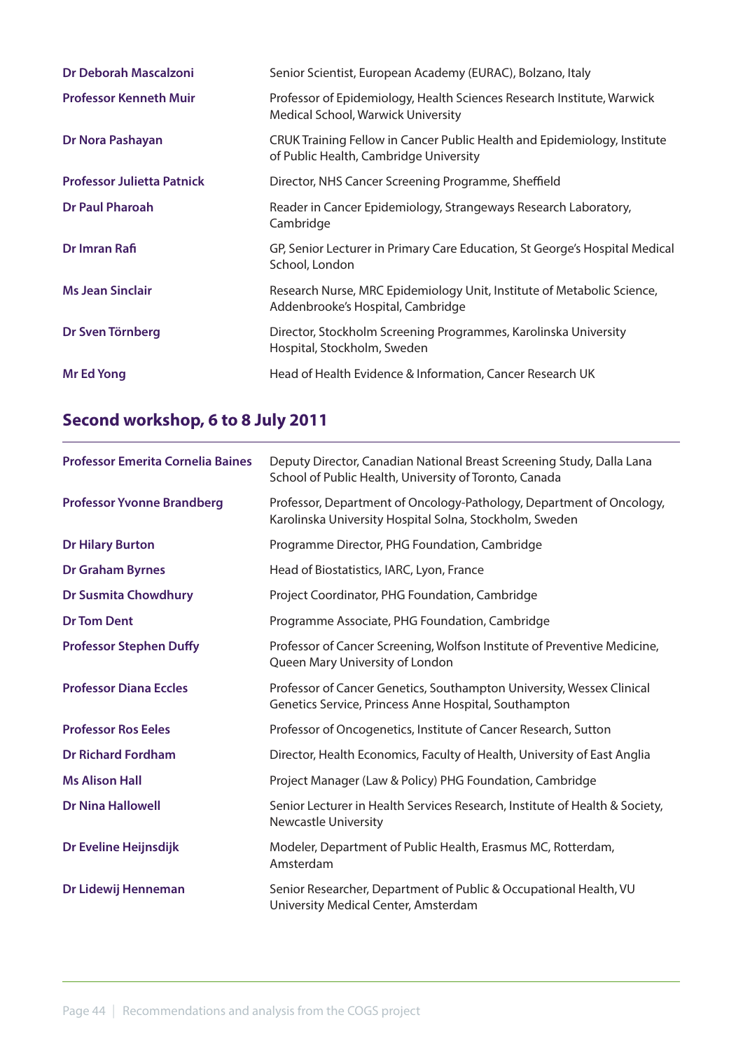| | |
|---|---|
| **Dr Deborah Mascalzoni** | Senior Scientist, European Academy (EURAC), Bolzano, Italy |
| **Professor Kenneth Muir** | Professor of Epidemiology, Health Sciences Research Institute, Warwick Medical School, Warwick University |
| **Dr Nora Pashayan** | CRUK Training Fellow in Cancer Public Health and Epidemiology, Institute of Public Health, Cambridge University |
| **Professor Julietta Patnick** | Director, NHS Cancer Screening Programme, Sheffield |
| **Dr Paul Pharoah** | Reader in Cancer Epidemiology, Strangeways Research Laboratory, Cambridge |
| **Dr Imran Rafi** | GP, Senior Lecturer in Primary Care Education, St George's Hospital Medical School, London |
| **Ms Jean Sinclair** | Research Nurse, MRC Epidemiology Unit, Institute of Metabolic Science, Addenbrooke's Hospital, Cambridge |
| **Dr Sven Törnberg** | Director, Stockholm Screening Programmes, Karolinska University Hospital, Stockholm, Sweden |
| **Mr Ed Yong** | Head of Health Evidence & Information, Cancer Research UK |

## Second workshop, 6 to 8 July 2011

| | |
|---|---|
| **Professor Emerita Cornelia Baines** | Deputy Director, Canadian National Breast Screening Study, Dalla Lana School of Public Health, University of Toronto, Canada |
| **Professor Yvonne Brandberg** | Professor, Department of Oncology-Pathology, Department of Oncology, Karolinska University Hospital Solna, Stockholm, Sweden |
| **Dr Hilary Burton** | Programme Director, PHG Foundation, Cambridge |
| **Dr Graham Byrnes** | Head of Biostatistics, IARC, Lyon, France |
| **Dr Susmita Chowdhury** | Project Coordinator, PHG Foundation, Cambridge |
| **Dr Tom Dent** | Programme Associate, PHG Foundation, Cambridge |
| **Professor Stephen Duffy** | Professor of Cancer Screening, Wolfson Institute of Preventive Medicine, Queen Mary University of London |
| **Professor Diana Eccles** | Professor of Cancer Genetics, Southampton University, Wessex Clinical Genetics Service, Princess Anne Hospital, Southampton |
| **Professor Ros Eeles** | Professor of Oncogenetics, Institute of Cancer Research, Sutton |
| **Dr Richard Fordham** | Director, Health Economics, Faculty of Health, University of East Anglia |
| **Ms Alison Hall** | Project Manager (Law & Policy) PHG Foundation, Cambridge |
| **Dr Nina Hallowell** | Senior Lecturer in Health Services Research, Institute of Health & Society, Newcastle University |
| **Dr Eveline Heijnsdijk** | Modeler, Department of Public Health, Erasmus MC, Rotterdam, Amsterdam |
| **Dr Lidewij Henneman** | Senior Researcher, Department of Public & Occupational Health, VU University Medical Center, Amsterdam |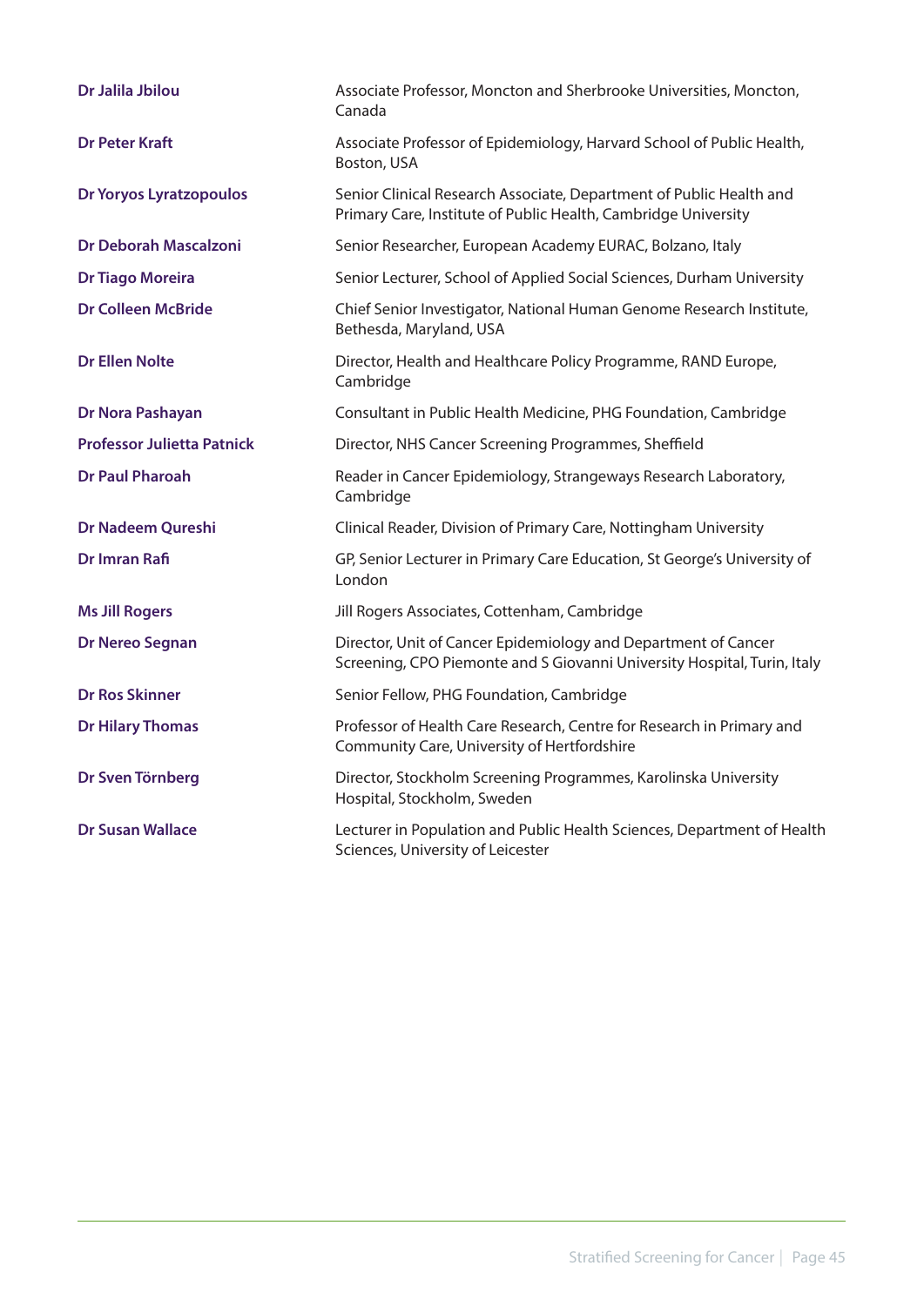| | |
|---|---|
| **Dr Jalila Jbilou** | Associate Professor, Moncton and Sherbrooke Universities, Moncton, Canada |
| **Dr Peter Kraft** | Associate Professor of Epidemiology, Harvard School of Public Health, Boston, USA |
| **Dr Yoryos Lyratzopoulos** | Senior Clinical Research Associate, Department of Public Health and Primary Care, Institute of Public Health, Cambridge University |
| **Dr Deborah Mascalzoni** | Senior Researcher, European Academy EURAC, Bolzano, Italy |
| **Dr Tiago Moreira** | Senior Lecturer, School of Applied Social Sciences, Durham University |
| **Dr Colleen McBride** | Chief Senior Investigator, National Human Genome Research Institute, Bethesda, Maryland, USA |
| **Dr Ellen Nolte** | Director, Health and Healthcare Policy Programme, RAND Europe, Cambridge |
| **Dr Nora Pashayan** | Consultant in Public Health Medicine, PHG Foundation, Cambridge |
| **Professor Julietta Patnick** | Director, NHS Cancer Screening Programmes, Sheffield |
| **Dr Paul Pharoah** | Reader in Cancer Epidemiology, Strangeways Research Laboratory, Cambridge |
| **Dr Nadeem Qureshi** | Clinical Reader, Division of Primary Care, Nottingham University |
| **Dr Imran Rafi** | GP, Senior Lecturer in Primary Care Education, St George's University of London |
| **Ms Jill Rogers** | Jill Rogers Associates, Cottenham, Cambridge |
| **Dr Nereo Segnan** | Director, Unit of Cancer Epidemiology and Department of Cancer Screening, CPO Piemonte and S Giovanni University Hospital, Turin, Italy |
| **Dr Ros Skinner** | Senior Fellow, PHG Foundation, Cambridge |
| **Dr Hilary Thomas** | Professor of Health Care Research, Centre for Research in Primary and Community Care, University of Hertfordshire |
| **Dr Sven Törnberg** | Director, Stockholm Screening Programmes, Karolinska University Hospital, Stockholm, Sweden |
| **Dr Susan Wallace** | Lecturer in Population and Public Health Sciences, Department of Health Sciences, University of Leicester |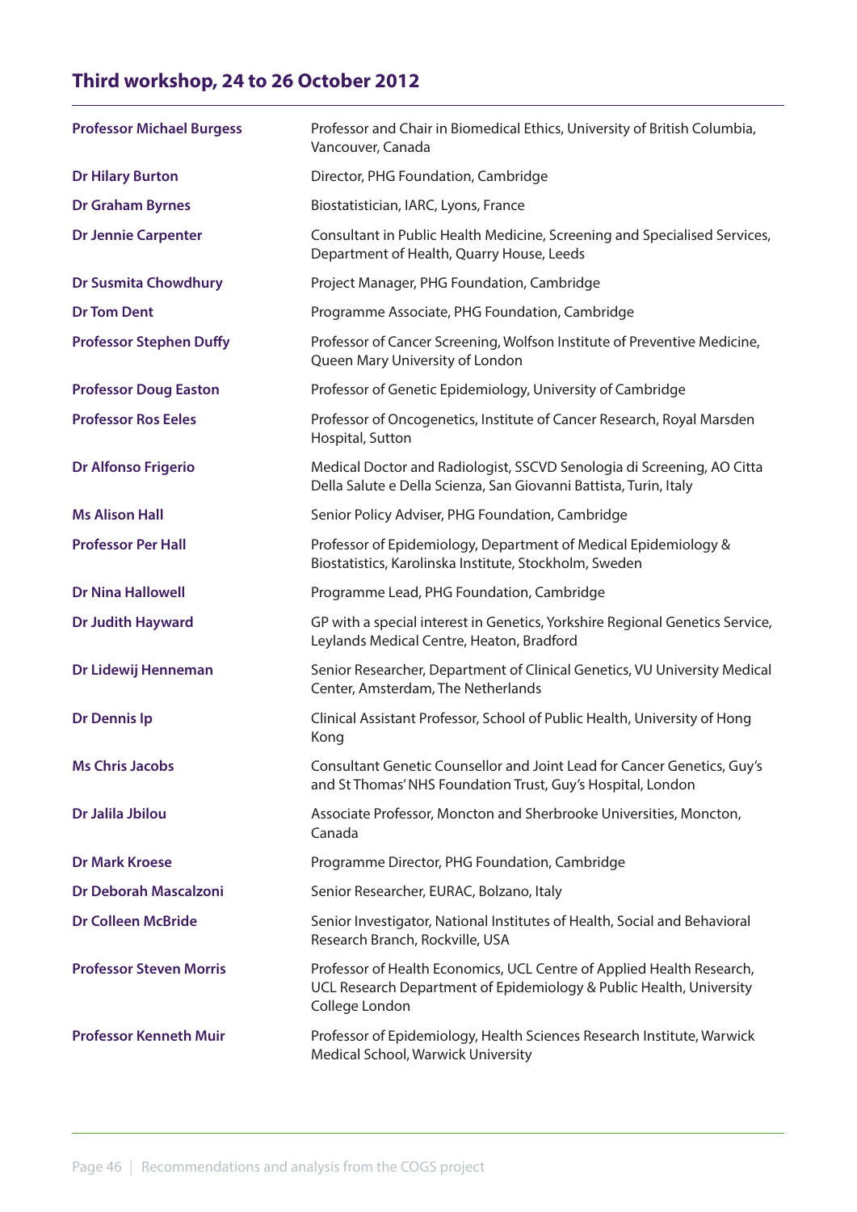## Third workshop, 24 to 26 October 2012

| | |
|---|---|
| **Professor Michael Burgess** | Professor and Chair in Biomedical Ethics, University of British Columbia, Vancouver, Canada |
| **Dr Hilary Burton** | Director, PHG Foundation, Cambridge |
| **Dr Graham Byrnes** | Biostatistician, IARC, Lyons, France |
| **Dr Jennie Carpenter** | Consultant in Public Health Medicine, Screening and Specialised Services, Department of Health, Quarry House, Leeds |
| **Dr Susmita Chowdhury** | Project Manager, PHG Foundation, Cambridge |
| **Dr Tom Dent** | Programme Associate, PHG Foundation, Cambridge |
| **Professor Stephen Duffy** | Professor of Cancer Screening, Wolfson Institute of Preventive Medicine, Queen Mary University of London |
| **Professor Doug Easton** | Professor of Genetic Epidemiology, University of Cambridge |
| **Professor Ros Eeles** | Professor of Oncogenetics, Institute of Cancer Research, Royal Marsden Hospital, Sutton |
| **Dr Alfonso Frigerio** | Medical Doctor and Radiologist, SSCVD Senologia di Screening, AO Citta Della Salute e Della Scienza, San Giovanni Battista, Turin, Italy |
| **Ms Alison Hall** | Senior Policy Adviser, PHG Foundation, Cambridge |
| **Professor Per Hall** | Professor of Epidemiology, Department of Medical Epidemiology & Biostatistics, Karolinska Institute, Stockholm, Sweden |
| **Dr Nina Hallowell** | Programme Lead, PHG Foundation, Cambridge |
| **Dr Judith Hayward** | GP with a special interest in Genetics, Yorkshire Regional Genetics Service, Leylands Medical Centre, Heaton, Bradford |
| **Dr Lidewij Henneman** | Senior Researcher, Department of Clinical Genetics, VU University Medical Center, Amsterdam, The Netherlands |
| **Dr Dennis Ip** | Clinical Assistant Professor, School of Public Health, University of Hong Kong |
| **Ms Chris Jacobs** | Consultant Genetic Counsellor and Joint Lead for Cancer Genetics, Guy's and St Thomas' NHS Foundation Trust, Guy's Hospital, London |
| **Dr Jalila Jbilou** | Associate Professor, Moncton and Sherbrooke Universities, Moncton, Canada |
| **Dr Mark Kroese** | Programme Director, PHG Foundation, Cambridge |
| **Dr Deborah Mascalzoni** | Senior Researcher, EURAC, Bolzano, Italy |
| **Dr Colleen McBride** | Senior Investigator, National Institutes of Health, Social and Behavioral Research Branch, Rockville, USA |
| **Professor Steven Morris** | Professor of Health Economics, UCL Centre of Applied Health Research, UCL Research Department of Epidemiology & Public Health, University College London |
| **Professor Kenneth Muir** | Professor of Epidemiology, Health Sciences Research Institute, Warwick Medical School, Warwick University |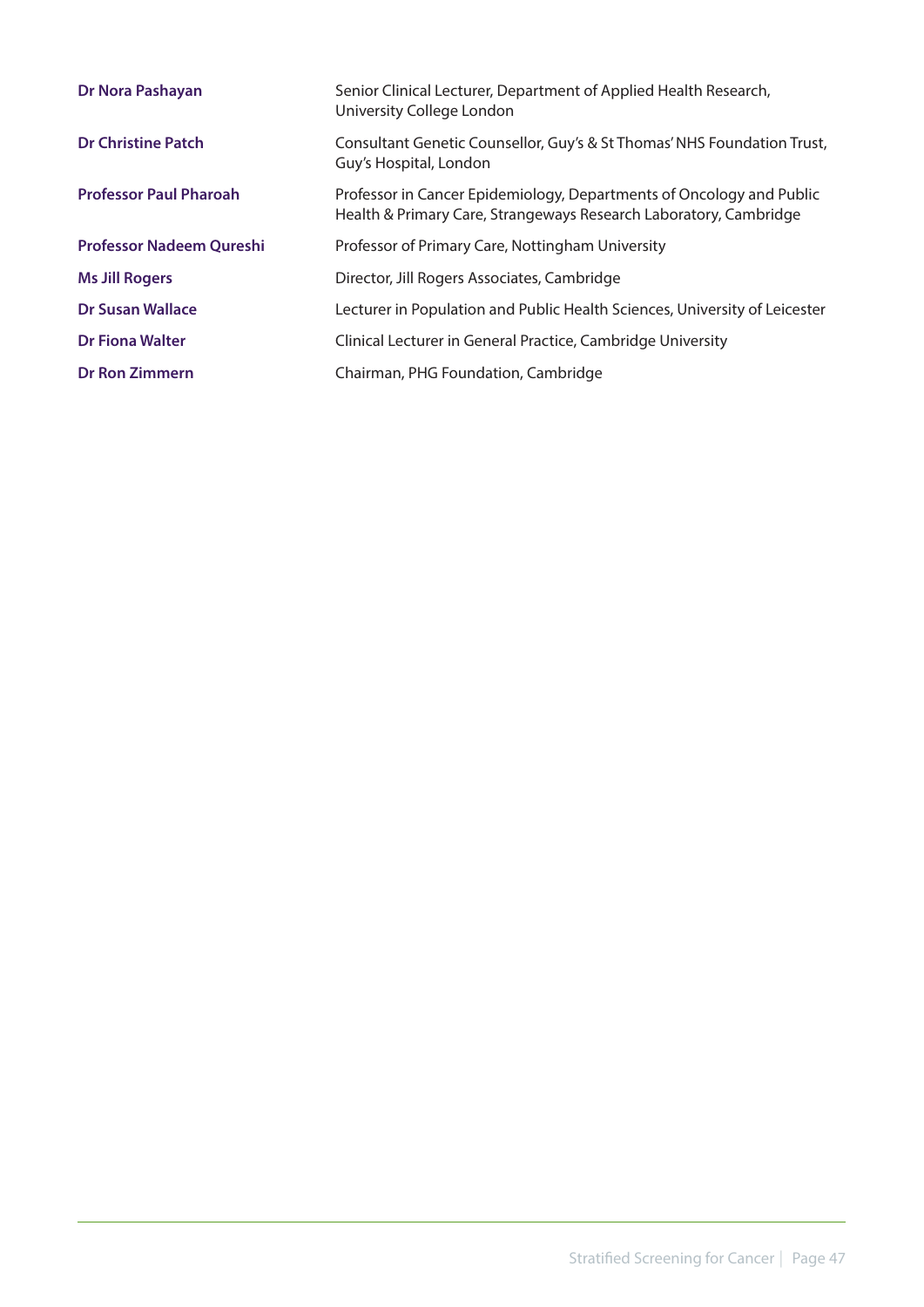| | |
|---|---|
| **Dr Nora Pashayan** | Senior Clinical Lecturer, Department of Applied Health Research, University College London |
| **Dr Christine Patch** | Consultant Genetic Counsellor, Guy's & St Thomas' NHS Foundation Trust, Guy's Hospital, London |
| **Professor Paul Pharoah** | Professor in Cancer Epidemiology, Departments of Oncology and Public Health & Primary Care, Strangeways Research Laboratory, Cambridge |
| **Professor Nadeem Qureshi** | Professor of Primary Care, Nottingham University |
| **Ms Jill Rogers** | Director, Jill Rogers Associates, Cambridge |
| **Dr Susan Wallace** | Lecturer in Population and Public Health Sciences, University of Leicester |
| **Dr Fiona Walter** | Clinical Lecturer in General Practice, Cambridge University |
| **Dr Ron Zimmern** | Chairman, PHG Foundation, Cambridge |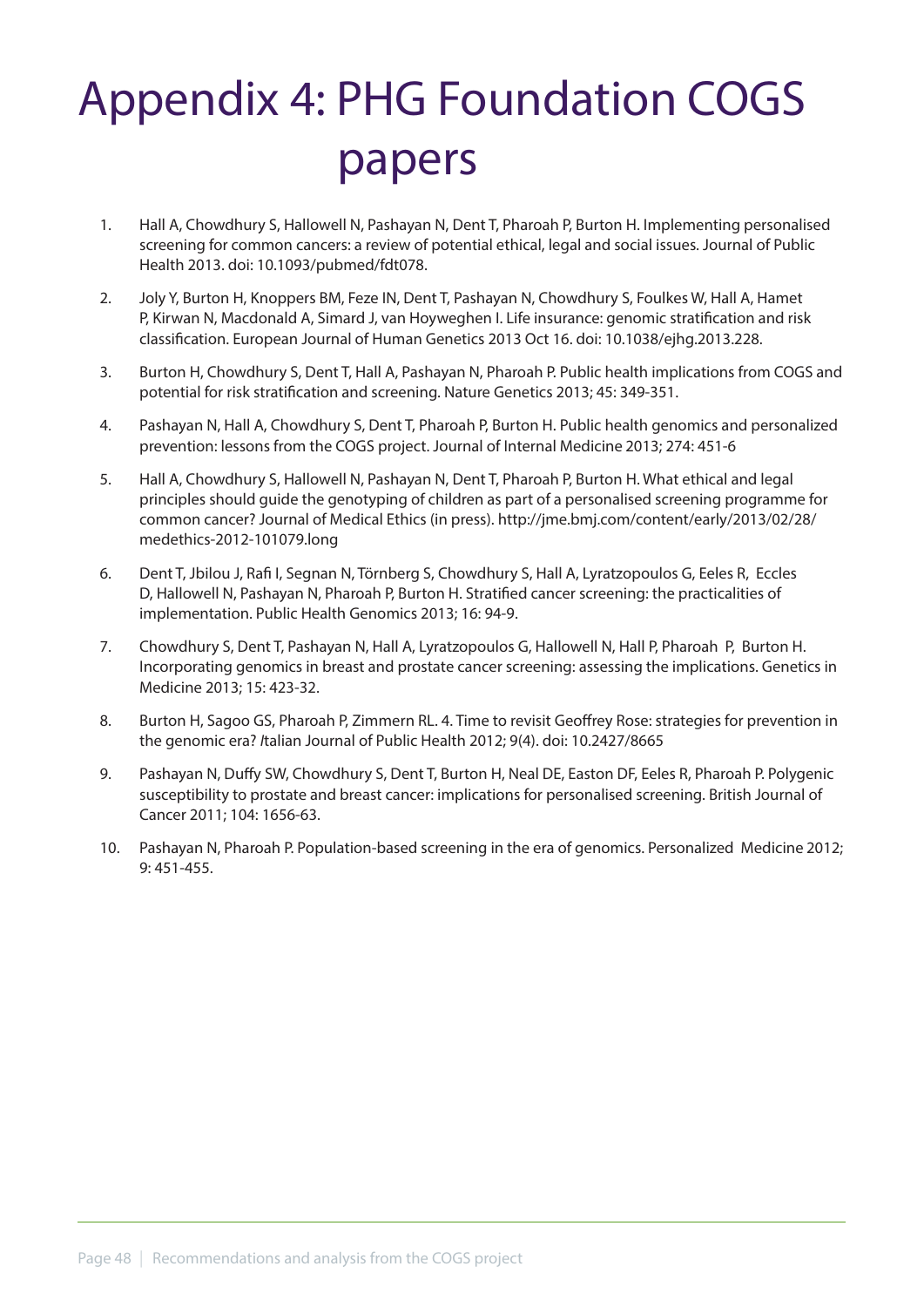# Appendix 4: PHG Foundation COGS papers

1. Hall A, Chowdhury S, Hallowell N, Pashayan N, Dent T, Pharoah P, Burton H. Implementing personalised screening for common cancers: a review of potential ethical, legal and social issues. Journal of Public Health 2013. doi: 10.1093/pubmed/fdt078.

2. Joly Y, Burton H, Knoppers BM, Feze IN, Dent T, Pashayan N, Chowdhury S, Foulkes W, Hall A, Hamet P, Kirwan N, Macdonald A, Simard J, van Hoyweghen I. Life insurance: genomic stratification and risk classification. European Journal of Human Genetics 2013 Oct 16. doi: 10.1038/ejhg.2013.228.

3. Burton H, Chowdhury S, Dent T, Hall A, Pashayan N, Pharoah P. Public health implications from COGS and potential for risk stratification and screening. Nature Genetics 2013; 45: 349-351.

4. Pashayan N, Hall A, Chowdhury S, Dent T, Pharoah P, Burton H. Public health genomics and personalized prevention: lessons from the COGS project. Journal of Internal Medicine 2013; 274: 451-6

5. Hall A, Chowdhury S, Hallowell N, Pashayan N, Dent T, Pharoah P, Burton H. What ethical and legal principles should guide the genotyping of children as part of a personalised screening programme for common cancer? Journal of Medical Ethics (in press). http://jme.bmj.com/content/early/2013/02/28/medethics-2012-101079.long

6. Dent T, Jbilou J, Rafi I, Segnan N, Törnberg S, Chowdhury S, Hall A, Lyratzopoulos G, Eeles R, Eccles D, Hallowell N, Pashayan N, Pharoah P, Burton H. Stratified cancer screening: the practicalities of implementation. Public Health Genomics 2013; 16: 94-9.

7. Chowdhury S, Dent T, Pashayan N, Hall A, Lyratzopoulos G, Hallowell N, Hall P, Pharoah P, Burton H. Incorporating genomics in breast and prostate cancer screening: assessing the implications. Genetics in Medicine 2013; 15: 423-32.

8. Burton H, Sagoo GS, Pharoah P, Zimmern RL. 4. Time to revisit Geoffrey Rose: strategies for prevention in the genomic era? Italian Journal of Public Health 2012; 9(4). doi: 10.2427/8665

9. Pashayan N, Duffy SW, Chowdhury S, Dent T, Burton H, Neal DE, Easton DF, Eeles R, Pharoah P. Polygenic susceptibility to prostate and breast cancer: implications for personalised screening. British Journal of Cancer 2011; 104: 1656-63.

10. Pashayan N, Pharoah P. Population-based screening in the era of genomics. Personalized Medicine 2012; 9: 451-455.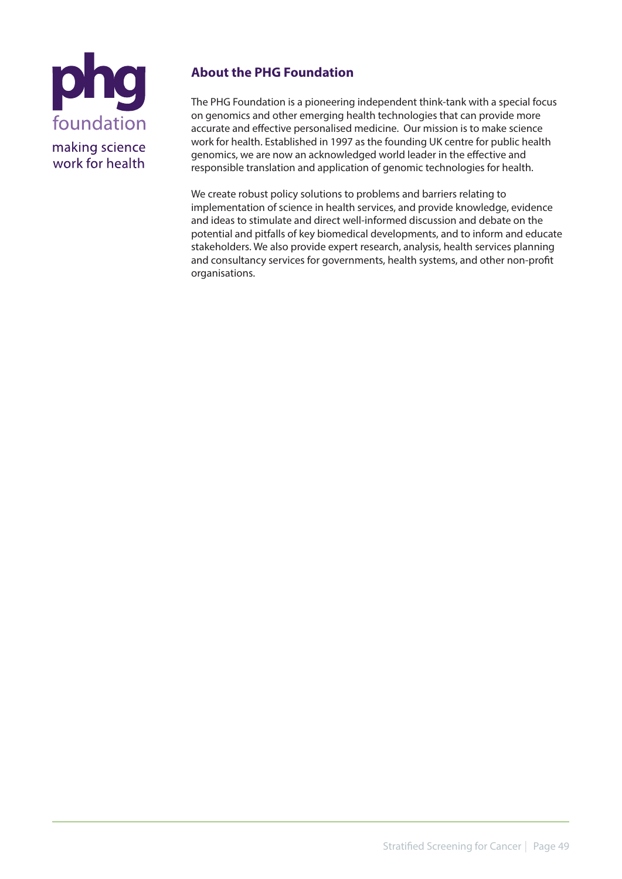phg foundation

making science work for health

## About the PHG Foundation

The PHG Foundation is a pioneering independent think-tank with a special focus on genomics and other emerging health technologies that can provide more accurate and effective personalised medicine. Our mission is to make science work for health. Established in 1997 as the founding UK centre for public health genomics, we are now an acknowledged world leader in the effective and responsible translation and application of genomic technologies for health.

We create robust policy solutions to problems and barriers relating to implementation of science in health services, and provide knowledge, evidence and ideas to stimulate and direct well-informed discussion and debate on the potential and pitfalls of key biomedical developments, and to inform and educate stakeholders. We also provide expert research, analysis, health services planning and consultancy services for governments, health systems, and other non-profit organisations.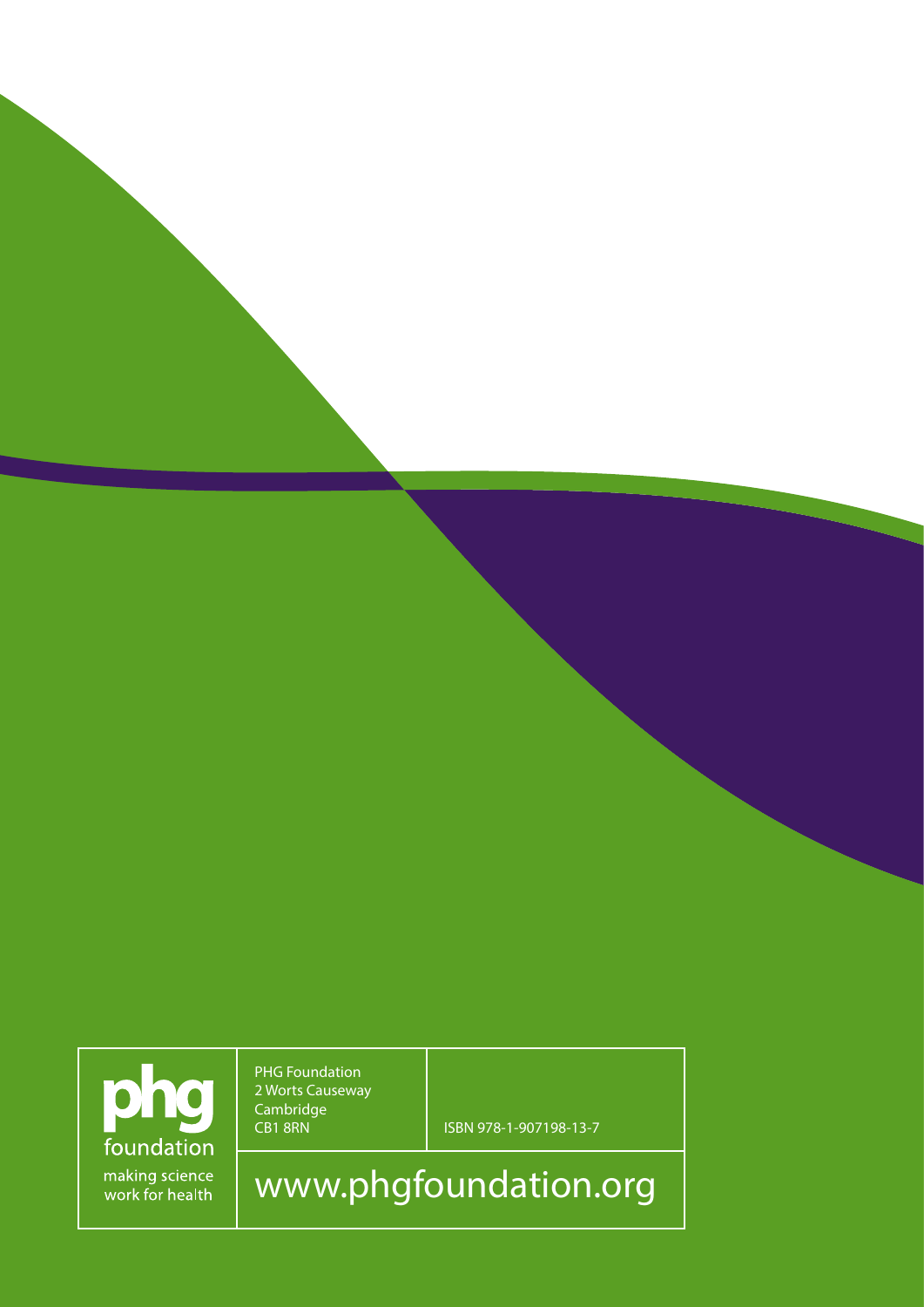phg
foundation
making science
work for health

PHG Foundation
2 Worts Causeway
Cambridge
CB1 8RN

ISBN 978-1-907198-13-7

www.phgfoundation.org